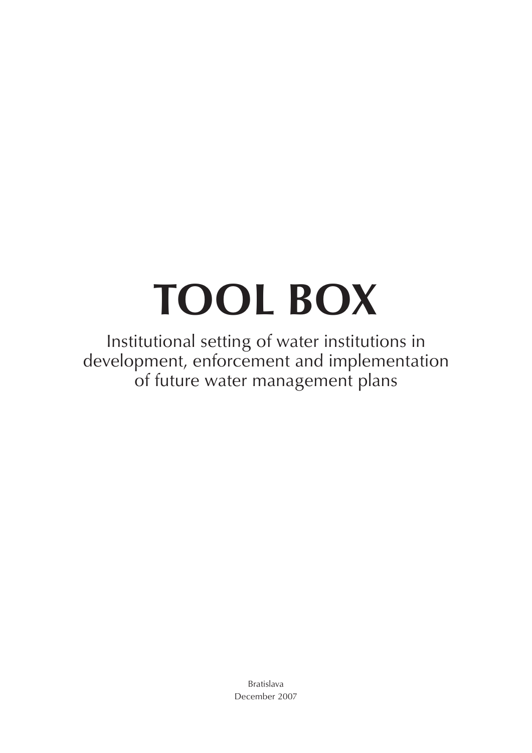# TOOL BOX

Institutional setting of water institutions in development, enforcement and implementation of future water management plans

Bratislava
December 2007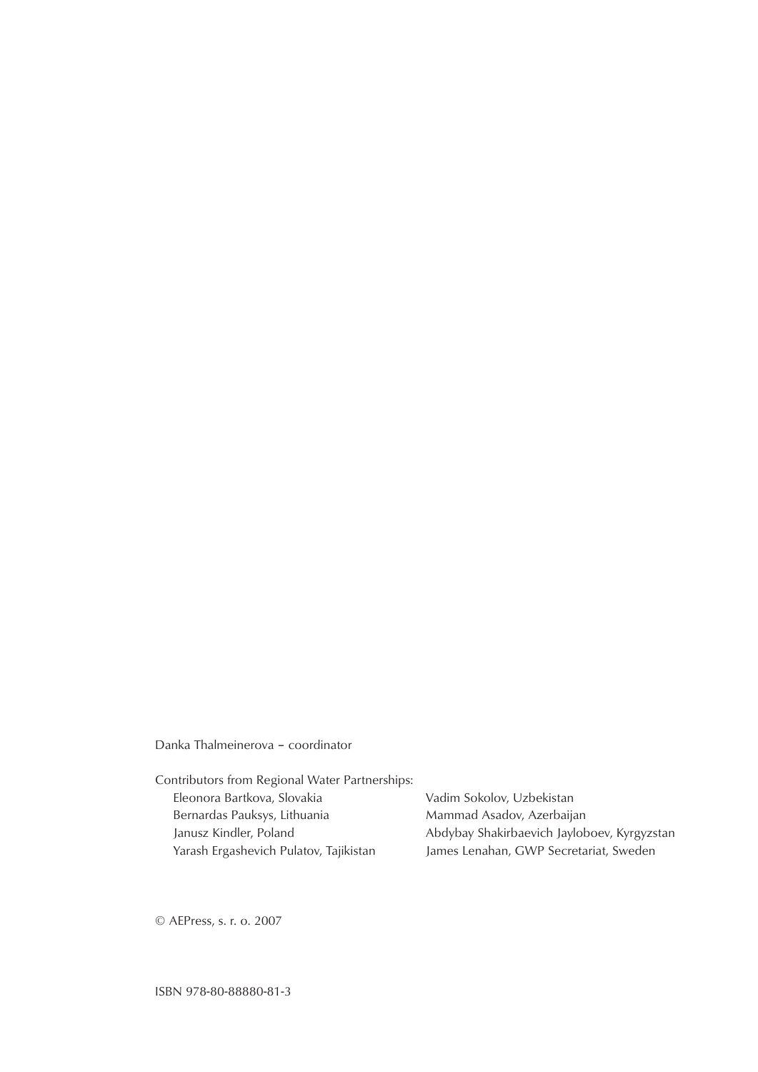Danka Thalmeinerova – coordinator

Contributors from Regional Water Partnerships:

- Eleonora Bartkova, Slovakia
- Bernardas Pauksys, Lithuania
- Janusz Kindler, Poland
- Yarash Ergashevich Pulatov, Tajikistan
- Vadim Sokolov, Uzbekistan
- Mammad Asadov, Azerbaijan
- Abdybay Shakirbaevich Jayloboev, Kyrgyzstan
- James Lenahan, GWP Secretariat, Sweden

© AEPress, s. r. o. 2007

ISBN 978-80-88880-81-3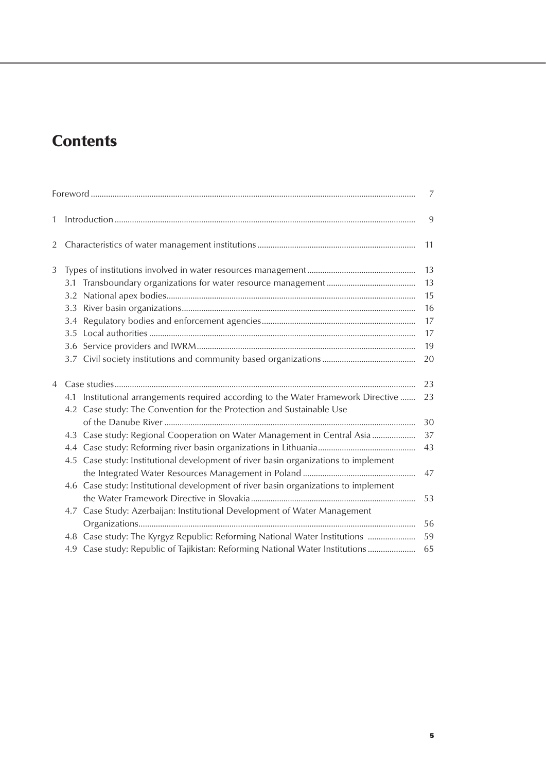# Contents

| | |
|---|---|
| Foreword | 7 |
| 1 Introduction | 9 |
| 2 Characteristics of water management institutions | 11 |
| 3 Types of institutions involved in water resources management | 13 |
| 3.1 Transboundary organizations for water resource management | 13 |
| 3.2 National apex bodies | 15 |
| 3.3 River basin organizations | 16 |
| 3.4 Regulatory bodies and enforcement agencies | 17 |
| 3.5 Local authorities | 17 |
| 3.6 Service providers and IWRM | 19 |
| 3.7 Civil society institutions and community based organizations | 20 |
| 4 Case studies | 23 |
| 4.1 Institutional arrangements required according to the Water Framework Directive | 23 |
| 4.2 Case study: The Convention for the Protection and Sustainable Use of the Danube River | 30 |
| 4.3 Case study: Regional Cooperation on Water Management in Central Asia | 37 |
| 4.4 Case study: Reforming river basin organizations in Lithuania | 43 |
| 4.5 Case study: Institutional development of river basin organizations to implement the Integrated Water Resources Management in Poland | 47 |
| 4.6 Case study: Institutional development of river basin organizations to implement the Water Framework Directive in Slovakia | 53 |
| 4.7 Case Study: Azerbaijan: Institutional Development of Water Management Organizations | 56 |
| 4.8 Case study: The Kyrgyz Republic: Reforming National Water Institutions | 59 |
| 4.9 Case study: Republic of Tajikistan: Reforming National Water Institutions | 65 |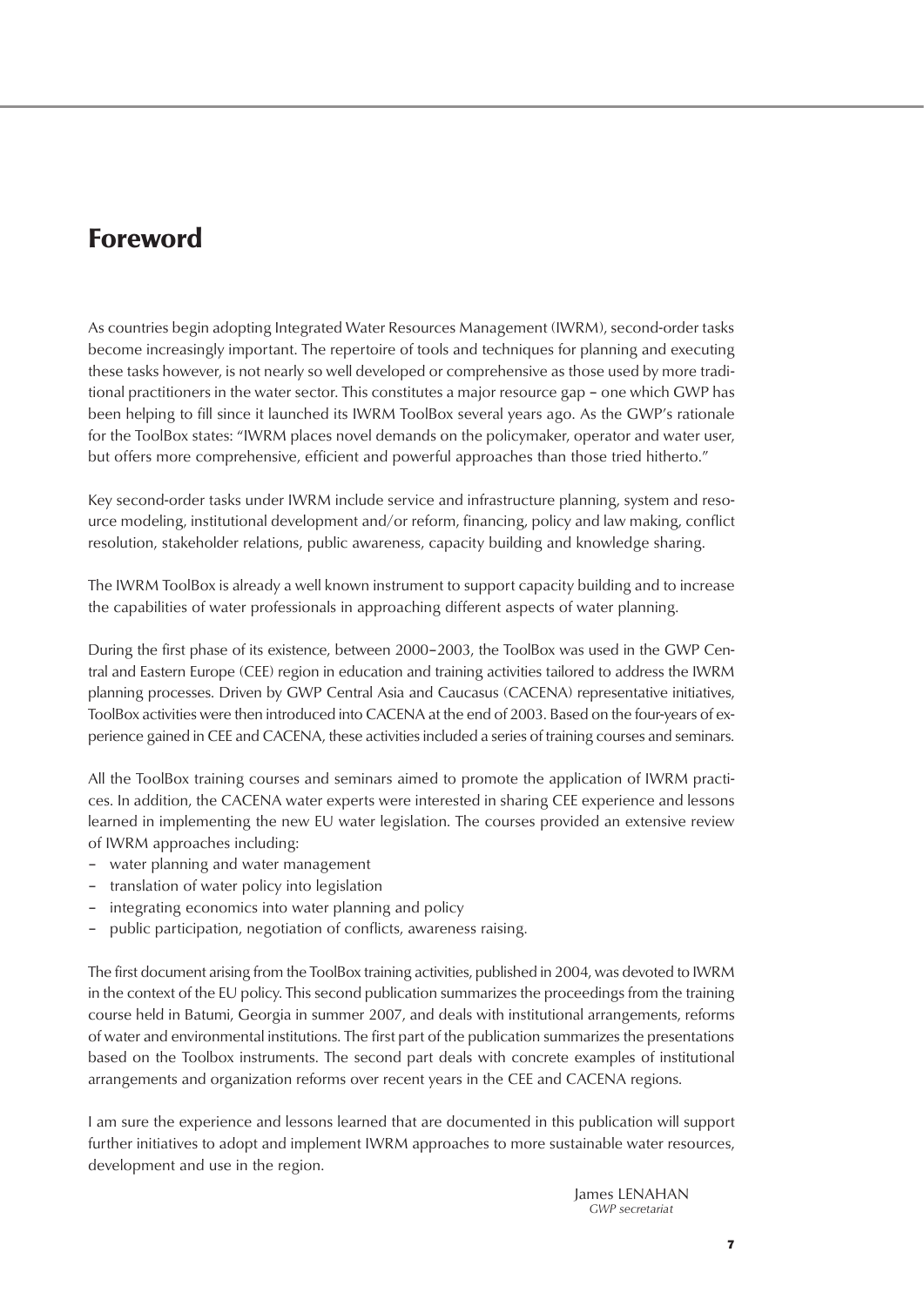# Foreword

As countries begin adopting Integrated Water Resources Management (IWRM), second-order tasks become increasingly important. The repertoire of tools and techniques for planning and executing these tasks however, is not nearly so well developed or comprehensive as those used by more traditional practitioners in the water sector. This constitutes a major resource gap – one which GWP has been helping to fill since it launched its IWRM ToolBox several years ago. As the GWP's rationale for the ToolBox states: "IWRM places novel demands on the policymaker, operator and water user, but offers more comprehensive, efficient and powerful approaches than those tried hitherto."

Key second-order tasks under IWRM include service and infrastructure planning, system and resource modeling, institutional development and/or reform, financing, policy and law making, conflict resolution, stakeholder relations, public awareness, capacity building and knowledge sharing.

The IWRM ToolBox is already a well known instrument to support capacity building and to increase the capabilities of water professionals in approaching different aspects of water planning.

During the first phase of its existence, between 2000–2003, the ToolBox was used in the GWP Central and Eastern Europe (CEE) region in education and training activities tailored to address the IWRM planning processes. Driven by GWP Central Asia and Caucasus (CACENA) representative initiatives, ToolBox activities were then introduced into CACENA at the end of 2003. Based on the four-years of experience gained in CEE and CACENA, these activities included a series of training courses and seminars.

All the ToolBox training courses and seminars aimed to promote the application of IWRM practices. In addition, the CACENA water experts were interested in sharing CEE experience and lessons learned in implementing the new EU water legislation. The courses provided an extensive review of IWRM approaches including:

- water planning and water management
- translation of water policy into legislation
- integrating economics into water planning and policy
- public participation, negotiation of conflicts, awareness raising.

The first document arising from the ToolBox training activities, published in 2004, was devoted to IWRM in the context of the EU policy. This second publication summarizes the proceedings from the training course held in Batumi, Georgia in summer 2007, and deals with institutional arrangements, reforms of water and environmental institutions. The first part of the publication summarizes the presentations based on the Toolbox instruments. The second part deals with concrete examples of institutional arrangements and organization reforms over recent years in the CEE and CACENA regions.

I am sure the experience and lessons learned that are documented in this publication will support further initiatives to adopt and implement IWRM approaches to more sustainable water resources, development and use in the region.

James LENAHAN
*GWP secretariat*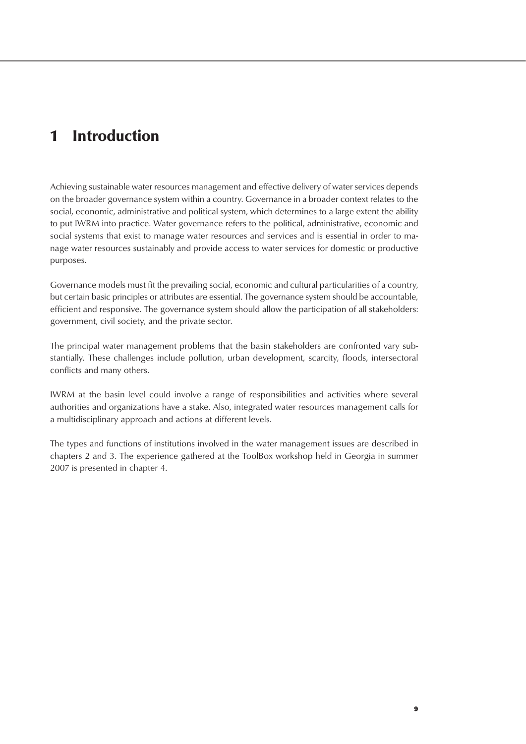# 1 Introduction

Achieving sustainable water resources management and effective delivery of water services depends on the broader governance system within a country. Governance in a broader context relates to the social, economic, administrative and political system, which determines to a large extent the ability to put IWRM into practice. Water governance refers to the political, administrative, economic and social systems that exist to manage water resources and services and is essential in order to manage water resources sustainably and provide access to water services for domestic or productive purposes.

Governance models must fit the prevailing social, economic and cultural particularities of a country, but certain basic principles or attributes are essential. The governance system should be accountable, efficient and responsive. The governance system should allow the participation of all stakeholders: government, civil society, and the private sector.

The principal water management problems that the basin stakeholders are confronted vary substantially. These challenges include pollution, urban development, scarcity, floods, intersectoral conflicts and many others.

IWRM at the basin level could involve a range of responsibilities and activities where several authorities and organizations have a stake. Also, integrated water resources management calls for a multidisciplinary approach and actions at different levels.

The types and functions of institutions involved in the water management issues are described in chapters 2 and 3. The experience gathered at the ToolBox workshop held in Georgia in summer 2007 is presented in chapter 4.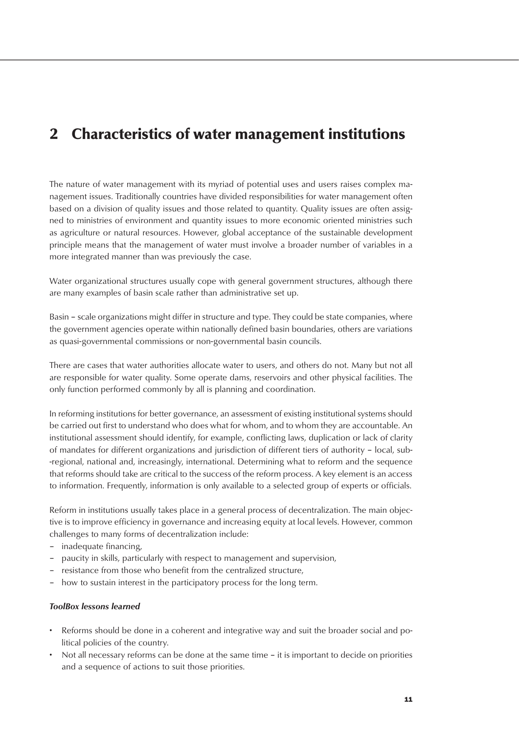# 2 Characteristics of water management institutions

The nature of water management with its myriad of potential uses and users raises complex management issues. Traditionally countries have divided responsibilities for water management often based on a division of quality issues and those related to quantity. Quality issues are often assigned to ministries of environment and quantity issues to more economic oriented ministries such as agriculture or natural resources. However, global acceptance of the sustainable development principle means that the management of water must involve a broader number of variables in a more integrated manner than was previously the case.

Water organizational structures usually cope with general government structures, although there are many examples of basin scale rather than administrative set up.

Basin – scale organizations might differ in structure and type. They could be state companies, where the government agencies operate within nationally defined basin boundaries, others are variations as quasi-governmental commissions or non-governmental basin councils.

There are cases that water authorities allocate water to users, and others do not. Many but not all are responsible for water quality. Some operate dams, reservoirs and other physical facilities. The only function performed commonly by all is planning and coordination.

In reforming institutions for better governance, an assessment of existing institutional systems should be carried out first to understand who does what for whom, and to whom they are accountable. An institutional assessment should identify, for example, conflicting laws, duplication or lack of clarity of mandates for different organizations and jurisdiction of different tiers of authority – local, sub--regional, national and, increasingly, international. Determining what to reform and the sequence that reforms should take are critical to the success of the reform process. A key element is an access to information. Frequently, information is only available to a selected group of experts or officials.

Reform in institutions usually takes place in a general process of decentralization. The main objective is to improve efficiency in governance and increasing equity at local levels. However, common challenges to many forms of decentralization include:

- inadequate financing,
- paucity in skills, particularly with respect to management and supervision,
- resistance from those who benefit from the centralized structure,
- how to sustain interest in the participatory process for the long term.

***ToolBox lessons learned***

- Reforms should be done in a coherent and integrative way and suit the broader social and political policies of the country.
- Not all necessary reforms can be done at the same time – it is important to decide on priorities and a sequence of actions to suit those priorities.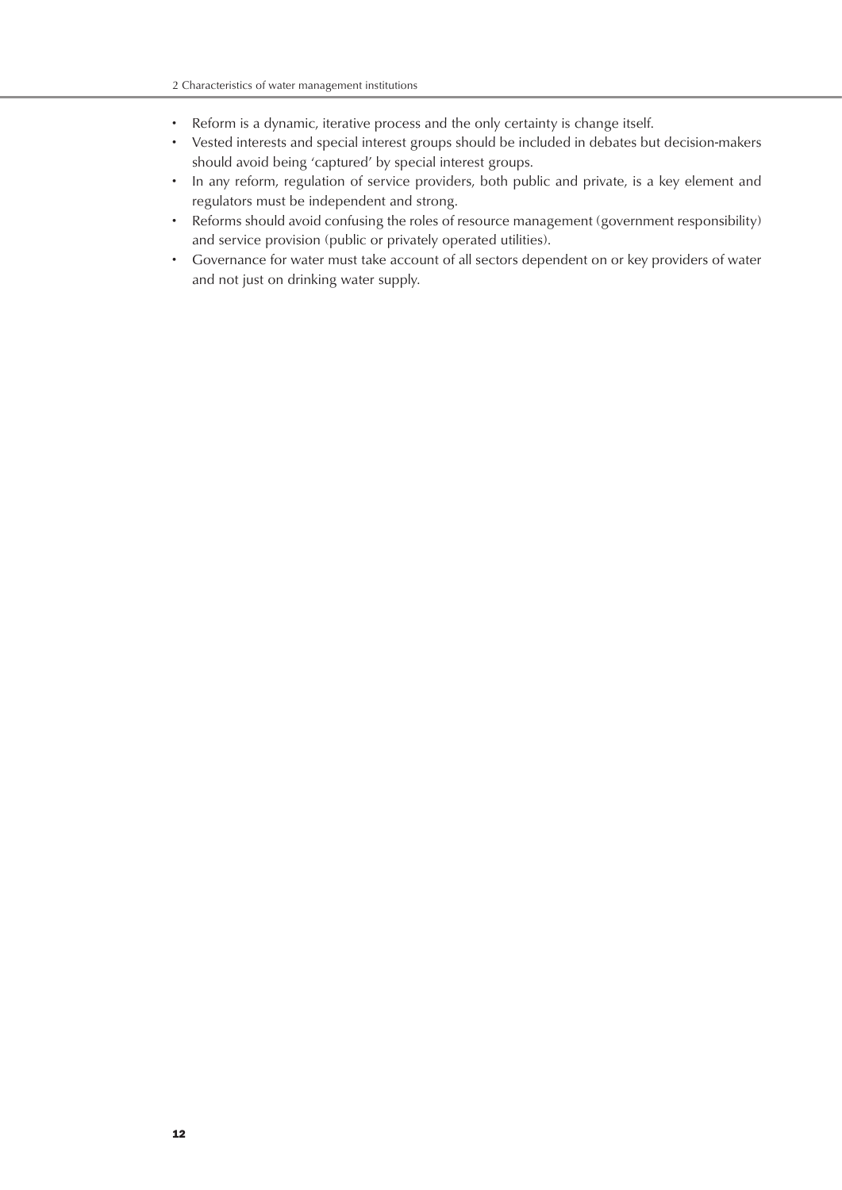- Reform is a dynamic, iterative process and the only certainty is change itself.
- Vested interests and special interest groups should be included in debates but decision-makers should avoid being 'captured' by special interest groups.
- In any reform, regulation of service providers, both public and private, is a key element and regulators must be independent and strong.
- Reforms should avoid confusing the roles of resource management (government responsibility) and service provision (public or privately operated utilities).
- Governance for water must take account of all sectors dependent on or key providers of water and not just on drinking water supply.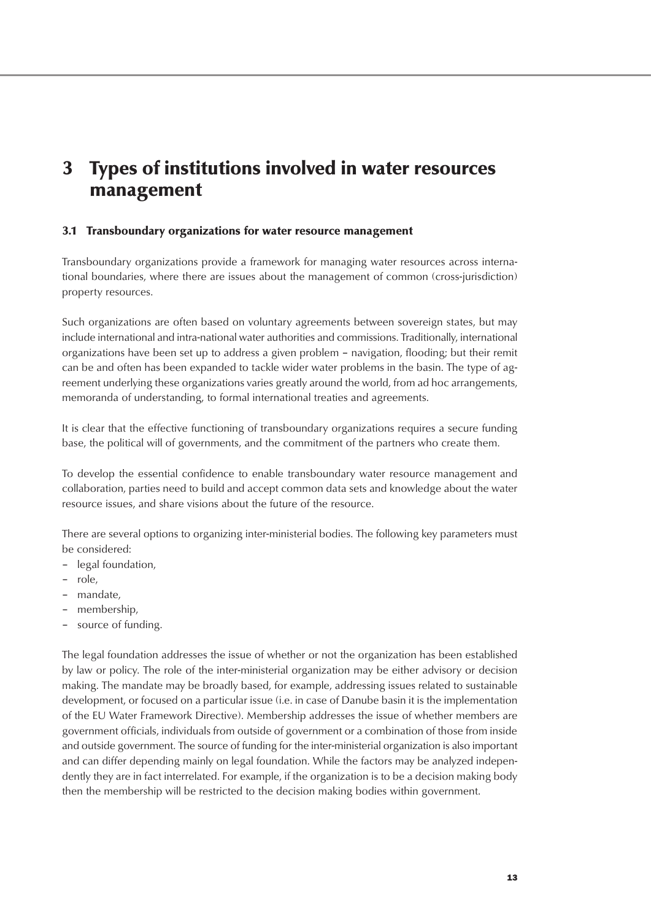# 3 Types of institutions involved in water resources management

## 3.1 Transboundary organizations for water resource management

Transboundary organizations provide a framework for managing water resources across international boundaries, where there are issues about the management of common (cross-jurisdiction) property resources.

Such organizations are often based on voluntary agreements between sovereign states, but may include international and intra-national water authorities and commissions. Traditionally, international organizations have been set up to address a given problem – navigation, flooding; but their remit can be and often has been expanded to tackle wider water problems in the basin. The type of agreement underlying these organizations varies greatly around the world, from ad hoc arrangements, memoranda of understanding, to formal international treaties and agreements.

It is clear that the effective functioning of transboundary organizations requires a secure funding base, the political will of governments, and the commitment of the partners who create them.

To develop the essential confidence to enable transboundary water resource management and collaboration, parties need to build and accept common data sets and knowledge about the water resource issues, and share visions about the future of the resource.

There are several options to organizing inter-ministerial bodies. The following key parameters must be considered:

- legal foundation,
- role,
- mandate,
- membership,
- source of funding.

The legal foundation addresses the issue of whether or not the organization has been established by law or policy. The role of the inter-ministerial organization may be either advisory or decision making. The mandate may be broadly based, for example, addressing issues related to sustainable development, or focused on a particular issue (i.e. in case of Danube basin it is the implementation of the EU Water Framework Directive). Membership addresses the issue of whether members are government officials, individuals from outside of government or a combination of those from inside and outside government. The source of funding for the inter-ministerial organization is also important and can differ depending mainly on legal foundation. While the factors may be analyzed independently they are in fact interrelated. For example, if the organization is to be a decision making body then the membership will be restricted to the decision making bodies within government.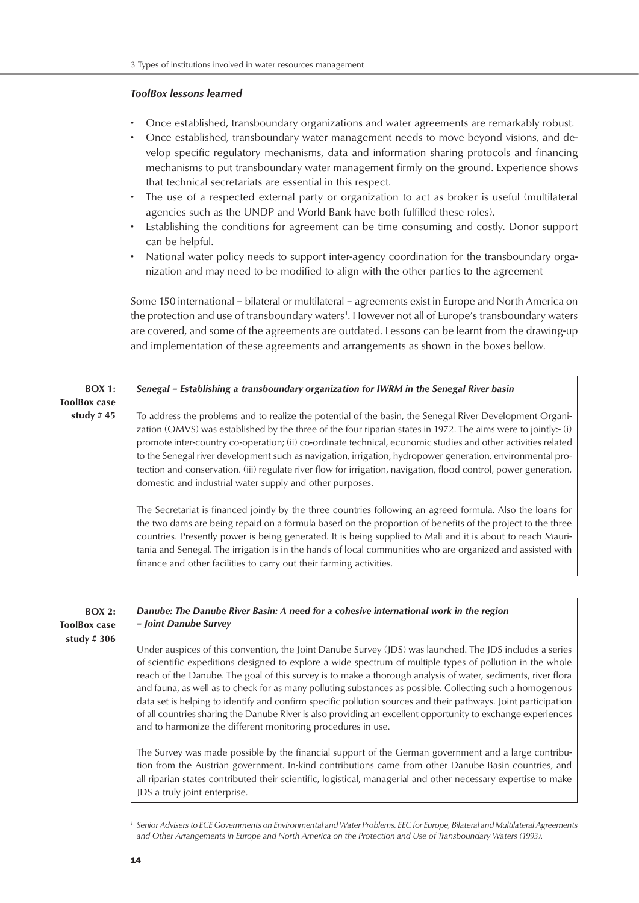### *ToolBox lessons learned*

- Once established, transboundary organizations and water agreements are remarkably robust.
- Once established, transboundary water management needs to move beyond visions, and develop specific regulatory mechanisms, data and information sharing protocols and financing mechanisms to put transboundary water management firmly on the ground. Experience shows that technical secretariats are essential in this respect.
- The use of a respected external party or organization to act as broker is useful (multilateral agencies such as the UNDP and World Bank have both fulfilled these roles).
- Establishing the conditions for agreement can be time consuming and costly. Donor support can be helpful.
- National water policy needs to support inter-agency coordination for the transboundary organization and may need to be modified to align with the other parties to the agreement

Some 150 international – bilateral or multilateral – agreements exist in Europe and North America on the protection and use of transboundary waters[1]. However not all of Europe's transboundary waters are covered, and some of the agreements are outdated. Lessons can be learnt from the drawing-up and implementation of these agreements and arrangements as shown in the boxes bellow.

**BOX 1: ToolBox case study # 45**

***Senegal – Establishing a transboundary organization for IWRM in the Senegal River basin***

To address the problems and to realize the potential of the basin, the Senegal River Development Organization (OMVS) was established by the three of the four riparian states in 1972. The aims were to jointly:- (i) promote inter-country co-operation; (ii) co-ordinate technical, economic studies and other activities related to the Senegal river development such as navigation, irrigation, hydropower generation, environmental protection and conservation. (iii) regulate river flow for irrigation, navigation, flood control, power generation, domestic and industrial water supply and other purposes.

The Secretariat is financed jointly by the three countries following an agreed formula. Also the loans for the two dams are being repaid on a formula based on the proportion of benefits of the project to the three countries. Presently power is being generated. It is being supplied to Mali and it is about to reach Mauritania and Senegal. The irrigation is in the hands of local communities who are organized and assisted with finance and other facilities to carry out their farming activities.

**BOX 2: ToolBox case study # 306**

***Danube: The Danube River Basin: A need for a cohesive international work in the region – Joint Danube Survey***

Under auspices of this convention, the Joint Danube Survey (JDS) was launched. The JDS includes a series of scientific expeditions designed to explore a wide spectrum of multiple types of pollution in the whole reach of the Danube. The goal of this survey is to make a thorough analysis of water, sediments, river flora and fauna, as well as to check for as many polluting substances as possible. Collecting such a homogenous data set is helping to identify and confirm specific pollution sources and their pathways. Joint participation of all countries sharing the Danube River is also providing an excellent opportunity to exchange experiences and to harmonize the different monitoring procedures in use.

The Survey was made possible by the financial support of the German government and a large contribution from the Austrian government. In-kind contributions came from other Danube Basin countries, and all riparian states contributed their scientific, logistical, managerial and other necessary expertise to make JDS a truly joint enterprise.

---

[1] *Senior Advisers to ECE Governments on Environmental and Water Problems, EEC for Europe, Bilateral and Multilateral Agreements and Other Arrangements in Europe and North America on the Protection and Use of Transboundary Waters (1993).*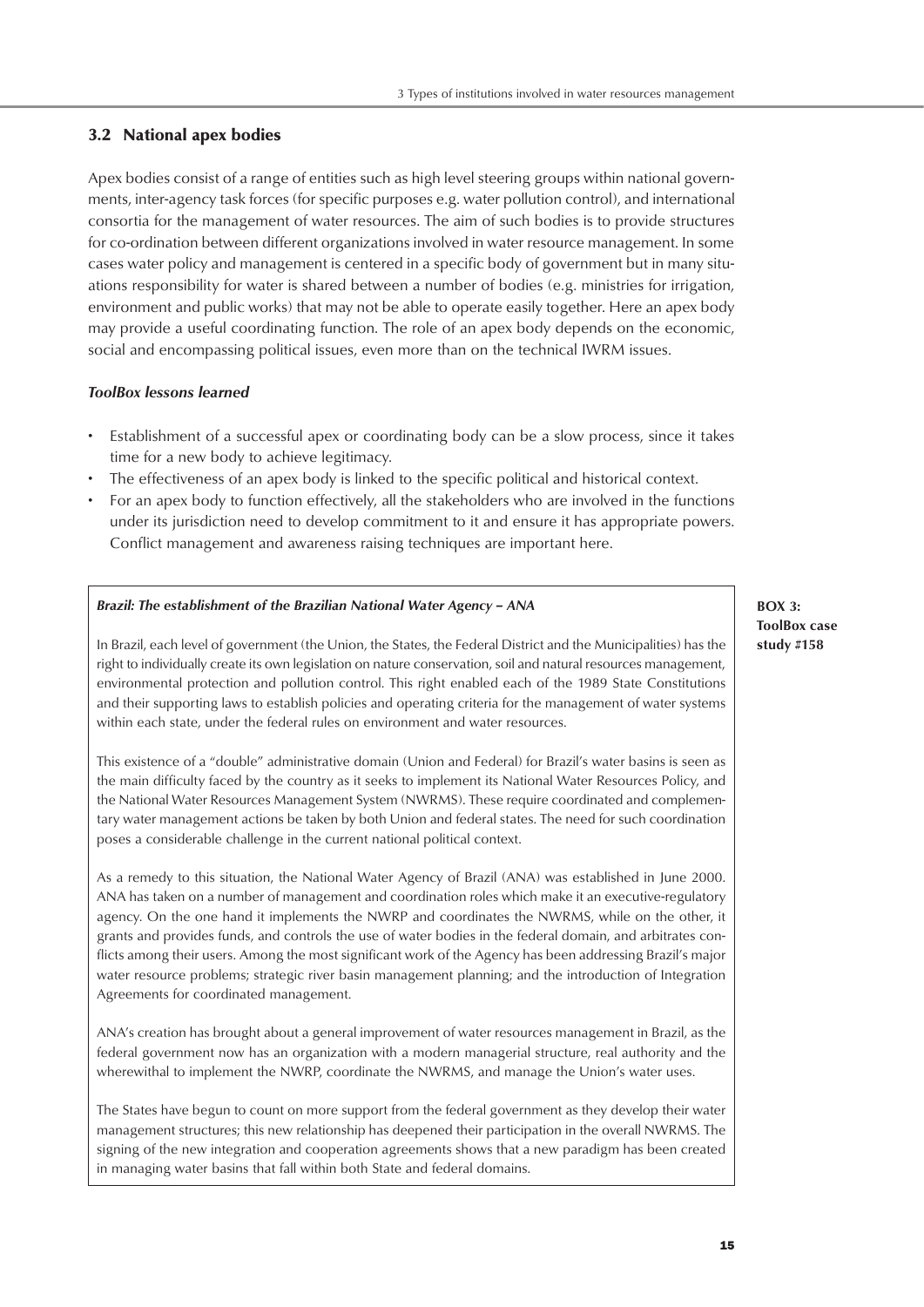## 3.2 National apex bodies

Apex bodies consist of a range of entities such as high level steering groups within national governments, inter-agency task forces (for specific purposes e.g. water pollution control), and international consortia for the management of water resources. The aim of such bodies is to provide structures for co-ordination between different organizations involved in water resource management. In some cases water policy and management is centered in a specific body of government but in many situations responsibility for water is shared between a number of bodies (e.g. ministries for irrigation, environment and public works) that may not be able to operate easily together. Here an apex body may provide a useful coordinating function. The role of an apex body depends on the economic, social and encompassing political issues, even more than on the technical IWRM issues.

### *ToolBox lessons learned*

- Establishment of a successful apex or coordinating body can be a slow process, since it takes time for a new body to achieve legitimacy.
- The effectiveness of an apex body is linked to the specific political and historical context.
- For an apex body to function effectively, all the stakeholders who are involved in the functions under its jurisdiction need to develop commitment to it and ensure it has appropriate powers. Conflict management and awareness raising techniques are important here.

**BOX 3: ToolBox case study #158**

***Brazil: The establishment of the Brazilian National Water Agency – ANA***

In Brazil, each level of government (the Union, the States, the Federal District and the Municipalities) has the right to individually create its own legislation on nature conservation, soil and natural resources management, environmental protection and pollution control. This right enabled each of the 1989 State Constitutions and their supporting laws to establish policies and operating criteria for the management of water systems within each state, under the federal rules on environment and water resources.

This existence of a "double" administrative domain (Union and Federal) for Brazil's water basins is seen as the main difficulty faced by the country as it seeks to implement its National Water Resources Policy, and the National Water Resources Management System (NWRMS). These require coordinated and complementary water management actions be taken by both Union and federal states. The need for such coordination poses a considerable challenge in the current national political context.

As a remedy to this situation, the National Water Agency of Brazil (ANA) was established in June 2000. ANA has taken on a number of management and coordination roles which make it an executive-regulatory agency. On the one hand it implements the NWRP and coordinates the NWRMS, while on the other, it grants and provides funds, and controls the use of water bodies in the federal domain, and arbitrates conflicts among their users. Among the most significant work of the Agency has been addressing Brazil's major water resource problems; strategic river basin management planning; and the introduction of Integration Agreements for coordinated management.

ANA's creation has brought about a general improvement of water resources management in Brazil, as the federal government now has an organization with a modern managerial structure, real authority and the wherewithal to implement the NWRP, coordinate the NWRMS, and manage the Union's water uses.

The States have begun to count on more support from the federal government as they develop their water management structures; this new relationship has deepened their participation in the overall NWRMS. The signing of the new integration and cooperation agreements shows that a new paradigm has been created in managing water basins that fall within both State and federal domains.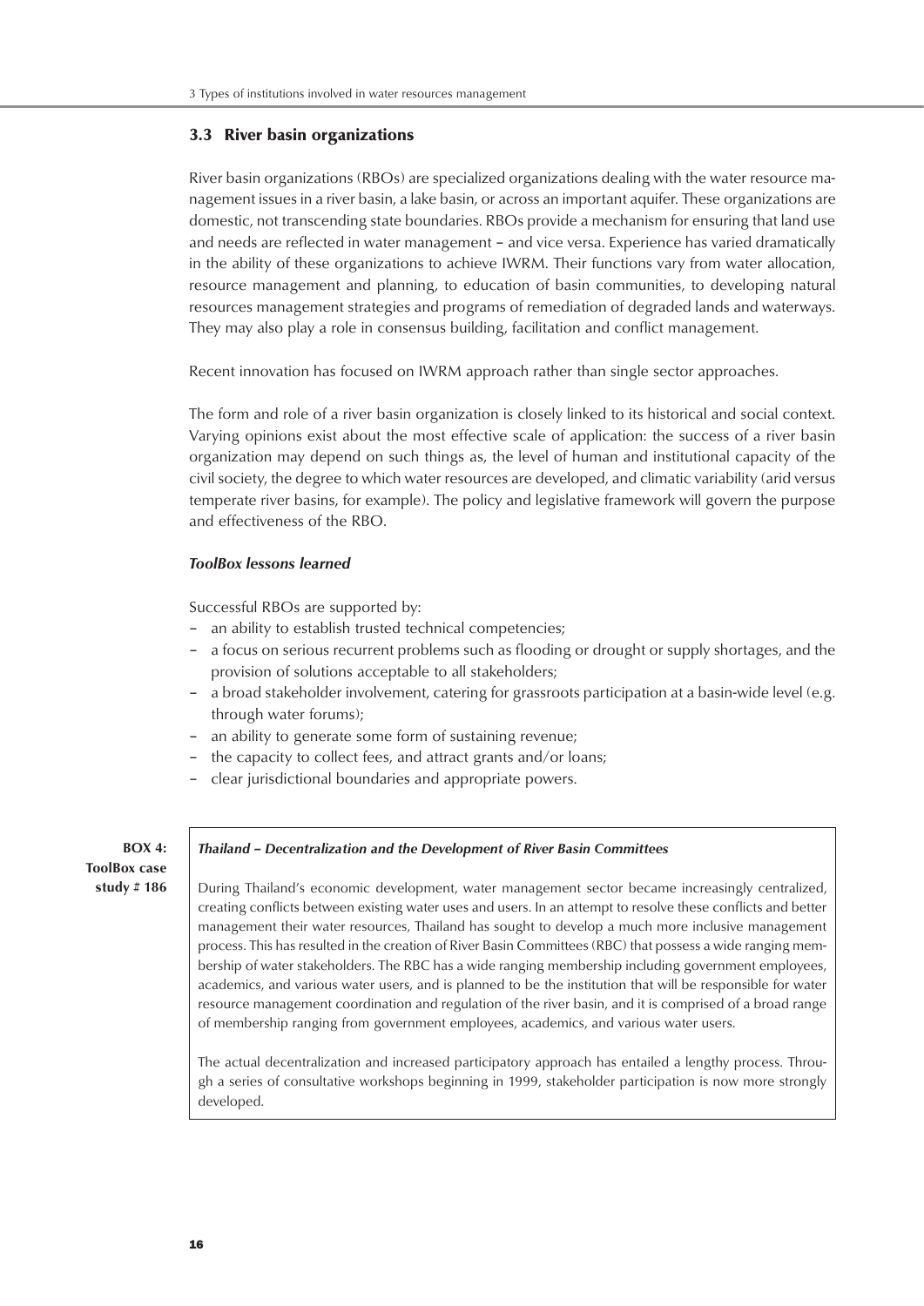## 3.3 River basin organizations

River basin organizations (RBOs) are specialized organizations dealing with the water resource management issues in a river basin, a lake basin, or across an important aquifer. These organizations are domestic, not transcending state boundaries. RBOs provide a mechanism for ensuring that land use and needs are reflected in water management – and vice versa. Experience has varied dramatically in the ability of these organizations to achieve IWRM. Their functions vary from water allocation, resource management and planning, to education of basin communities, to developing natural resources management strategies and programs of remediation of degraded lands and waterways. They may also play a role in consensus building, facilitation and conflict management.

Recent innovation has focused on IWRM approach rather than single sector approaches.

The form and role of a river basin organization is closely linked to its historical and social context. Varying opinions exist about the most effective scale of application: the success of a river basin organization may depend on such things as, the level of human and institutional capacity of the civil society, the degree to which water resources are developed, and climatic variability (arid versus temperate river basins, for example). The policy and legislative framework will govern the purpose and effectiveness of the RBO.

***ToolBox lessons learned***

Successful RBOs are supported by:

- an ability to establish trusted technical competencies;
- a focus on serious recurrent problems such as flooding or drought or supply shortages, and the provision of solutions acceptable to all stakeholders;
- a broad stakeholder involvement, catering for grassroots participation at a basin-wide level (e.g. through water forums);
- an ability to generate some form of sustaining revenue;
- the capacity to collect fees, and attract grants and/or loans;
- clear jurisdictional boundaries and appropriate powers.

**BOX 4: ToolBox case study # 186**

***Thailand – Decentralization and the Development of River Basin Committees***

During Thailand's economic development, water management sector became increasingly centralized, creating conflicts between existing water uses and users. In an attempt to resolve these conflicts and better management their water resources, Thailand has sought to develop a much more inclusive management process. This has resulted in the creation of River Basin Committees (RBC) that possess a wide ranging membership of water stakeholders. The RBC has a wide ranging membership including government employees, academics, and various water users, and is planned to be the institution that will be responsible for water resource management coordination and regulation of the river basin, and it is comprised of a broad range of membership ranging from government employees, academics, and various water users.

The actual decentralization and increased participatory approach has entailed a lengthy process. Through a series of consultative workshops beginning in 1999, stakeholder participation is now more strongly developed.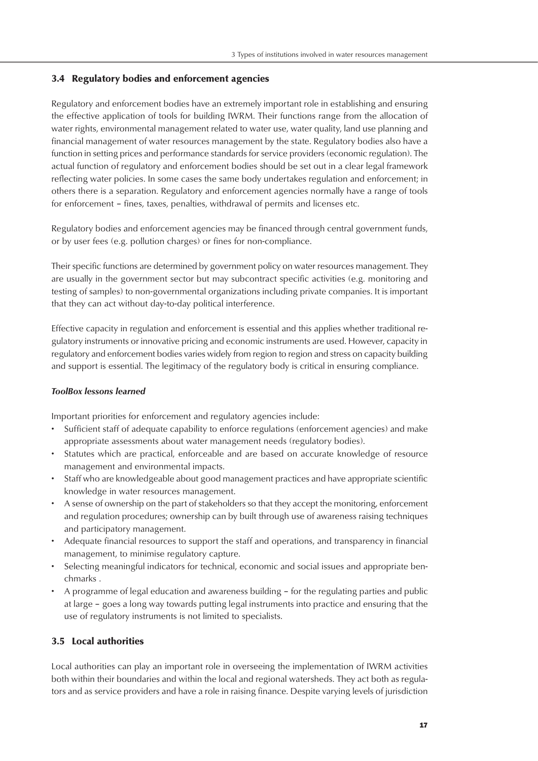## 3.4 Regulatory bodies and enforcement agencies

Regulatory and enforcement bodies have an extremely important role in establishing and ensuring the effective application of tools for building IWRM. Their functions range from the allocation of water rights, environmental management related to water use, water quality, land use planning and financial management of water resources management by the state. Regulatory bodies also have a function in setting prices and performance standards for service providers (economic regulation). The actual function of regulatory and enforcement bodies should be set out in a clear legal framework reflecting water policies. In some cases the same body undertakes regulation and enforcement; in others there is a separation. Regulatory and enforcement agencies normally have a range of tools for enforcement – fines, taxes, penalties, withdrawal of permits and licenses etc.

Regulatory bodies and enforcement agencies may be financed through central government funds, or by user fees (e.g. pollution charges) or fines for non-compliance.

Their specific functions are determined by government policy on water resources management. They are usually in the government sector but may subcontract specific activities (e.g. monitoring and testing of samples) to non-governmental organizations including private companies. It is important that they can act without day-to-day political interference.

Effective capacity in regulation and enforcement is essential and this applies whether traditional regulatory instruments or innovative pricing and economic instruments are used. However, capacity in regulatory and enforcement bodies varies widely from region to region and stress on capacity building and support is essential. The legitimacy of the regulatory body is critical in ensuring compliance.

***ToolBox lessons learned***

Important priorities for enforcement and regulatory agencies include:

- Sufficient staff of adequate capability to enforce regulations (enforcement agencies) and make appropriate assessments about water management needs (regulatory bodies).
- Statutes which are practical, enforceable and are based on accurate knowledge of resource management and environmental impacts.
- Staff who are knowledgeable about good management practices and have appropriate scientific knowledge in water resources management.
- A sense of ownership on the part of stakeholders so that they accept the monitoring, enforcement and regulation procedures; ownership can by built through use of awareness raising techniques and participatory management.
- Adequate financial resources to support the staff and operations, and transparency in financial management, to minimise regulatory capture.
- Selecting meaningful indicators for technical, economic and social issues and appropriate benchmarks .
- A programme of legal education and awareness building – for the regulating parties and public at large – goes a long way towards putting legal instruments into practice and ensuring that the use of regulatory instruments is not limited to specialists.

## 3.5 Local authorities

Local authorities can play an important role in overseeing the implementation of IWRM activities both within their boundaries and within the local and regional watersheds. They act both as regulators and as service providers and have a role in raising finance. Despite varying levels of jurisdiction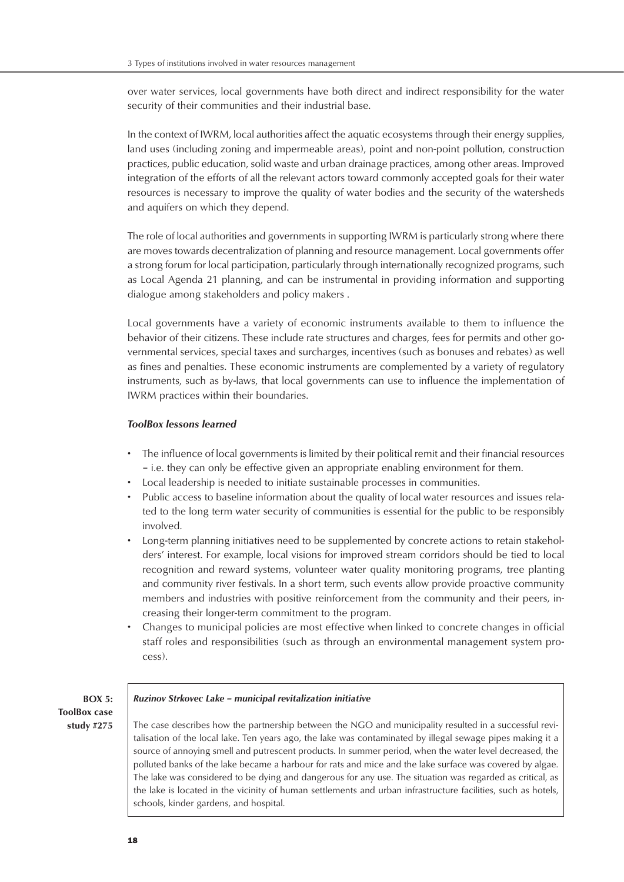over water services, local governments have both direct and indirect responsibility for the water security of their communities and their industrial base.

In the context of IWRM, local authorities affect the aquatic ecosystems through their energy supplies, land uses (including zoning and impermeable areas), point and non-point pollution, construction practices, public education, solid waste and urban drainage practices, among other areas. Improved integration of the efforts of all the relevant actors toward commonly accepted goals for their water resources is necessary to improve the quality of water bodies and the security of the watersheds and aquifers on which they depend.

The role of local authorities and governments in supporting IWRM is particularly strong where there are moves towards decentralization of planning and resource management. Local governments offer a strong forum for local participation, particularly through internationally recognized programs, such as Local Agenda 21 planning, and can be instrumental in providing information and supporting dialogue among stakeholders and policy makers .

Local governments have a variety of economic instruments available to them to influence the behavior of their citizens. These include rate structures and charges, fees for permits and other governmental services, special taxes and surcharges, incentives (such as bonuses and rebates) as well as fines and penalties. These economic instruments are complemented by a variety of regulatory instruments, such as by-laws, that local governments can use to influence the implementation of IWRM practices within their boundaries.

***ToolBox lessons learned***

- The influence of local governments is limited by their political remit and their financial resources – i.e. they can only be effective given an appropriate enabling environment for them.
- Local leadership is needed to initiate sustainable processes in communities.
- Public access to baseline information about the quality of local water resources and issues related to the long term water security of communities is essential for the public to be responsibly involved.
- Long-term planning initiatives need to be supplemented by concrete actions to retain stakeholders' interest. For example, local visions for improved stream corridors should be tied to local recognition and reward systems, volunteer water quality monitoring programs, tree planting and community river festivals. In a short term, such events allow provide proactive community members and industries with positive reinforcement from the community and their peers, increasing their longer-term commitment to the program.
- Changes to municipal policies are most effective when linked to concrete changes in official staff roles and responsibilities (such as through an environmental management system process).

**BOX 5: ToolBox case study #275**

***Ruzinov Strkovec Lake – municipal revitalization initiative***

The case describes how the partnership between the NGO and municipality resulted in a successful revitalisation of the local lake. Ten years ago, the lake was contaminated by illegal sewage pipes making it a source of annoying smell and putrescent products. In summer period, when the water level decreased, the polluted banks of the lake became a harbour for rats and mice and the lake surface was covered by algae. The lake was considered to be dying and dangerous for any use. The situation was regarded as critical, as the lake is located in the vicinity of human settlements and urban infrastructure facilities, such as hotels, schools, kinder gardens, and hospital.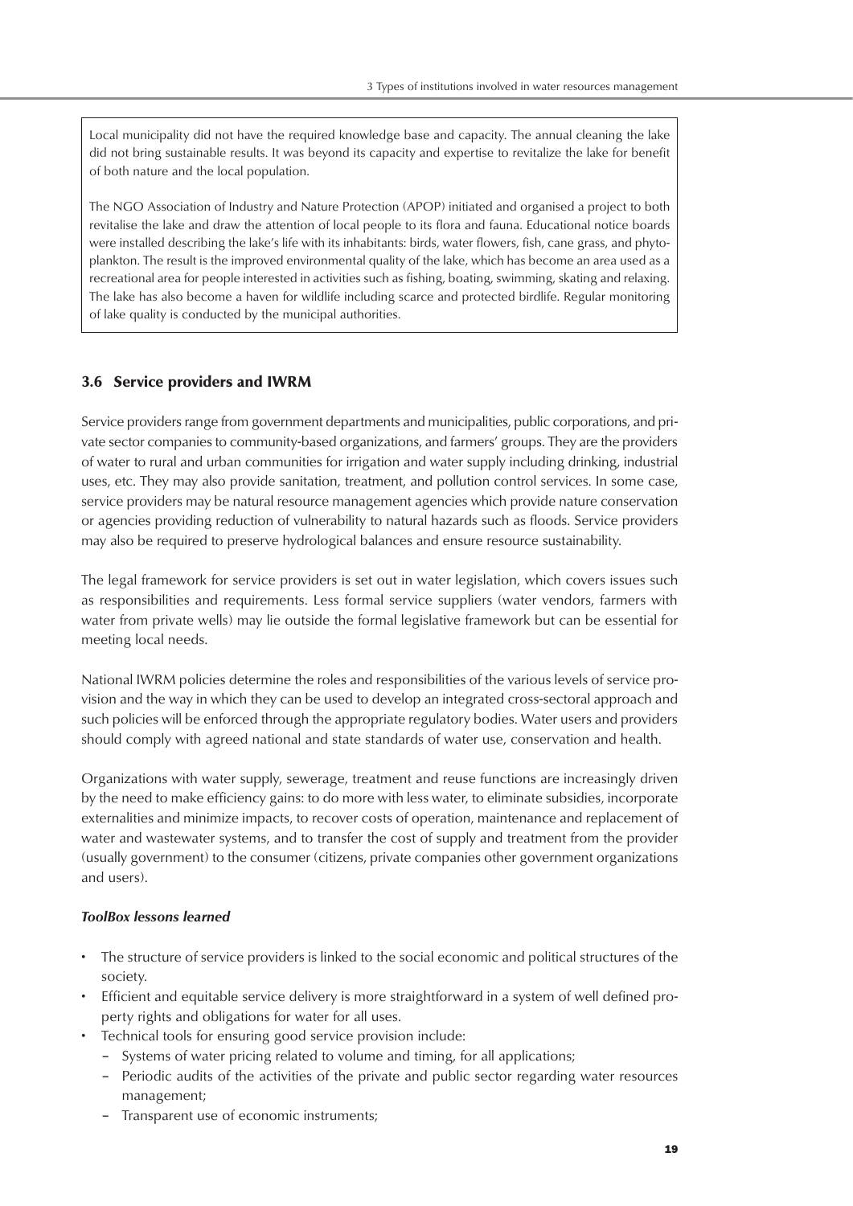Local municipality did not have the required knowledge base and capacity. The annual cleaning the lake did not bring sustainable results. It was beyond its capacity and expertise to revitalize the lake for benefit of both nature and the local population.

The NGO Association of Industry and Nature Protection (APOP) initiated and organised a project to both revitalise the lake and draw the attention of local people to its flora and fauna. Educational notice boards were installed describing the lake's life with its inhabitants: birds, water flowers, fish, cane grass, and phytoplankton. The result is the improved environmental quality of the lake, which has become an area used as a recreational area for people interested in activities such as fishing, boating, swimming, skating and relaxing. The lake has also become a haven for wildlife including scarce and protected birdlife. Regular monitoring of lake quality is conducted by the municipal authorities.

### 3.6 Service providers and IWRM

Service providers range from government departments and municipalities, public corporations, and private sector companies to community-based organizations, and farmers' groups. They are the providers of water to rural and urban communities for irrigation and water supply including drinking, industrial uses, etc. They may also provide sanitation, treatment, and pollution control services. In some case, service providers may be natural resource management agencies which provide nature conservation or agencies providing reduction of vulnerability to natural hazards such as floods. Service providers may also be required to preserve hydrological balances and ensure resource sustainability.

The legal framework for service providers is set out in water legislation, which covers issues such as responsibilities and requirements. Less formal service suppliers (water vendors, farmers with water from private wells) may lie outside the formal legislative framework but can be essential for meeting local needs.

National IWRM policies determine the roles and responsibilities of the various levels of service provision and the way in which they can be used to develop an integrated cross-sectoral approach and such policies will be enforced through the appropriate regulatory bodies. Water users and providers should comply with agreed national and state standards of water use, conservation and health.

Organizations with water supply, sewerage, treatment and reuse functions are increasingly driven by the need to make efficiency gains: to do more with less water, to eliminate subsidies, incorporate externalities and minimize impacts, to recover costs of operation, maintenance and replacement of water and wastewater systems, and to transfer the cost of supply and treatment from the provider (usually government) to the consumer (citizens, private companies other government organizations and users).

***ToolBox lessons learned***

- The structure of service providers is linked to the social economic and political structures of the society.
- Efficient and equitable service delivery is more straightforward in a system of well defined property rights and obligations for water for all uses.
- Technical tools for ensuring good service provision include:
  - Systems of water pricing related to volume and timing, for all applications;
  - Periodic audits of the activities of the private and public sector regarding water resources management;
  - Transparent use of economic instruments;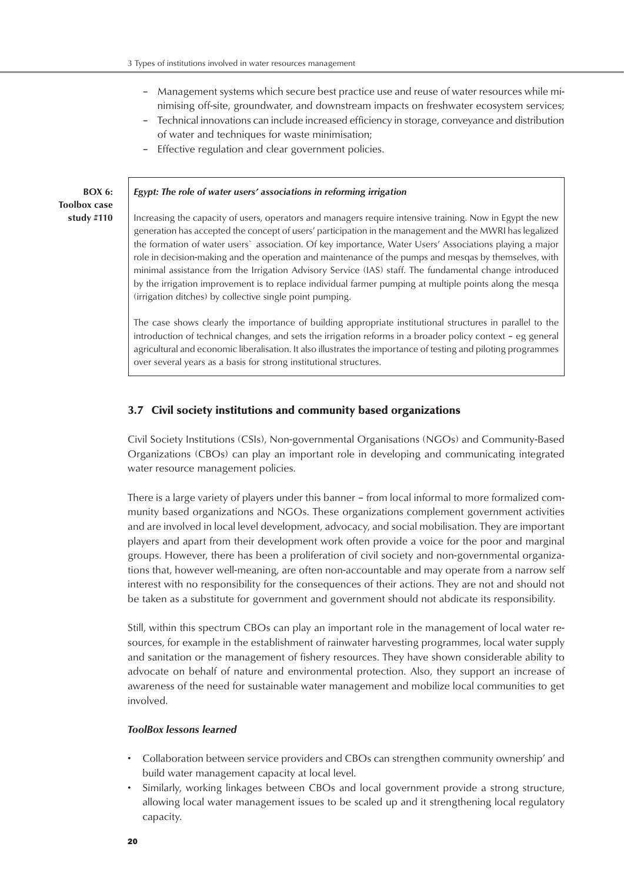- Management systems which secure best practice use and reuse of water resources while minimising off-site, groundwater, and downstream impacts on freshwater ecosystem services;
- Technical innovations can include increased efficiency in storage, conveyance and distribution of water and techniques for waste minimisation;
- Effective regulation and clear government policies.

**BOX 6: Toolbox case study #110**

> ***Egypt: The role of water users' associations in reforming irrigation***
>
> Increasing the capacity of users, operators and managers require intensive training. Now in Egypt the new generation has accepted the concept of users' participation in the management and the MWRI has legalized the formation of water users` association. Of key importance, Water Users' Associations playing a major role in decision-making and the operation and maintenance of the pumps and mesqas by themselves, with minimal assistance from the Irrigation Advisory Service (IAS) staff. The fundamental change introduced by the irrigation improvement is to replace individual farmer pumping at multiple points along the mesqa (irrigation ditches) by collective single point pumping.
>
> The case shows clearly the importance of building appropriate institutional structures in parallel to the introduction of technical changes, and sets the irrigation reforms in a broader policy context – eg general agricultural and economic liberalisation. It also illustrates the importance of testing and piloting programmes over several years as a basis for strong institutional structures.

## 3.7 Civil society institutions and community based organizations

Civil Society Institutions (CSIs), Non-governmental Organisations (NGOs) and Community-Based Organizations (CBOs) can play an important role in developing and communicating integrated water resource management policies.

There is a large variety of players under this banner – from local informal to more formalized community based organizations and NGOs. These organizations complement government activities and are involved in local level development, advocacy, and social mobilisation. They are important players and apart from their development work often provide a voice for the poor and marginal groups. However, there has been a proliferation of civil society and non-governmental organizations that, however well-meaning, are often non-accountable and may operate from a narrow self interest with no responsibility for the consequences of their actions. They are not and should not be taken as a substitute for government and government should not abdicate its responsibility.

Still, within this spectrum CBOs can play an important role in the management of local water resources, for example in the establishment of rainwater harvesting programmes, local water supply and sanitation or the management of fishery resources. They have shown considerable ability to advocate on behalf of nature and environmental protection. Also, they support an increase of awareness of the need for sustainable water management and mobilize local communities to get involved.

***ToolBox lessons learned***

- Collaboration between service providers and CBOs can strengthen community ownership' and build water management capacity at local level.
- Similarly, working linkages between CBOs and local government provide a strong structure, allowing local water management issues to be scaled up and it strengthening local regulatory capacity.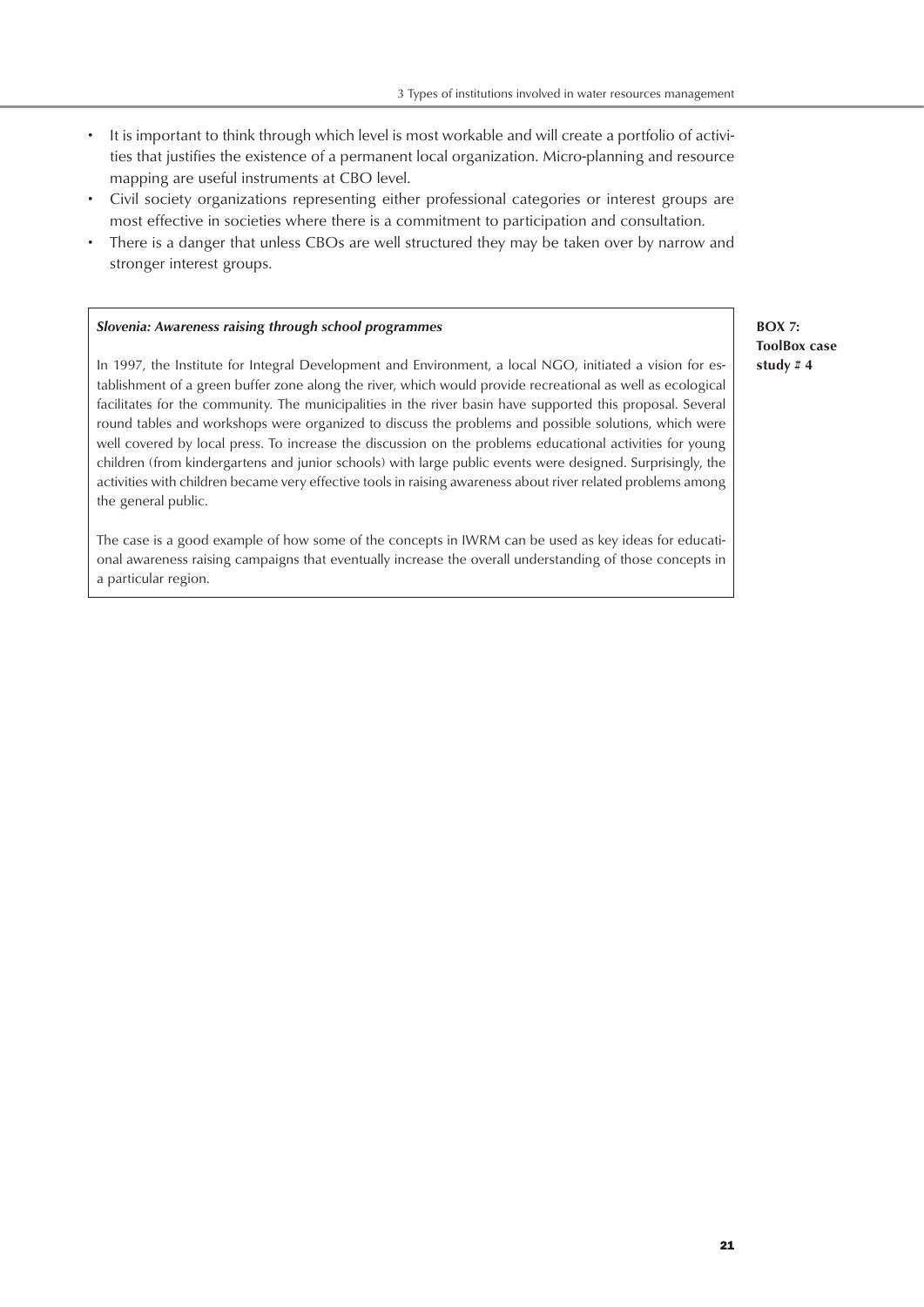- It is important to think through which level is most workable and will create a portfolio of activities that justifies the existence of a permanent local organization. Micro-planning and resource mapping are useful instruments at CBO level.
- Civil society organizations representing either professional categories or interest groups are most effective in societies where there is a commitment to participation and consultation.
- There is a danger that unless CBOs are well structured they may be taken over by narrow and stronger interest groups.

**BOX 7: ToolBox case study # 4**

***Slovenia: Awareness raising through school programmes***

In 1997, the Institute for Integral Development and Environment, a local NGO, initiated a vision for establishment of a green buffer zone along the river, which would provide recreational as well as ecological facilitates for the community. The municipalities in the river basin have supported this proposal. Several round tables and workshops were organized to discuss the problems and possible solutions, which were well covered by local press. To increase the discussion on the problems educational activities for young children (from kindergartens and junior schools) with large public events were designed. Surprisingly, the activities with children became very effective tools in raising awareness about river related problems among the general public.

The case is a good example of how some of the concepts in IWRM can be used as key ideas for educational awareness raising campaigns that eventually increase the overall understanding of those concepts in a particular region.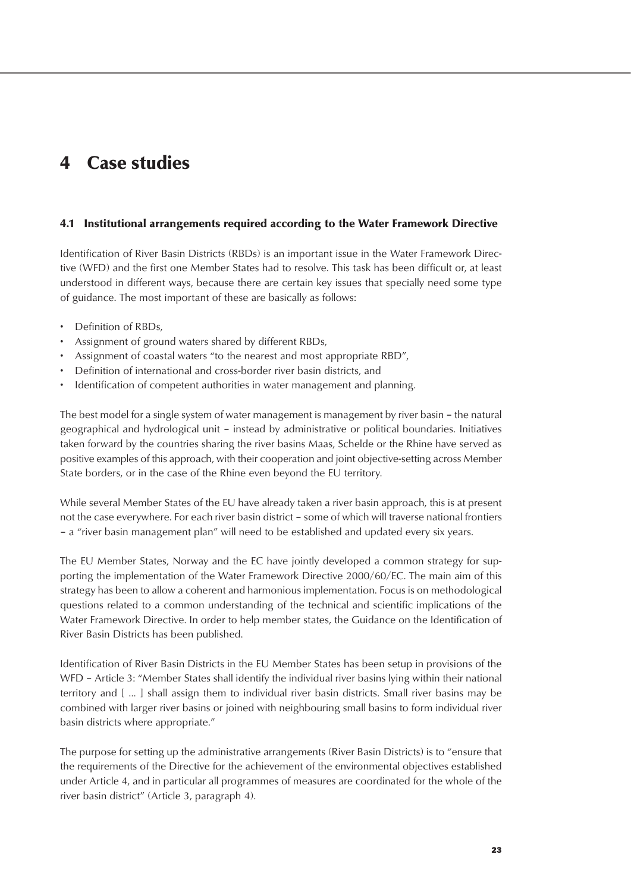# 4 Case studies

## 4.1 Institutional arrangements required according to the Water Framework Directive

Identification of River Basin Districts (RBDs) is an important issue in the Water Framework Directive (WFD) and the first one Member States had to resolve. This task has been difficult or, at least understood in different ways, because there are certain key issues that specially need some type of guidance. The most important of these are basically as follows:

- Definition of RBDs,
- Assignment of ground waters shared by different RBDs,
- Assignment of coastal waters "to the nearest and most appropriate RBD",
- Definition of international and cross-border river basin districts, and
- Identification of competent authorities in water management and planning.

The best model for a single system of water management is management by river basin – the natural geographical and hydrological unit – instead by administrative or political boundaries. Initiatives taken forward by the countries sharing the river basins Maas, Schelde or the Rhine have served as positive examples of this approach, with their cooperation and joint objective-setting across Member State borders, or in the case of the Rhine even beyond the EU territory.

While several Member States of the EU have already taken a river basin approach, this is at present not the case everywhere. For each river basin district – some of which will traverse national frontiers – a "river basin management plan" will need to be established and updated every six years.

The EU Member States, Norway and the EC have jointly developed a common strategy for supporting the implementation of the Water Framework Directive 2000/60/EC. The main aim of this strategy has been to allow a coherent and harmonious implementation. Focus is on methodological questions related to a common understanding of the technical and scientific implications of the Water Framework Directive. In order to help member states, the Guidance on the Identification of River Basin Districts has been published.

Identification of River Basin Districts in the EU Member States has been setup in provisions of the WFD – Article 3: "Member States shall identify the individual river basins lying within their national territory and [ ... ] shall assign them to individual river basin districts. Small river basins may be combined with larger river basins or joined with neighbouring small basins to form individual river basin districts where appropriate."

The purpose for setting up the administrative arrangements (River Basin Districts) is to "ensure that the requirements of the Directive for the achievement of the environmental objectives established under Article 4, and in particular all programmes of measures are coordinated for the whole of the river basin district" (Article 3, paragraph 4).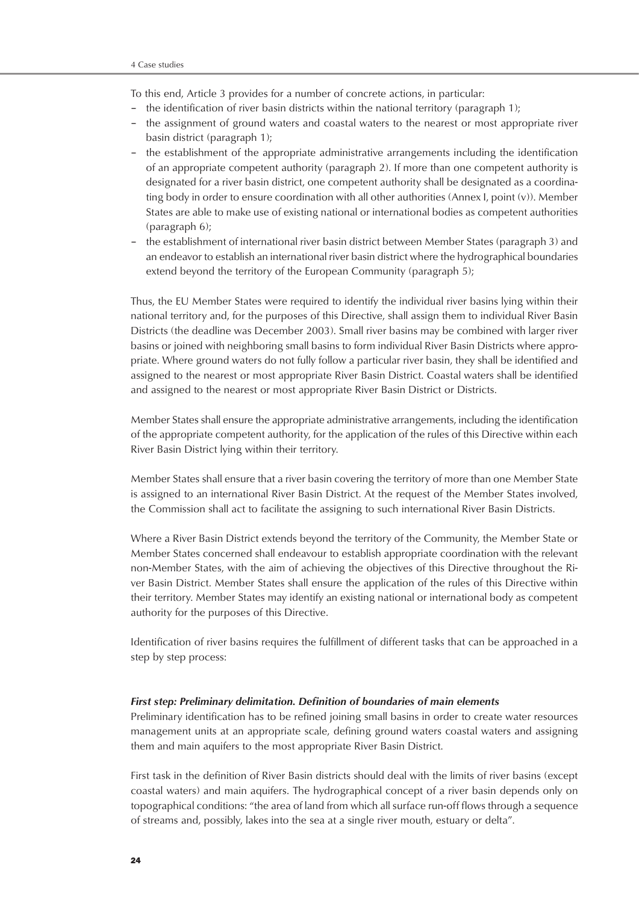To this end, Article 3 provides for a number of concrete actions, in particular:

- the identification of river basin districts within the national territory (paragraph 1);
- the assignment of ground waters and coastal waters to the nearest or most appropriate river basin district (paragraph 1);
- the establishment of the appropriate administrative arrangements including the identification of an appropriate competent authority (paragraph 2). If more than one competent authority is designated for a river basin district, one competent authority shall be designated as a coordinating body in order to ensure coordination with all other authorities (Annex I, point (v)). Member States are able to make use of existing national or international bodies as competent authorities (paragraph 6);
- the establishment of international river basin district between Member States (paragraph 3) and an endeavor to establish an international river basin district where the hydrographical boundaries extend beyond the territory of the European Community (paragraph 5);

Thus, the EU Member States were required to identify the individual river basins lying within their national territory and, for the purposes of this Directive, shall assign them to individual River Basin Districts (the deadline was December 2003). Small river basins may be combined with larger river basins or joined with neighboring small basins to form individual River Basin Districts where appropriate. Where ground waters do not fully follow a particular river basin, they shall be identified and assigned to the nearest or most appropriate River Basin District. Coastal waters shall be identified and assigned to the nearest or most appropriate River Basin District or Districts.

Member States shall ensure the appropriate administrative arrangements, including the identification of the appropriate competent authority, for the application of the rules of this Directive within each River Basin District lying within their territory.

Member States shall ensure that a river basin covering the territory of more than one Member State is assigned to an international River Basin District. At the request of the Member States involved, the Commission shall act to facilitate the assigning to such international River Basin Districts.

Where a River Basin District extends beyond the territory of the Community, the Member State or Member States concerned shall endeavour to establish appropriate coordination with the relevant non-Member States, with the aim of achieving the objectives of this Directive throughout the River Basin District. Member States shall ensure the application of the rules of this Directive within their territory. Member States may identify an existing national or international body as competent authority for the purposes of this Directive.

Identification of river basins requires the fulfillment of different tasks that can be approached in a step by step process:

***First step: Preliminary delimitation. Definition of boundaries of main elements***

Preliminary identification has to be refined joining small basins in order to create water resources management units at an appropriate scale, defining ground waters coastal waters and assigning them and main aquifers to the most appropriate River Basin District.

First task in the definition of River Basin districts should deal with the limits of river basins (except coastal waters) and main aquifers. The hydrographical concept of a river basin depends only on topographical conditions: "the area of land from which all surface run-off flows through a sequence of streams and, possibly, lakes into the sea at a single river mouth, estuary or delta".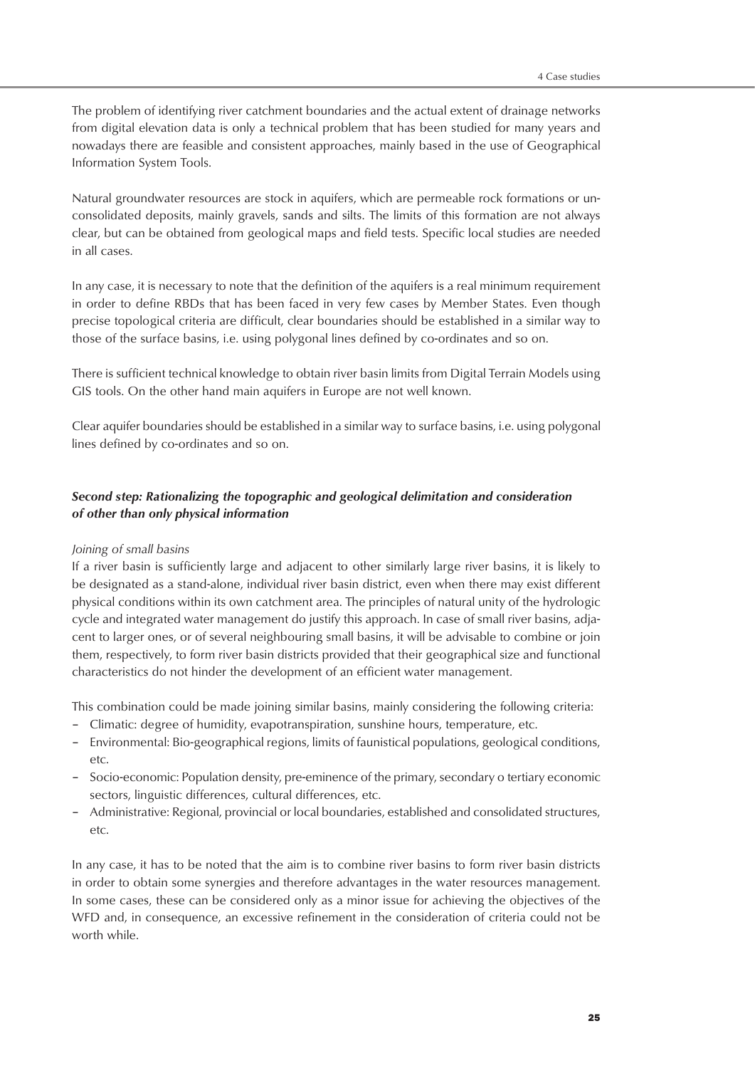The problem of identifying river catchment boundaries and the actual extent of drainage networks from digital elevation data is only a technical problem that has been studied for many years and nowadays there are feasible and consistent approaches, mainly based in the use of Geographical Information System Tools.

Natural groundwater resources are stock in aquifers, which are permeable rock formations or unconsolidated deposits, mainly gravels, sands and silts. The limits of this formation are not always clear, but can be obtained from geological maps and field tests. Specific local studies are needed in all cases.

In any case, it is necessary to note that the definition of the aquifers is a real minimum requirement in order to define RBDs that has been faced in very few cases by Member States. Even though precise topological criteria are difficult, clear boundaries should be established in a similar way to those of the surface basins, i.e. using polygonal lines defined by co-ordinates and so on.

There is sufficient technical knowledge to obtain river basin limits from Digital Terrain Models using GIS tools. On the other hand main aquifers in Europe are not well known.

Clear aquifer boundaries should be established in a similar way to surface basins, i.e. using polygonal lines defined by co-ordinates and so on.

### *Second step: Rationalizing the topographic and geological delimitation and consideration of other than only physical information*

*Joining of small basins*

If a river basin is sufficiently large and adjacent to other similarly large river basins, it is likely to be designated as a stand-alone, individual river basin district, even when there may exist different physical conditions within its own catchment area. The principles of natural unity of the hydrologic cycle and integrated water management do justify this approach. In case of small river basins, adjacent to larger ones, or of several neighbouring small basins, it will be advisable to combine or join them, respectively, to form river basin districts provided that their geographical size and functional characteristics do not hinder the development of an efficient water management.

This combination could be made joining similar basins, mainly considering the following criteria:

- Climatic: degree of humidity, evapotranspiration, sunshine hours, temperature, etc.
- Environmental: Bio-geographical regions, limits of faunistical populations, geological conditions, etc.
- Socio-economic: Population density, pre-eminence of the primary, secondary o tertiary economic sectors, linguistic differences, cultural differences, etc.
- Administrative: Regional, provincial or local boundaries, established and consolidated structures, etc.

In any case, it has to be noted that the aim is to combine river basins to form river basin districts in order to obtain some synergies and therefore advantages in the water resources management. In some cases, these can be considered only as a minor issue for achieving the objectives of the WFD and, in consequence, an excessive refinement in the consideration of criteria could not be worth while.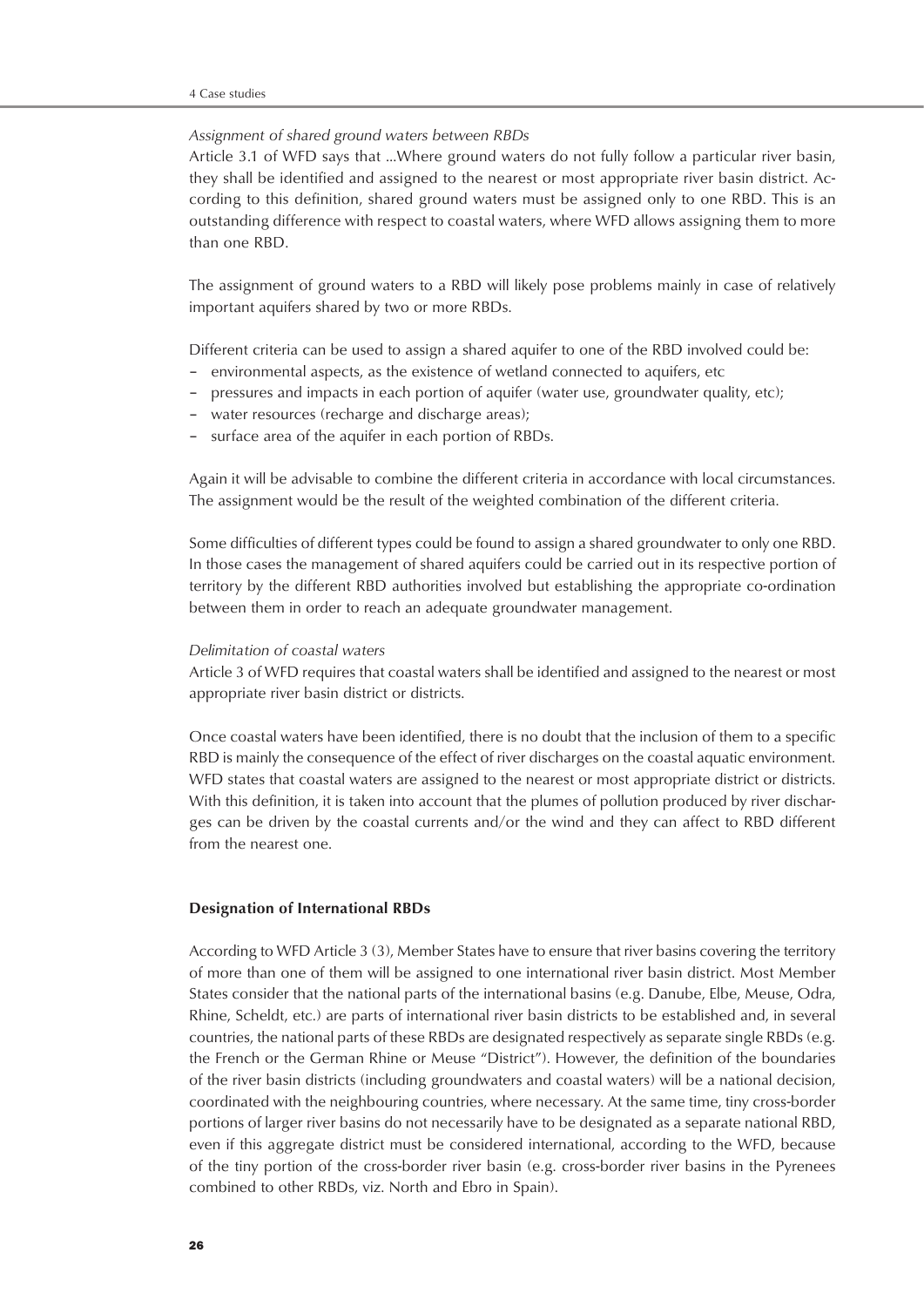*Assignment of shared ground waters between RBDs*

Article 3.1 of WFD says that ...Where ground waters do not fully follow a particular river basin, they shall be identified and assigned to the nearest or most appropriate river basin district. According to this definition, shared ground waters must be assigned only to one RBD. This is an outstanding difference with respect to coastal waters, where WFD allows assigning them to more than one RBD.

The assignment of ground waters to a RBD will likely pose problems mainly in case of relatively important aquifers shared by two or more RBDs.

Different criteria can be used to assign a shared aquifer to one of the RBD involved could be:

- environmental aspects, as the existence of wetland connected to aquifers, etc
- pressures and impacts in each portion of aquifer (water use, groundwater quality, etc);
- water resources (recharge and discharge areas);
- surface area of the aquifer in each portion of RBDs.

Again it will be advisable to combine the different criteria in accordance with local circumstances. The assignment would be the result of the weighted combination of the different criteria.

Some difficulties of different types could be found to assign a shared groundwater to only one RBD. In those cases the management of shared aquifers could be carried out in its respective portion of territory by the different RBD authorities involved but establishing the appropriate co-ordination between them in order to reach an adequate groundwater management.

*Delimitation of coastal waters*

Article 3 of WFD requires that coastal waters shall be identified and assigned to the nearest or most appropriate river basin district or districts.

Once coastal waters have been identified, there is no doubt that the inclusion of them to a specific RBD is mainly the consequence of the effect of river discharges on the coastal aquatic environment. WFD states that coastal waters are assigned to the nearest or most appropriate district or districts. With this definition, it is taken into account that the plumes of pollution produced by river discharges can be driven by the coastal currents and/or the wind and they can affect to RBD different from the nearest one.

**Designation of International RBDs**

According to WFD Article 3 (3), Member States have to ensure that river basins covering the territory of more than one of them will be assigned to one international river basin district. Most Member States consider that the national parts of the international basins (e.g. Danube, Elbe, Meuse, Odra, Rhine, Scheldt, etc.) are parts of international river basin districts to be established and, in several countries, the national parts of these RBDs are designated respectively as separate single RBDs (e.g. the French or the German Rhine or Meuse "District"). However, the definition of the boundaries of the river basin districts (including groundwaters and coastal waters) will be a national decision, coordinated with the neighbouring countries, where necessary. At the same time, tiny cross-border portions of larger river basins do not necessarily have to be designated as a separate national RBD, even if this aggregate district must be considered international, according to the WFD, because of the tiny portion of the cross-border river basin (e.g. cross-border river basins in the Pyrenees combined to other RBDs, viz. North and Ebro in Spain).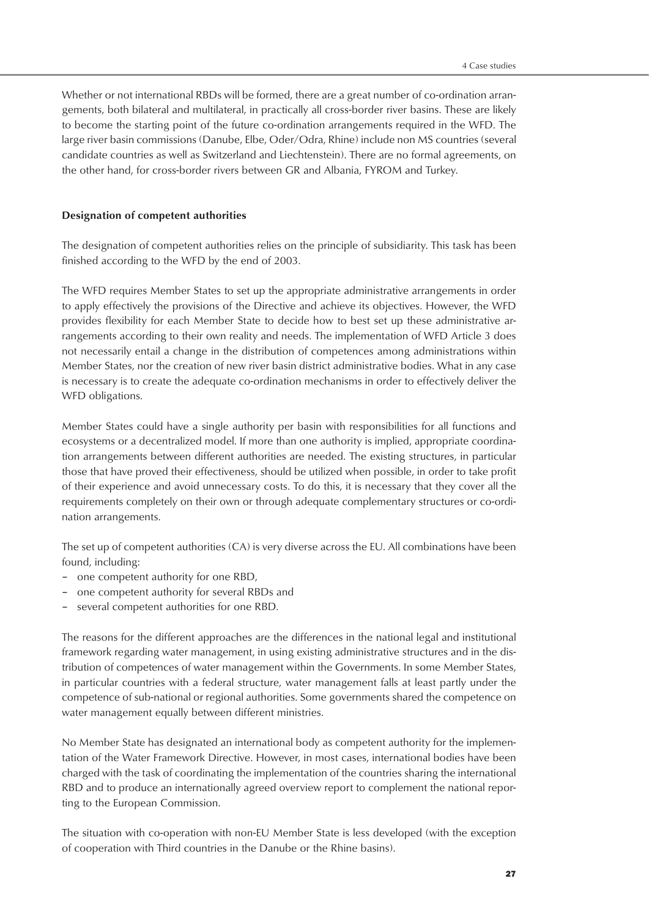Whether or not international RBDs will be formed, there are a great number of co-ordination arrangements, both bilateral and multilateral, in practically all cross-border river basins. These are likely to become the starting point of the future co-ordination arrangements required in the WFD. The large river basin commissions (Danube, Elbe, Oder/Odra, Rhine) include non MS countries (several candidate countries as well as Switzerland and Liechtenstein). There are no formal agreements, on the other hand, for cross-border rivers between GR and Albania, FYROM and Turkey.

**Designation of competent authorities**

The designation of competent authorities relies on the principle of subsidiarity. This task has been finished according to the WFD by the end of 2003.

The WFD requires Member States to set up the appropriate administrative arrangements in order to apply effectively the provisions of the Directive and achieve its objectives. However, the WFD provides flexibility for each Member State to decide how to best set up these administrative arrangements according to their own reality and needs. The implementation of WFD Article 3 does not necessarily entail a change in the distribution of competences among administrations within Member States, nor the creation of new river basin district administrative bodies. What in any case is necessary is to create the adequate co-ordination mechanisms in order to effectively deliver the WFD obligations.

Member States could have a single authority per basin with responsibilities for all functions and ecosystems or a decentralized model. If more than one authority is implied, appropriate coordination arrangements between different authorities are needed. The existing structures, in particular those that have proved their effectiveness, should be utilized when possible, in order to take profit of their experience and avoid unnecessary costs. To do this, it is necessary that they cover all the requirements completely on their own or through adequate complementary structures or co-ordination arrangements.

The set up of competent authorities (CA) is very diverse across the EU. All combinations have been found, including:

- one competent authority for one RBD,
- one competent authority for several RBDs and
- several competent authorities for one RBD.

The reasons for the different approaches are the differences in the national legal and institutional framework regarding water management, in using existing administrative structures and in the distribution of competences of water management within the Governments. In some Member States, in particular countries with a federal structure, water management falls at least partly under the competence of sub-national or regional authorities. Some governments shared the competence on water management equally between different ministries.

No Member State has designated an international body as competent authority for the implementation of the Water Framework Directive. However, in most cases, international bodies have been charged with the task of coordinating the implementation of the countries sharing the international RBD and to produce an internationally agreed overview report to complement the national reporting to the European Commission.

The situation with co-operation with non-EU Member State is less developed (with the exception of cooperation with Third countries in the Danube or the Rhine basins).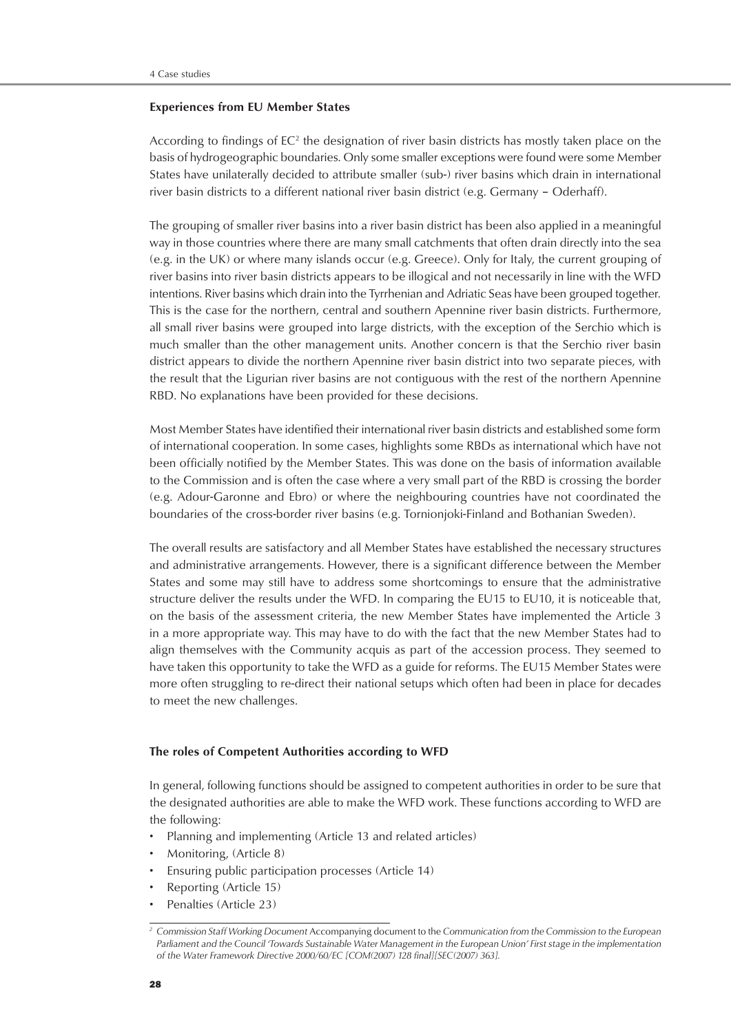### Experiences from EU Member States

According to findings of EC[2] the designation of river basin districts has mostly taken place on the basis of hydrogeographic boundaries. Only some smaller exceptions were found were some Member States have unilaterally decided to attribute smaller (sub-) river basins which drain in international river basin districts to a different national river basin district (e.g. Germany – Oderhaff).

The grouping of smaller river basins into a river basin district has been also applied in a meaningful way in those countries where there are many small catchments that often drain directly into the sea (e.g. in the UK) or where many islands occur (e.g. Greece). Only for Italy, the current grouping of river basins into river basin districts appears to be illogical and not necessarily in line with the WFD intentions. River basins which drain into the Tyrrhenian and Adriatic Seas have been grouped together. This is the case for the northern, central and southern Apennine river basin districts. Furthermore, all small river basins were grouped into large districts, with the exception of the Serchio which is much smaller than the other management units. Another concern is that the Serchio river basin district appears to divide the northern Apennine river basin district into two separate pieces, with the result that the Ligurian river basins are not contiguous with the rest of the northern Apennine RBD. No explanations have been provided for these decisions.

Most Member States have identified their international river basin districts and established some form of international cooperation. In some cases, highlights some RBDs as international which have not been officially notified by the Member States. This was done on the basis of information available to the Commission and is often the case where a very small part of the RBD is crossing the border (e.g. Adour-Garonne and Ebro) or where the neighbouring countries have not coordinated the boundaries of the cross-border river basins (e.g. Tornionjoki-Finland and Bothanian Sweden).

The overall results are satisfactory and all Member States have established the necessary structures and administrative arrangements. However, there is a significant difference between the Member States and some may still have to address some shortcomings to ensure that the administrative structure deliver the results under the WFD. In comparing the EU15 to EU10, it is noticeable that, on the basis of the assessment criteria, the new Member States have implemented the Article 3 in a more appropriate way. This may have to do with the fact that the new Member States had to align themselves with the Community acquis as part of the accession process. They seemed to have taken this opportunity to take the WFD as a guide for reforms. The EU15 Member States were more often struggling to re-direct their national setups which often had been in place for decades to meet the new challenges.

### The roles of Competent Authorities according to WFD

In general, following functions should be assigned to competent authorities in order to be sure that the designated authorities are able to make the WFD work. These functions according to WFD are the following:

- Planning and implementing (Article 13 and related articles)
- Monitoring, (Article 8)
- Ensuring public participation processes (Article 14)
- Reporting (Article 15)
- Penalties (Article 23)

[2] *Commission Staff Working Document* Accompanying document to the *Communication from the Commission to the European Parliament and the Council 'Towards Sustainable Water Management in the European Union' First stage in the implementation of the Water Framework Directive 2000/60/EC [COM(2007) 128 final][SEC(2007) 363].*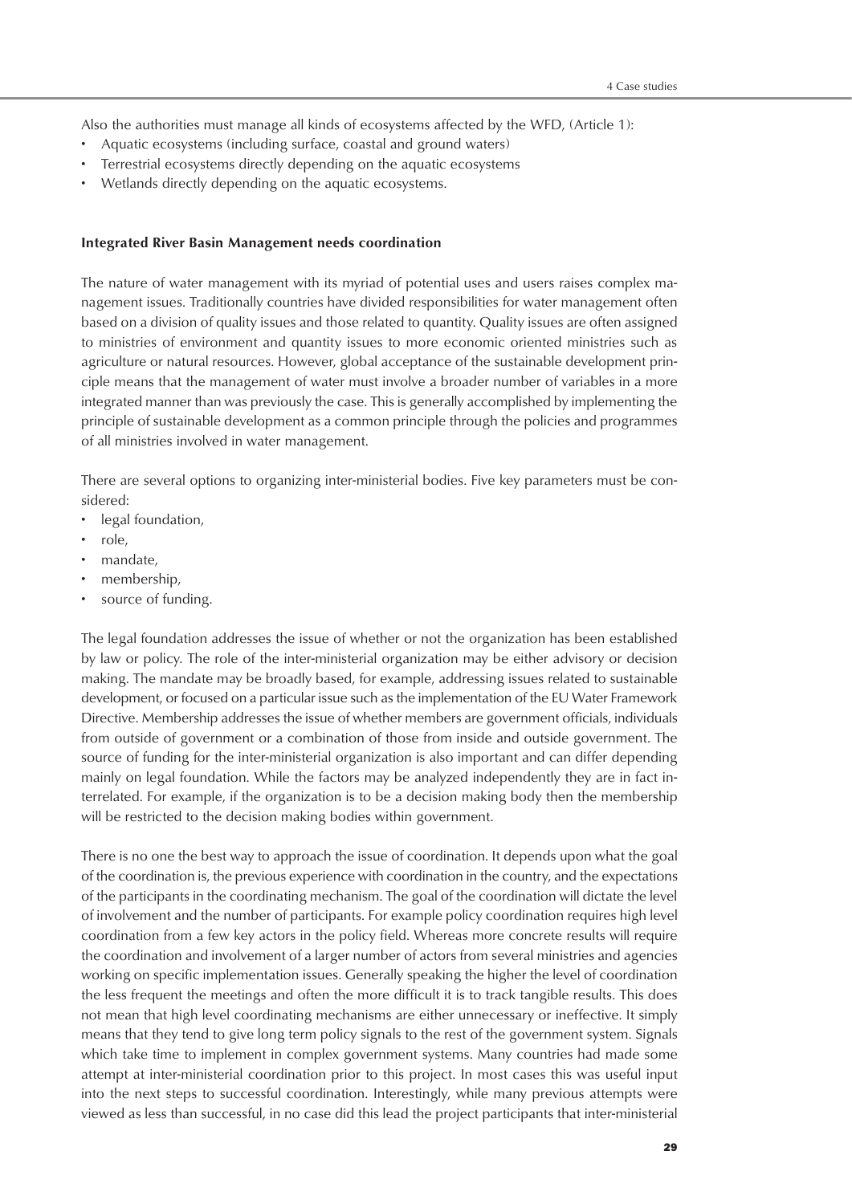Also the authorities must manage all kinds of ecosystems affected by the WFD, (Article 1):

- Aquatic ecosystems (including surface, coastal and ground waters)
- Terrestrial ecosystems directly depending on the aquatic ecosystems
- Wetlands directly depending on the aquatic ecosystems.

**Integrated River Basin Management needs coordination**

The nature of water management with its myriad of potential uses and users raises complex management issues. Traditionally countries have divided responsibilities for water management often based on a division of quality issues and those related to quantity. Quality issues are often assigned to ministries of environment and quantity issues to more economic oriented ministries such as agriculture or natural resources. However, global acceptance of the sustainable development principle means that the management of water must involve a broader number of variables in a more integrated manner than was previously the case. This is generally accomplished by implementing the principle of sustainable development as a common principle through the policies and programmes of all ministries involved in water management.

There are several options to organizing inter-ministerial bodies. Five key parameters must be considered:

- legal foundation,
- role,
- mandate,
- membership,
- source of funding.

The legal foundation addresses the issue of whether or not the organization has been established by law or policy. The role of the inter-ministerial organization may be either advisory or decision making. The mandate may be broadly based, for example, addressing issues related to sustainable development, or focused on a particular issue such as the implementation of the EU Water Framework Directive. Membership addresses the issue of whether members are government officials, individuals from outside of government or a combination of those from inside and outside government. The source of funding for the inter-ministerial organization is also important and can differ depending mainly on legal foundation. While the factors may be analyzed independently they are in fact interrelated. For example, if the organization is to be a decision making body then the membership will be restricted to the decision making bodies within government.

There is no one the best way to approach the issue of coordination. It depends upon what the goal of the coordination is, the previous experience with coordination in the country, and the expectations of the participants in the coordinating mechanism. The goal of the coordination will dictate the level of involvement and the number of participants. For example policy coordination requires high level coordination from a few key actors in the policy field. Whereas more concrete results will require the coordination and involvement of a larger number of actors from several ministries and agencies working on specific implementation issues. Generally speaking the higher the level of coordination the less frequent the meetings and often the more difficult it is to track tangible results. This does not mean that high level coordinating mechanisms are either unnecessary or ineffective. It simply means that they tend to give long term policy signals to the rest of the government system. Signals which take time to implement in complex government systems. Many countries had made some attempt at inter-ministerial coordination prior to this project. In most cases this was useful input into the next steps to successful coordination. Interestingly, while many previous attempts were viewed as less than successful, in no case did this lead the project participants that inter-ministerial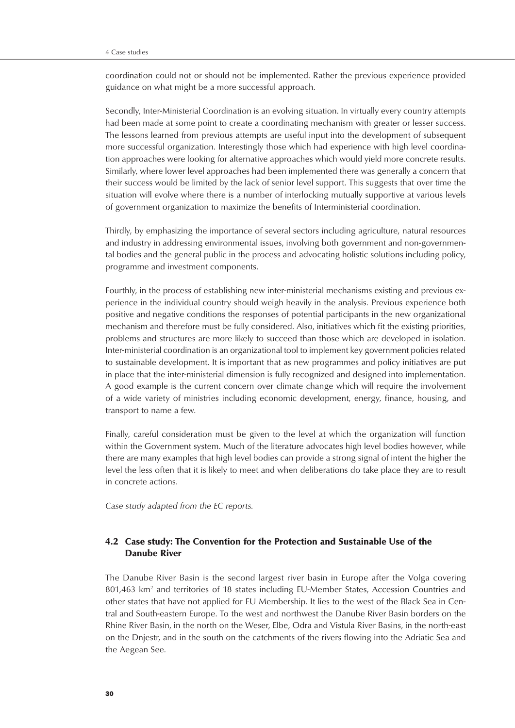coordination could not or should not be implemented. Rather the previous experience provided guidance on what might be a more successful approach.

Secondly, Inter-Ministerial Coordination is an evolving situation. In virtually every country attempts had been made at some point to create a coordinating mechanism with greater or lesser success. The lessons learned from previous attempts are useful input into the development of subsequent more successful organization. Interestingly those which had experience with high level coordination approaches were looking for alternative approaches which would yield more concrete results. Similarly, where lower level approaches had been implemented there was generally a concern that their success would be limited by the lack of senior level support. This suggests that over time the situation will evolve where there is a number of interlocking mutually supportive at various levels of government organization to maximize the benefits of Interministerial coordination.

Thirdly, by emphasizing the importance of several sectors including agriculture, natural resources and industry in addressing environmental issues, involving both government and non-governmental bodies and the general public in the process and advocating holistic solutions including policy, programme and investment components.

Fourthly, in the process of establishing new inter-ministerial mechanisms existing and previous experience in the individual country should weigh heavily in the analysis. Previous experience both positive and negative conditions the responses of potential participants in the new organizational mechanism and therefore must be fully considered. Also, initiatives which fit the existing priorities, problems and structures are more likely to succeed than those which are developed in isolation. Inter-ministerial coordination is an organizational tool to implement key government policies related to sustainable development. It is important that as new programmes and policy initiatives are put in place that the inter-ministerial dimension is fully recognized and designed into implementation. A good example is the current concern over climate change which will require the involvement of a wide variety of ministries including economic development, energy, finance, housing, and transport to name a few.

Finally, careful consideration must be given to the level at which the organization will function within the Government system. Much of the literature advocates high level bodies however, while there are many examples that high level bodies can provide a strong signal of intent the higher the level the less often that it is likely to meet and when deliberations do take place they are to result in concrete actions.

*Case study adapted from the EC reports.*

## 4.2 Case study: The Convention for the Protection and Sustainable Use of the Danube River

The Danube River Basin is the second largest river basin in Europe after the Volga covering 801,463 km$^2$ and territories of 18 states including EU-Member States, Accession Countries and other states that have not applied for EU Membership. It lies to the west of the Black Sea in Central and South-eastern Europe. To the west and northwest the Danube River Basin borders on the Rhine River Basin, in the north on the Weser, Elbe, Odra and Vistula River Basins, in the north-east on the Dnjestr, and in the south on the catchments of the rivers flowing into the Adriatic Sea and the Aegean See.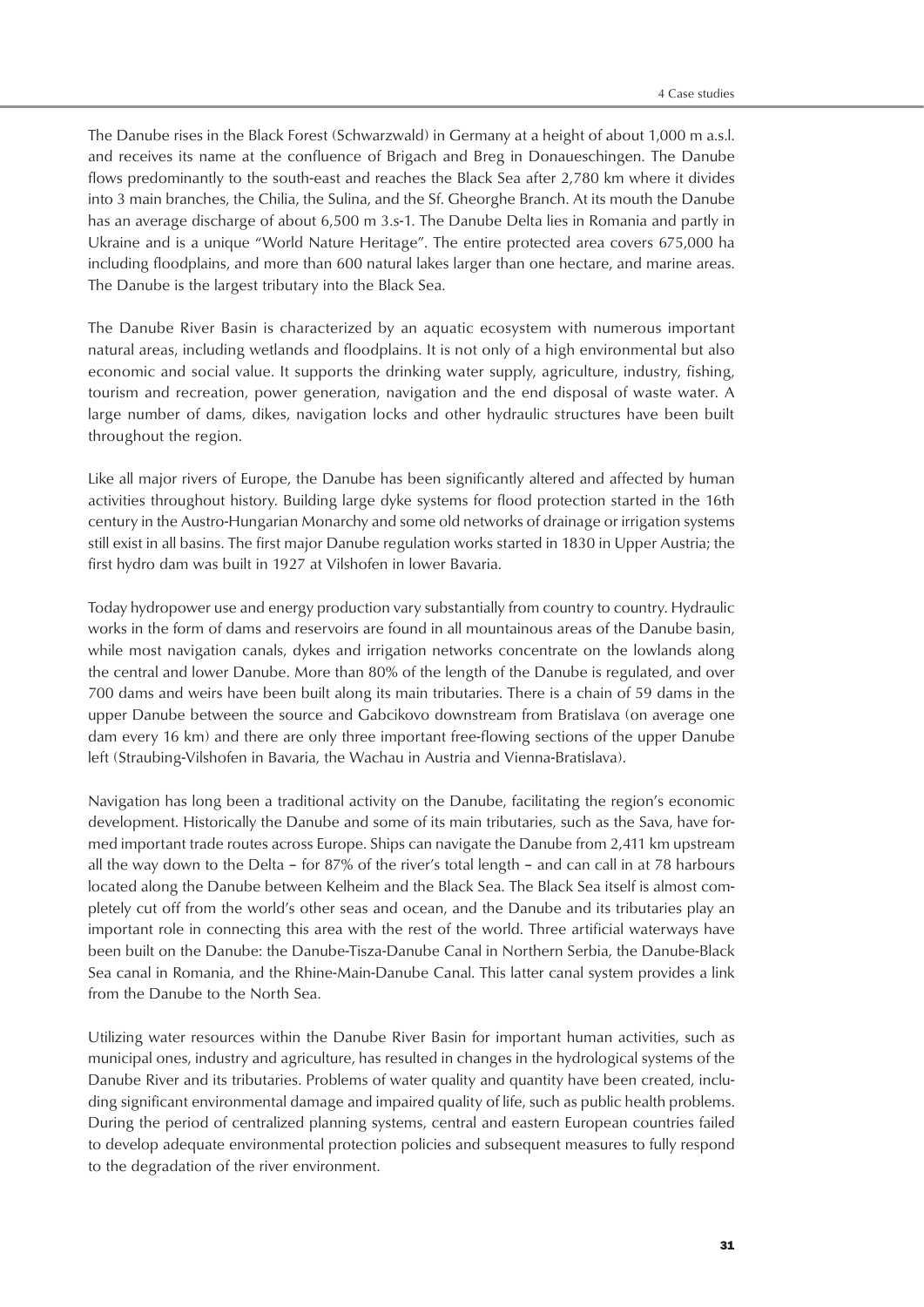The Danube rises in the Black Forest (Schwarzwald) in Germany at a height of about 1,000 m a.s.l. and receives its name at the confluence of Brigach and Breg in Donaueschingen. The Danube flows predominantly to the south-east and reaches the Black Sea after 2,780 km where it divides into 3 main branches, the Chilia, the Sulina, and the Sf. Gheorghe Branch. At its mouth the Danube has an average discharge of about 6,500 m 3.s-1. The Danube Delta lies in Romania and partly in Ukraine and is a unique "World Nature Heritage". The entire protected area covers 675,000 ha including floodplains, and more than 600 natural lakes larger than one hectare, and marine areas. The Danube is the largest tributary into the Black Sea.

The Danube River Basin is characterized by an aquatic ecosystem with numerous important natural areas, including wetlands and floodplains. It is not only of a high environmental but also economic and social value. It supports the drinking water supply, agriculture, industry, fishing, tourism and recreation, power generation, navigation and the end disposal of waste water. A large number of dams, dikes, navigation locks and other hydraulic structures have been built throughout the region.

Like all major rivers of Europe, the Danube has been significantly altered and affected by human activities throughout history. Building large dyke systems for flood protection started in the 16th century in the Austro-Hungarian Monarchy and some old networks of drainage or irrigation systems still exist in all basins. The first major Danube regulation works started in 1830 in Upper Austria; the first hydro dam was built in 1927 at Vilshofen in lower Bavaria.

Today hydropower use and energy production vary substantially from country to country. Hydraulic works in the form of dams and reservoirs are found in all mountainous areas of the Danube basin, while most navigation canals, dykes and irrigation networks concentrate on the lowlands along the central and lower Danube. More than 80% of the length of the Danube is regulated, and over 700 dams and weirs have been built along its main tributaries. There is a chain of 59 dams in the upper Danube between the source and Gabcikovo downstream from Bratislava (on average one dam every 16 km) and there are only three important free-flowing sections of the upper Danube left (Straubing-Vilshofen in Bavaria, the Wachau in Austria and Vienna-Bratislava).

Navigation has long been a traditional activity on the Danube, facilitating the region's economic development. Historically the Danube and some of its main tributaries, such as the Sava, have formed important trade routes across Europe. Ships can navigate the Danube from 2,411 km upstream all the way down to the Delta – for 87% of the river's total length – and can call in at 78 harbours located along the Danube between Kelheim and the Black Sea. The Black Sea itself is almost completely cut off from the world's other seas and ocean, and the Danube and its tributaries play an important role in connecting this area with the rest of the world. Three artificial waterways have been built on the Danube: the Danube-Tisza-Danube Canal in Northern Serbia, the Danube-Black Sea canal in Romania, and the Rhine-Main-Danube Canal. This latter canal system provides a link from the Danube to the North Sea.

Utilizing water resources within the Danube River Basin for important human activities, such as municipal ones, industry and agriculture, has resulted in changes in the hydrological systems of the Danube River and its tributaries. Problems of water quality and quantity have been created, including significant environmental damage and impaired quality of life, such as public health problems. During the period of centralized planning systems, central and eastern European countries failed to develop adequate environmental protection policies and subsequent measures to fully respond to the degradation of the river environment.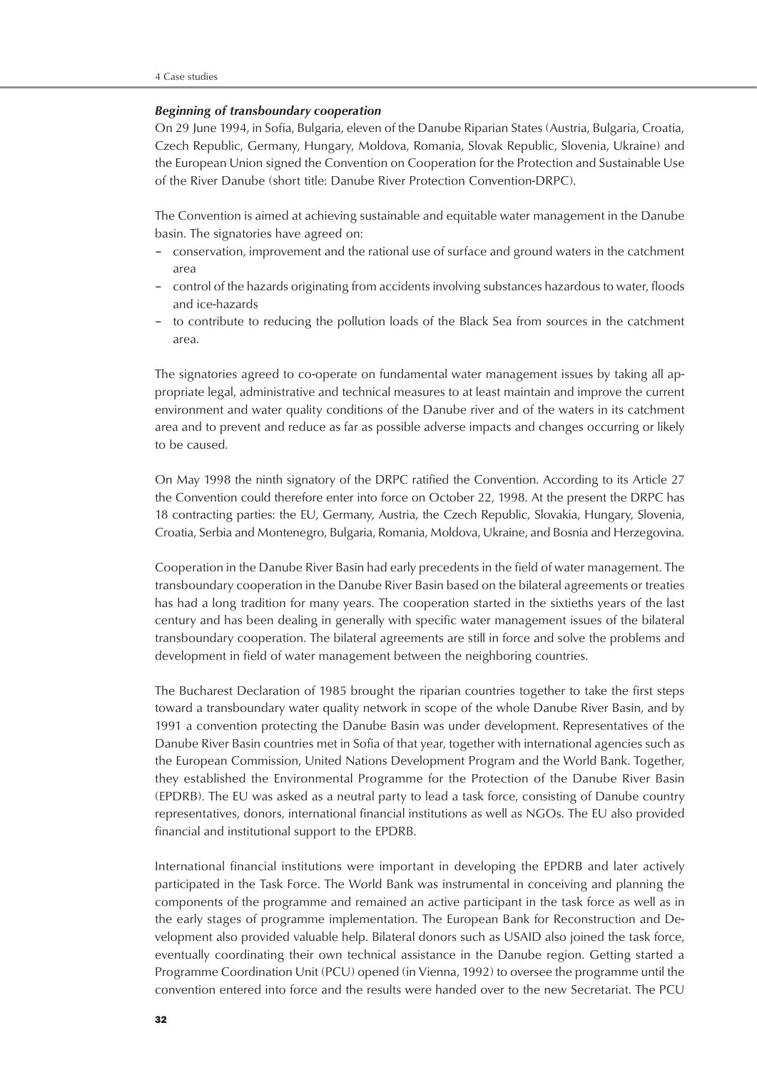### *Beginning of transboundary cooperation*

On 29 June 1994, in Sofia, Bulgaria, eleven of the Danube Riparian States (Austria, Bulgaria, Croatia, Czech Republic, Germany, Hungary, Moldova, Romania, Slovak Republic, Slovenia, Ukraine) and the European Union signed the Convention on Cooperation for the Protection and Sustainable Use of the River Danube (short title: Danube River Protection Convention-DRPC).

The Convention is aimed at achieving sustainable and equitable water management in the Danube basin. The signatories have agreed on:

- conservation, improvement and the rational use of surface and ground waters in the catchment area
- control of the hazards originating from accidents involving substances hazardous to water, floods and ice-hazards
- to contribute to reducing the pollution loads of the Black Sea from sources in the catchment area.

The signatories agreed to co-operate on fundamental water management issues by taking all appropriate legal, administrative and technical measures to at least maintain and improve the current environment and water quality conditions of the Danube river and of the waters in its catchment area and to prevent and reduce as far as possible adverse impacts and changes occurring or likely to be caused.

On May 1998 the ninth signatory of the DRPC ratified the Convention. According to its Article 27 the Convention could therefore enter into force on October 22, 1998. At the present the DRPC has 18 contracting parties: the EU, Germany, Austria, the Czech Republic, Slovakia, Hungary, Slovenia, Croatia, Serbia and Montenegro, Bulgaria, Romania, Moldova, Ukraine, and Bosnia and Herzegovina.

Cooperation in the Danube River Basin had early precedents in the field of water management. The transboundary cooperation in the Danube River Basin based on the bilateral agreements or treaties has had a long tradition for many years. The cooperation started in the sixtieths years of the last century and has been dealing in generally with specific water management issues of the bilateral transboundary cooperation. The bilateral agreements are still in force and solve the problems and development in field of water management between the neighboring countries.

The Bucharest Declaration of 1985 brought the riparian countries together to take the first steps toward a transboundary water quality network in scope of the whole Danube River Basin, and by 1991 a convention protecting the Danube Basin was under development. Representatives of the Danube River Basin countries met in Sofia of that year, together with international agencies such as the European Commission, United Nations Development Program and the World Bank. Together, they established the Environmental Programme for the Protection of the Danube River Basin (EPDRB). The EU was asked as a neutral party to lead a task force, consisting of Danube country representatives, donors, international financial institutions as well as NGOs. The EU also provided financial and institutional support to the EPDRB.

International financial institutions were important in developing the EPDRB and later actively participated in the Task Force. The World Bank was instrumental in conceiving and planning the components of the programme and remained an active participant in the task force as well as in the early stages of programme implementation. The European Bank for Reconstruction and Development also provided valuable help. Bilateral donors such as USAID also joined the task force, eventually coordinating their own technical assistance in the Danube region. Getting started a Programme Coordination Unit (PCU) opened (in Vienna, 1992) to oversee the programme until the convention entered into force and the results were handed over to the new Secretariat. The PCU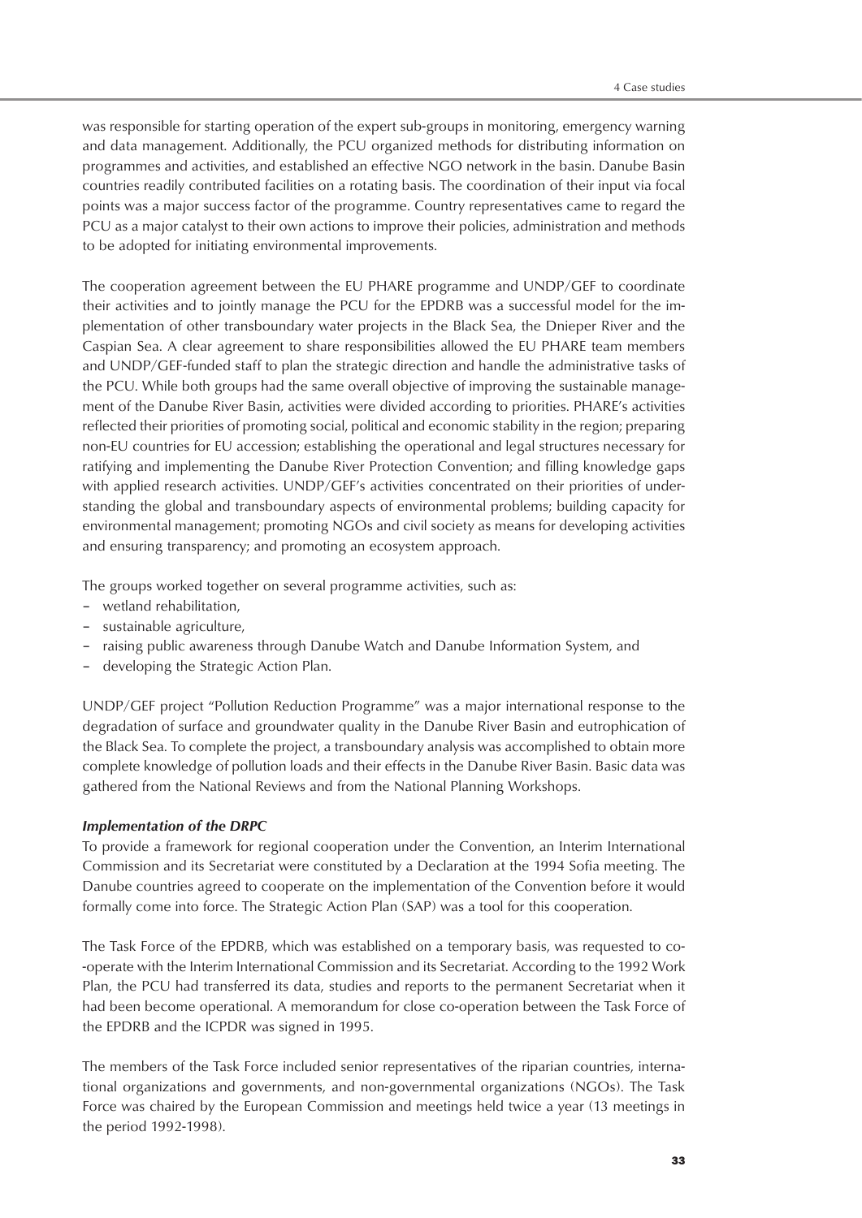was responsible for starting operation of the expert sub-groups in monitoring, emergency warning and data management. Additionally, the PCU organized methods for distributing information on programmes and activities, and established an effective NGO network in the basin. Danube Basin countries readily contributed facilities on a rotating basis. The coordination of their input via focal points was a major success factor of the programme. Country representatives came to regard the PCU as a major catalyst to their own actions to improve their policies, administration and methods to be adopted for initiating environmental improvements.

The cooperation agreement between the EU PHARE programme and UNDP/GEF to coordinate their activities and to jointly manage the PCU for the EPDRB was a successful model for the implementation of other transboundary water projects in the Black Sea, the Dnieper River and the Caspian Sea. A clear agreement to share responsibilities allowed the EU PHARE team members and UNDP/GEF-funded staff to plan the strategic direction and handle the administrative tasks of the PCU. While both groups had the same overall objective of improving the sustainable management of the Danube River Basin, activities were divided according to priorities. PHARE's activities reflected their priorities of promoting social, political and economic stability in the region; preparing non-EU countries for EU accession; establishing the operational and legal structures necessary for ratifying and implementing the Danube River Protection Convention; and filling knowledge gaps with applied research activities. UNDP/GEF's activities concentrated on their priorities of understanding the global and transboundary aspects of environmental problems; building capacity for environmental management; promoting NGOs and civil society as means for developing activities and ensuring transparency; and promoting an ecosystem approach.

The groups worked together on several programme activities, such as:

- wetland rehabilitation,
- sustainable agriculture,
- raising public awareness through Danube Watch and Danube Information System, and
- developing the Strategic Action Plan.

UNDP/GEF project "Pollution Reduction Programme" was a major international response to the degradation of surface and groundwater quality in the Danube River Basin and eutrophication of the Black Sea. To complete the project, a transboundary analysis was accomplished to obtain more complete knowledge of pollution loads and their effects in the Danube River Basin. Basic data was gathered from the National Reviews and from the National Planning Workshops.

***Implementation of the DRPC***

To provide a framework for regional cooperation under the Convention, an Interim International Commission and its Secretariat were constituted by a Declaration at the 1994 Sofia meeting. The Danube countries agreed to cooperate on the implementation of the Convention before it would formally come into force. The Strategic Action Plan (SAP) was a tool for this cooperation.

The Task Force of the EPDRB, which was established on a temporary basis, was requested to co-operate with the Interim International Commission and its Secretariat. According to the 1992 Work Plan, the PCU had transferred its data, studies and reports to the permanent Secretariat when it had been become operational. A memorandum for close co-operation between the Task Force of the EPDRB and the ICPDR was signed in 1995.

The members of the Task Force included senior representatives of the riparian countries, international organizations and governments, and non-governmental organizations (NGOs). The Task Force was chaired by the European Commission and meetings held twice a year (13 meetings in the period 1992-1998).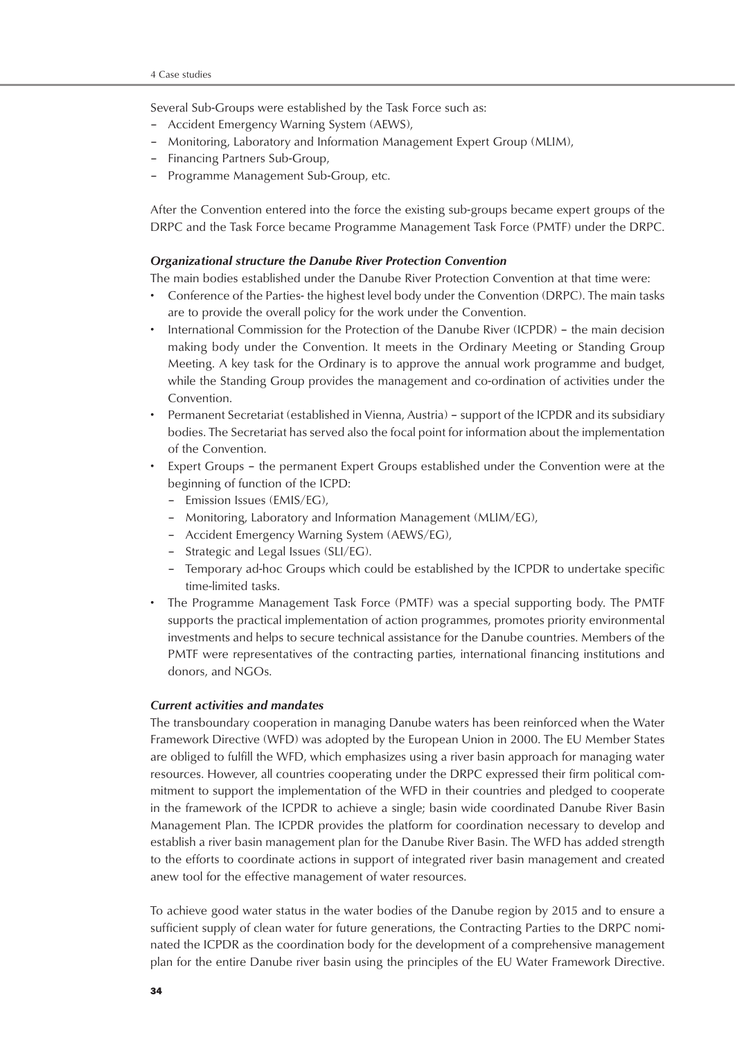Several Sub-Groups were established by the Task Force such as:

- Accident Emergency Warning System (AEWS),
- Monitoring, Laboratory and Information Management Expert Group (MLIM),
- Financing Partners Sub-Group,
- Programme Management Sub-Group, etc.

After the Convention entered into the force the existing sub-groups became expert groups of the DRPC and the Task Force became Programme Management Task Force (PMTF) under the DRPC.

***Organizational structure the Danube River Protection Convention***

The main bodies established under the Danube River Protection Convention at that time were:

- Conference of the Parties- the highest level body under the Convention (DRPC). The main tasks are to provide the overall policy for the work under the Convention.
- International Commission for the Protection of the Danube River (ICPDR) – the main decision making body under the Convention. It meets in the Ordinary Meeting or Standing Group Meeting. A key task for the Ordinary is to approve the annual work programme and budget, while the Standing Group provides the management and co-ordination of activities under the Convention.
- Permanent Secretariat (established in Vienna, Austria) – support of the ICPDR and its subsidiary bodies. The Secretariat has served also the focal point for information about the implementation of the Convention.
- Expert Groups – the permanent Expert Groups established under the Convention were at the beginning of function of the ICPD:
  - Emission Issues (EMIS/EG),
  - Monitoring, Laboratory and Information Management (MLIM/EG),
  - Accident Emergency Warning System (AEWS/EG),
  - Strategic and Legal Issues (SLI/EG).
  - Temporary ad-hoc Groups which could be established by the ICPDR to undertake specific time-limited tasks.
- The Programme Management Task Force (PMTF) was a special supporting body. The PMTF supports the practical implementation of action programmes, promotes priority environmental investments and helps to secure technical assistance for the Danube countries. Members of the PMTF were representatives of the contracting parties, international financing institutions and donors, and NGOs.

***Current activities and mandates***

The transboundary cooperation in managing Danube waters has been reinforced when the Water Framework Directive (WFD) was adopted by the European Union in 2000. The EU Member States are obliged to fulfill the WFD, which emphasizes using a river basin approach for managing water resources. However, all countries cooperating under the DRPC expressed their firm political commitment to support the implementation of the WFD in their countries and pledged to cooperate in the framework of the ICPDR to achieve a single; basin wide coordinated Danube River Basin Management Plan. The ICPDR provides the platform for coordination necessary to develop and establish a river basin management plan for the Danube River Basin. The WFD has added strength to the efforts to coordinate actions in support of integrated river basin management and created anew tool for the effective management of water resources.

To achieve good water status in the water bodies of the Danube region by 2015 and to ensure a sufficient supply of clean water for future generations, the Contracting Parties to the DRPC nominated the ICPDR as the coordination body for the development of a comprehensive management plan for the entire Danube river basin using the principles of the EU Water Framework Directive.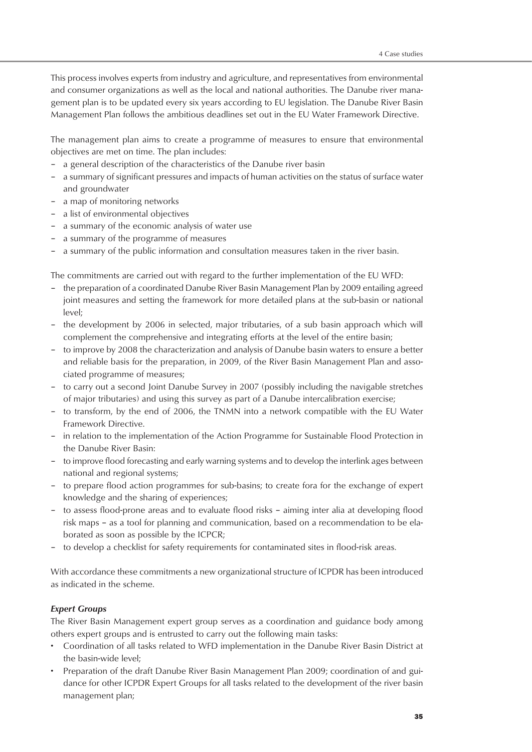This process involves experts from industry and agriculture, and representatives from environmental and consumer organizations as well as the local and national authorities. The Danube river management plan is to be updated every six years according to EU legislation. The Danube River Basin Management Plan follows the ambitious deadlines set out in the EU Water Framework Directive.

The management plan aims to create a programme of measures to ensure that environmental objectives are met on time. The plan includes:

- a general description of the characteristics of the Danube river basin
- a summary of significant pressures and impacts of human activities on the status of surface water and groundwater
- a map of monitoring networks
- a list of environmental objectives
- a summary of the economic analysis of water use
- a summary of the programme of measures
- a summary of the public information and consultation measures taken in the river basin.

The commitments are carried out with regard to the further implementation of the EU WFD:

- the preparation of a coordinated Danube River Basin Management Plan by 2009 entailing agreed joint measures and setting the framework for more detailed plans at the sub-basin or national level;
- the development by 2006 in selected, major tributaries, of a sub basin approach which will complement the comprehensive and integrating efforts at the level of the entire basin;
- to improve by 2008 the characterization and analysis of Danube basin waters to ensure a better and reliable basis for the preparation, in 2009, of the River Basin Management Plan and associated programme of measures;
- to carry out a second Joint Danube Survey in 2007 (possibly including the navigable stretches of major tributaries) and using this survey as part of a Danube intercalibration exercise;
- to transform, by the end of 2006, the TNMN into a network compatible with the EU Water Framework Directive.
- in relation to the implementation of the Action Programme for Sustainable Flood Protection in the Danube River Basin:
- to improve flood forecasting and early warning systems and to develop the interlink ages between national and regional systems;
- to prepare flood action programmes for sub-basins; to create fora for the exchange of expert knowledge and the sharing of experiences;
- to assess flood-prone areas and to evaluate flood risks – aiming inter alia at developing flood risk maps – as a tool for planning and communication, based on a recommendation to be elaborated as soon as possible by the ICPCR;
- to develop a checklist for safety requirements for contaminated sites in flood-risk areas.

With accordance these commitments a new organizational structure of ICPDR has been introduced as indicated in the scheme.

***Expert Groups***

The River Basin Management expert group serves as a coordination and guidance body among others expert groups and is entrusted to carry out the following main tasks:

- Coordination of all tasks related to WFD implementation in the Danube River Basin District at the basin-wide level;
- Preparation of the draft Danube River Basin Management Plan 2009; coordination of and guidance for other ICPDR Expert Groups for all tasks related to the development of the river basin management plan;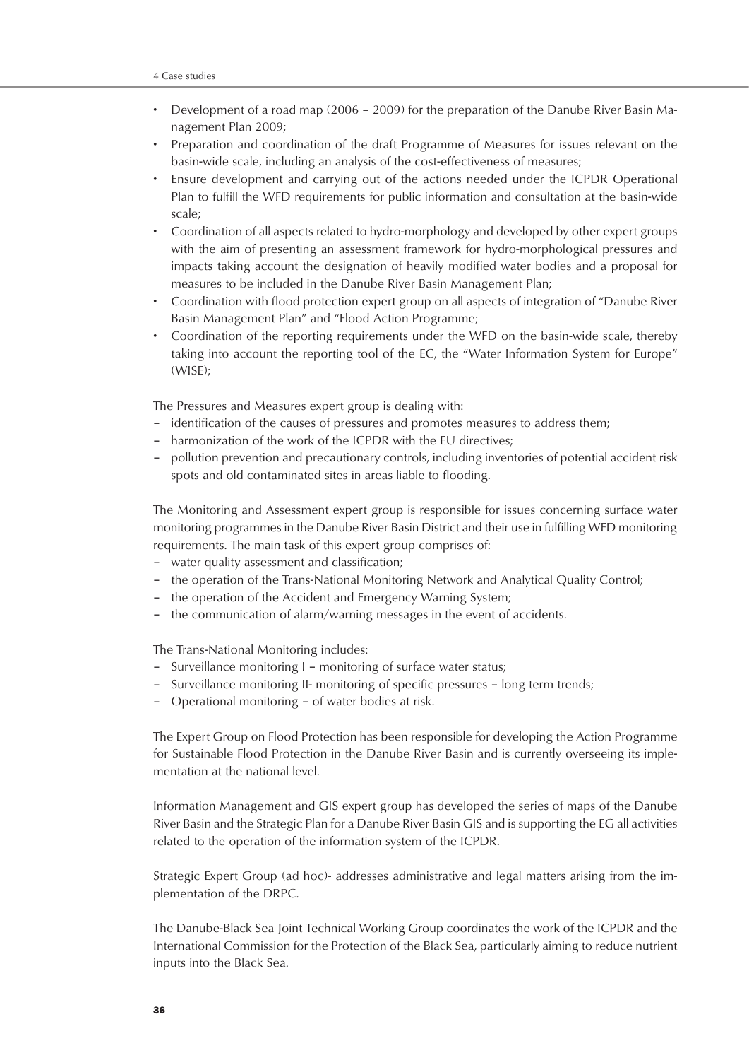- Development of a road map (2006 – 2009) for the preparation of the Danube River Basin Management Plan 2009;
- Preparation and coordination of the draft Programme of Measures for issues relevant on the basin-wide scale, including an analysis of the cost-effectiveness of measures;
- Ensure development and carrying out of the actions needed under the ICPDR Operational Plan to fulfill the WFD requirements for public information and consultation at the basin-wide scale;
- Coordination of all aspects related to hydro-morphology and developed by other expert groups with the aim of presenting an assessment framework for hydro-morphological pressures and impacts taking account the designation of heavily modified water bodies and a proposal for measures to be included in the Danube River Basin Management Plan;
- Coordination with flood protection expert group on all aspects of integration of "Danube River Basin Management Plan" and "Flood Action Programme;
- Coordination of the reporting requirements under the WFD on the basin-wide scale, thereby taking into account the reporting tool of the EC, the "Water Information System for Europe" (WISE);

The Pressures and Measures expert group is dealing with:

- identification of the causes of pressures and promotes measures to address them;
- harmonization of the work of the ICPDR with the EU directives;
- pollution prevention and precautionary controls, including inventories of potential accident risk spots and old contaminated sites in areas liable to flooding.

The Monitoring and Assessment expert group is responsible for issues concerning surface water monitoring programmes in the Danube River Basin District and their use in fulfilling WFD monitoring requirements. The main task of this expert group comprises of:

- water quality assessment and classification;
- the operation of the Trans-National Monitoring Network and Analytical Quality Control;
- the operation of the Accident and Emergency Warning System;
- the communication of alarm/warning messages in the event of accidents.

The Trans-National Monitoring includes:

- Surveillance monitoring I – monitoring of surface water status;
- Surveillance monitoring II- monitoring of specific pressures – long term trends;
- Operational monitoring – of water bodies at risk.

The Expert Group on Flood Protection has been responsible for developing the Action Programme for Sustainable Flood Protection in the Danube River Basin and is currently overseeing its implementation at the national level.

Information Management and GIS expert group has developed the series of maps of the Danube River Basin and the Strategic Plan for a Danube River Basin GIS and is supporting the EG all activities related to the operation of the information system of the ICPDR.

Strategic Expert Group (ad hoc)- addresses administrative and legal matters arising from the implementation of the DRPC.

The Danube-Black Sea Joint Technical Working Group coordinates the work of the ICPDR and the International Commission for the Protection of the Black Sea, particularly aiming to reduce nutrient inputs into the Black Sea.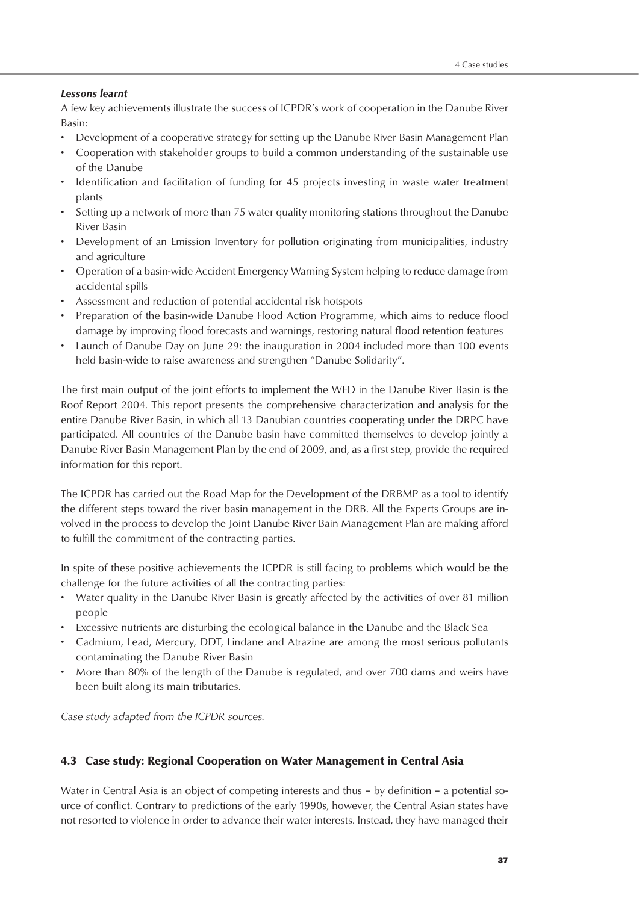*Lessons learnt*

A few key achievements illustrate the success of ICPDR's work of cooperation in the Danube River Basin:

- Development of a cooperative strategy for setting up the Danube River Basin Management Plan
- Cooperation with stakeholder groups to build a common understanding of the sustainable use of the Danube
- Identification and facilitation of funding for 45 projects investing in waste water treatment plants
- Setting up a network of more than 75 water quality monitoring stations throughout the Danube River Basin
- Development of an Emission Inventory for pollution originating from municipalities, industry and agriculture
- Operation of a basin-wide Accident Emergency Warning System helping to reduce damage from accidental spills
- Assessment and reduction of potential accidental risk hotspots
- Preparation of the basin-wide Danube Flood Action Programme, which aims to reduce flood damage by improving flood forecasts and warnings, restoring natural flood retention features
- Launch of Danube Day on June 29: the inauguration in 2004 included more than 100 events held basin-wide to raise awareness and strengthen "Danube Solidarity".

The first main output of the joint efforts to implement the WFD in the Danube River Basin is the Roof Report 2004. This report presents the comprehensive characterization and analysis for the entire Danube River Basin, in which all 13 Danubian countries cooperating under the DRPC have participated. All countries of the Danube basin have committed themselves to develop jointly a Danube River Basin Management Plan by the end of 2009, and, as a first step, provide the required information for this report.

The ICPDR has carried out the Road Map for the Development of the DRBMP as a tool to identify the different steps toward the river basin management in the DRB. All the Experts Groups are involved in the process to develop the Joint Danube River Bain Management Plan are making afford to fulfill the commitment of the contracting parties.

In spite of these positive achievements the ICPDR is still facing to problems which would be the challenge for the future activities of all the contracting parties:

- Water quality in the Danube River Basin is greatly affected by the activities of over 81 million people
- Excessive nutrients are disturbing the ecological balance in the Danube and the Black Sea
- Cadmium, Lead, Mercury, DDT, Lindane and Atrazine are among the most serious pollutants contaminating the Danube River Basin
- More than 80% of the length of the Danube is regulated, and over 700 dams and weirs have been built along its main tributaries.

*Case study adapted from the ICPDR sources.*

## 4.3 Case study: Regional Cooperation on Water Management in Central Asia

Water in Central Asia is an object of competing interests and thus – by definition – a potential source of conflict. Contrary to predictions of the early 1990s, however, the Central Asian states have not resorted to violence in order to advance their water interests. Instead, they have managed their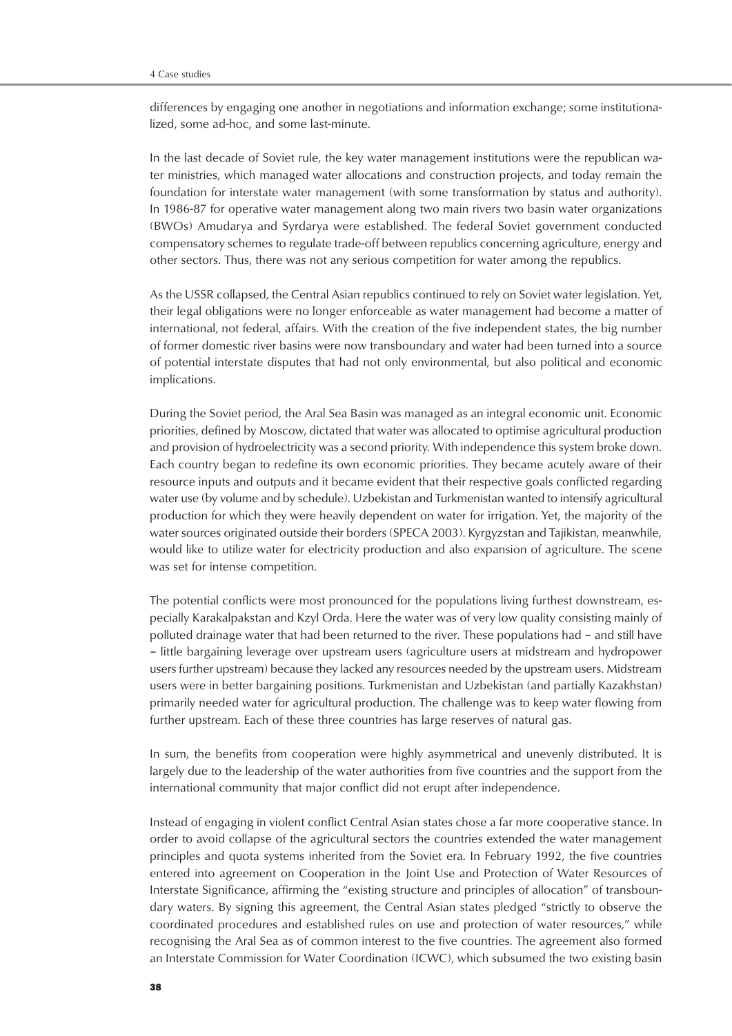differences by engaging one another in negotiations and information exchange; some institutionalized, some ad-hoc, and some last-minute.

In the last decade of Soviet rule, the key water management institutions were the republican water ministries, which managed water allocations and construction projects, and today remain the foundation for interstate water management (with some transformation by status and authority). In 1986-87 for operative water management along two main rivers two basin water organizations (BWOs) Amudarya and Syrdarya were established. The federal Soviet government conducted compensatory schemes to regulate trade-off between republics concerning agriculture, energy and other sectors. Thus, there was not any serious competition for water among the republics.

As the USSR collapsed, the Central Asian republics continued to rely on Soviet water legislation. Yet, their legal obligations were no longer enforceable as water management had become a matter of international, not federal, affairs. With the creation of the five independent states, the big number of former domestic river basins were now transboundary and water had been turned into a source of potential interstate disputes that had not only environmental, but also political and economic implications.

During the Soviet period, the Aral Sea Basin was managed as an integral economic unit. Economic priorities, defined by Moscow, dictated that water was allocated to optimise agricultural production and provision of hydroelectricity was a second priority. With independence this system broke down. Each country began to redefine its own economic priorities. They became acutely aware of their resource inputs and outputs and it became evident that their respective goals conflicted regarding water use (by volume and by schedule). Uzbekistan and Turkmenistan wanted to intensify agricultural production for which they were heavily dependent on water for irrigation. Yet, the majority of the water sources originated outside their borders (SPECA 2003). Kyrgyzstan and Tajikistan, meanwhile, would like to utilize water for electricity production and also expansion of agriculture. The scene was set for intense competition.

The potential conflicts were most pronounced for the populations living furthest downstream, especially Karakalpakstan and Kzyl Orda. Here the water was of very low quality consisting mainly of polluted drainage water that had been returned to the river. These populations had – and still have – little bargaining leverage over upstream users (agriculture users at midstream and hydropower users further upstream) because they lacked any resources needed by the upstream users. Midstream users were in better bargaining positions. Turkmenistan and Uzbekistan (and partially Kazakhstan) primarily needed water for agricultural production. The challenge was to keep water flowing from further upstream. Each of these three countries has large reserves of natural gas.

In sum, the benefits from cooperation were highly asymmetrical and unevenly distributed. It is largely due to the leadership of the water authorities from five countries and the support from the international community that major conflict did not erupt after independence.

Instead of engaging in violent conflict Central Asian states chose a far more cooperative stance. In order to avoid collapse of the agricultural sectors the countries extended the water management principles and quota systems inherited from the Soviet era. In February 1992, the five countries entered into agreement on Cooperation in the Joint Use and Protection of Water Resources of Interstate Significance, affirming the "existing structure and principles of allocation" of transboundary waters. By signing this agreement, the Central Asian states pledged "strictly to observe the coordinated procedures and established rules on use and protection of water resources," while recognising the Aral Sea as of common interest to the five countries. The agreement also formed an Interstate Commission for Water Coordination (ICWC), which subsumed the two existing basin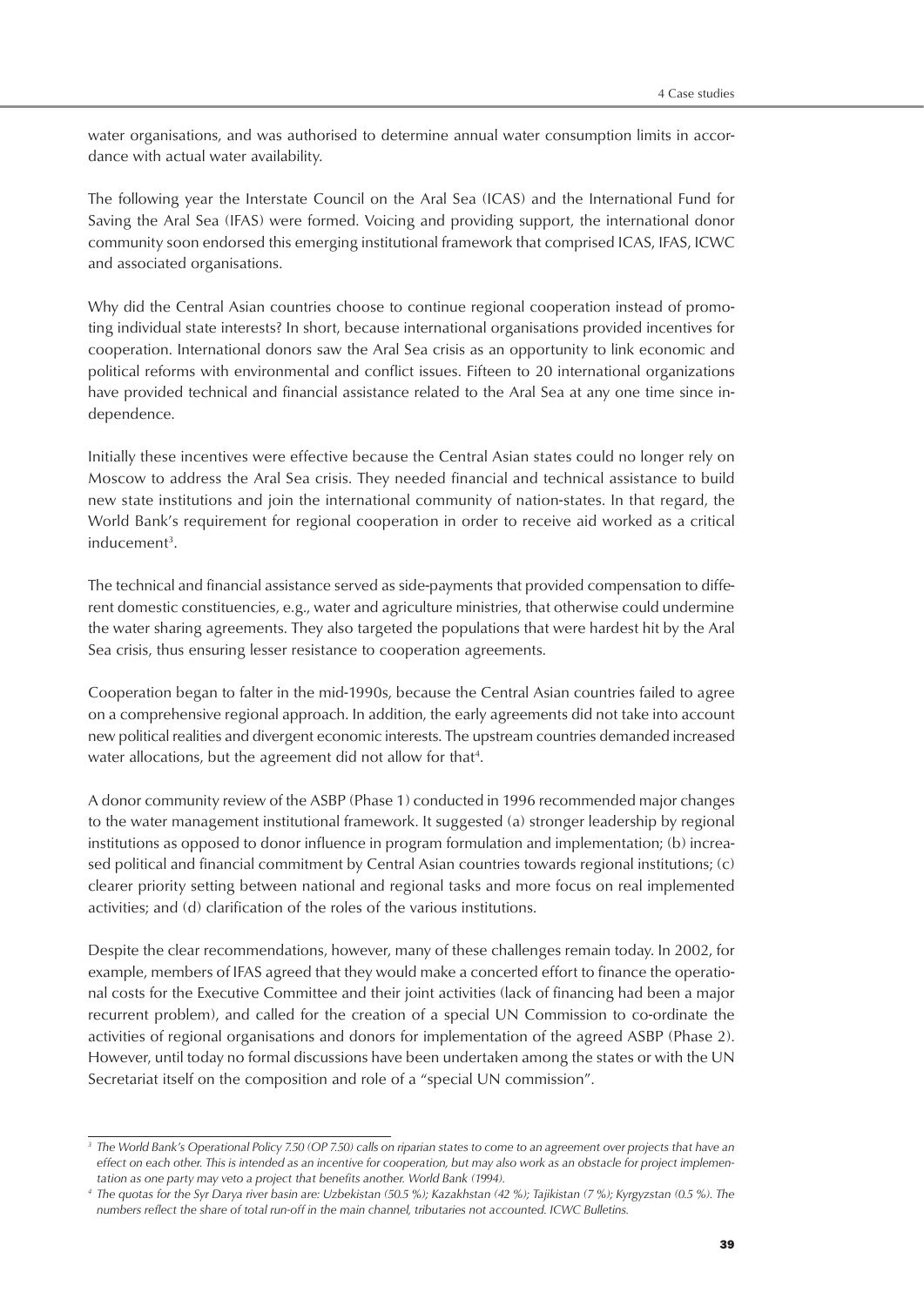water organisations, and was authorised to determine annual water consumption limits in accordance with actual water availability.

The following year the Interstate Council on the Aral Sea (ICAS) and the International Fund for Saving the Aral Sea (IFAS) were formed. Voicing and providing support, the international donor community soon endorsed this emerging institutional framework that comprised ICAS, IFAS, ICWC and associated organisations.

Why did the Central Asian countries choose to continue regional cooperation instead of promoting individual state interests? In short, because international organisations provided incentives for cooperation. International donors saw the Aral Sea crisis as an opportunity to link economic and political reforms with environmental and conflict issues. Fifteen to 20 international organizations have provided technical and financial assistance related to the Aral Sea at any one time since independence.

Initially these incentives were effective because the Central Asian states could no longer rely on Moscow to address the Aral Sea crisis. They needed financial and technical assistance to build new state institutions and join the international community of nation-states. In that regard, the World Bank's requirement for regional cooperation in order to receive aid worked as a critical inducement[3].

The technical and financial assistance served as side-payments that provided compensation to different domestic constituencies, e.g., water and agriculture ministries, that otherwise could undermine the water sharing agreements. They also targeted the populations that were hardest hit by the Aral Sea crisis, thus ensuring lesser resistance to cooperation agreements.

Cooperation began to falter in the mid-1990s, because the Central Asian countries failed to agree on a comprehensive regional approach. In addition, the early agreements did not take into account new political realities and divergent economic interests. The upstream countries demanded increased water allocations, but the agreement did not allow for that[4].

A donor community review of the ASBP (Phase 1) conducted in 1996 recommended major changes to the water management institutional framework. It suggested (a) stronger leadership by regional institutions as opposed to donor influence in program formulation and implementation; (b) increased political and financial commitment by Central Asian countries towards regional institutions; (c) clearer priority setting between national and regional tasks and more focus on real implemented activities; and (d) clarification of the roles of the various institutions.

Despite the clear recommendations, however, many of these challenges remain today. In 2002, for example, members of IFAS agreed that they would make a concerted effort to finance the operational costs for the Executive Committee and their joint activities (lack of financing had been a major recurrent problem), and called for the creation of a special UN Commission to co-ordinate the activities of regional organisations and donors for implementation of the agreed ASBP (Phase 2). However, until today no formal discussions have been undertaken among the states or with the UN Secretariat itself on the composition and role of a "special UN commission".

---

[3] *The World Bank's Operational Policy 7.50 (OP 7.50) calls on riparian states to come to an agreement over projects that have an effect on each other. This is intended as an incentive for cooperation, but may also work as an obstacle for project implementation as one party may veto a project that benefits another. World Bank (1994).*

[4] *The quotas for the Syr Darya river basin are: Uzbekistan (50.5 %); Kazakhstan (42 %); Tajikistan (7 %); Kyrgyzstan (0.5 %). The numbers reflect the share of total run-off in the main channel, tributaries not accounted. ICWC Bulletins.*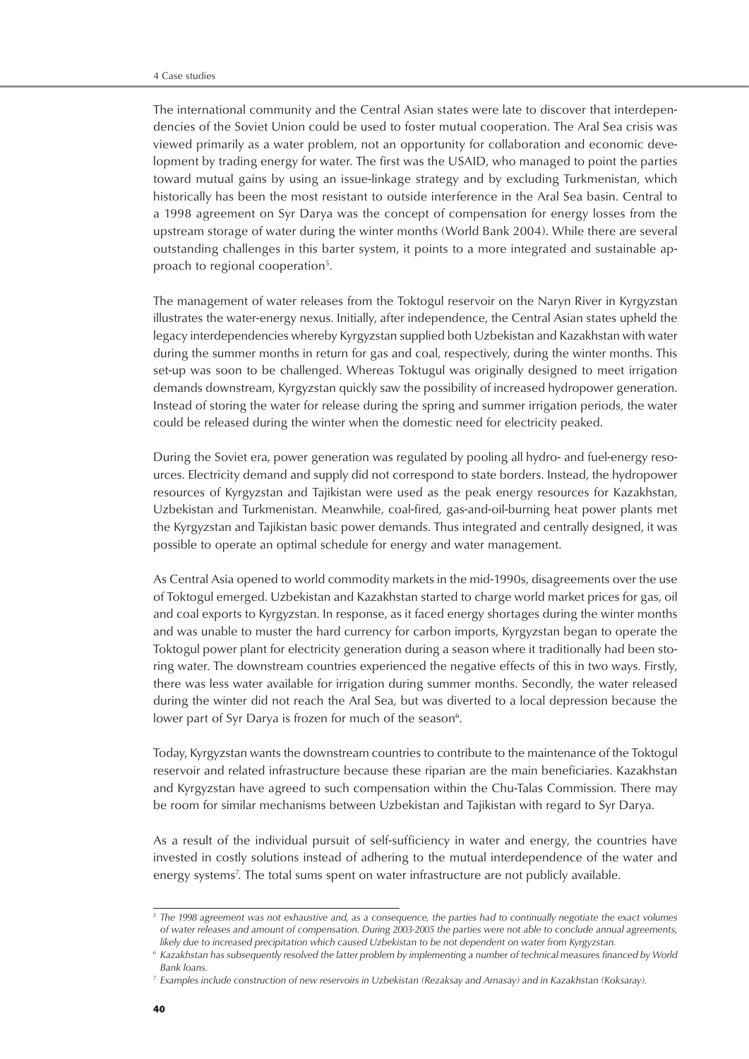The international community and the Central Asian states were late to discover that interdependencies of the Soviet Union could be used to foster mutual cooperation. The Aral Sea crisis was viewed primarily as a water problem, not an opportunity for collaboration and economic development by trading energy for water. The first was the USAID, who managed to point the parties toward mutual gains by using an issue-linkage strategy and by excluding Turkmenistan, which historically has been the most resistant to outside interference in the Aral Sea basin. Central to a 1998 agreement on Syr Darya was the concept of compensation for energy losses from the upstream storage of water during the winter months (World Bank 2004). While there are several outstanding challenges in this barter system, it points to a more integrated and sustainable approach to regional cooperation[5].

The management of water releases from the Toktogul reservoir on the Naryn River in Kyrgyzstan illustrates the water-energy nexus. Initially, after independence, the Central Asian states upheld the legacy interdependencies whereby Kyrgyzstan supplied both Uzbekistan and Kazakhstan with water during the summer months in return for gas and coal, respectively, during the winter months. This set-up was soon to be challenged. Whereas Toktogul was originally designed to meet irrigation demands downstream, Kyrgyzstan quickly saw the possibility of increased hydropower generation. Instead of storing the water for release during the spring and summer irrigation periods, the water could be released during the winter when the domestic need for electricity peaked.

During the Soviet era, power generation was regulated by pooling all hydro- and fuel-energy resources. Electricity demand and supply did not correspond to state borders. Instead, the hydropower resources of Kyrgyzstan and Tajikistan were used as the peak energy resources for Kazakhstan, Uzbekistan and Turkmenistan. Meanwhile, coal-fired, gas-and-oil-burning heat power plants met the Kyrgyzstan and Tajikistan basic power demands. Thus integrated and centrally designed, it was possible to operate an optimal schedule for energy and water management.

As Central Asia opened to world commodity markets in the mid-1990s, disagreements over the use of Toktogul emerged. Uzbekistan and Kazakhstan started to charge world market prices for gas, oil and coal exports to Kyrgyzstan. In response, as it faced energy shortages during the winter months and was unable to muster the hard currency for carbon imports, Kyrgyzstan began to operate the Toktogul power plant for electricity generation during a season where it traditionally had been storing water. The downstream countries experienced the negative effects of this in two ways. Firstly, there was less water available for irrigation during summer months. Secondly, the water released during the winter did not reach the Aral Sea, but was diverted to a local depression because the lower part of Syr Darya is frozen for much of the season[6].

Today, Kyrgyzstan wants the downstream countries to contribute to the maintenance of the Toktogul reservoir and related infrastructure because these riparian are the main beneficiaries. Kazakhstan and Kyrgyzstan have agreed to such compensation within the Chu-Talas Commission. There may be room for similar mechanisms between Uzbekistan and Tajikistan with regard to Syr Darya.

As a result of the individual pursuit of self-sufficiency in water and energy, the countries have invested in costly solutions instead of adhering to the mutual interdependence of the water and energy systems[7]. The total sums spent on water infrastructure are not publicly available.

---

[5] *The 1998 agreement was not exhaustive and, as a consequence, the parties had to continually negotiate the exact volumes of water releases and amount of compensation. During 2003-2005 the parties were not able to conclude annual agreements, likely due to increased precipitation which caused Uzbekistan to be not dependent on water from Kyrgyzstan.*

[6] *Kazakhstan has subsequently resolved the latter problem by implementing a number of technical measures financed by World Bank loans.*

[7] *Examples include construction of new reservoirs in Uzbekistan (Rezaksay and Arnasay) and in Kazakhstan (Koksaray).*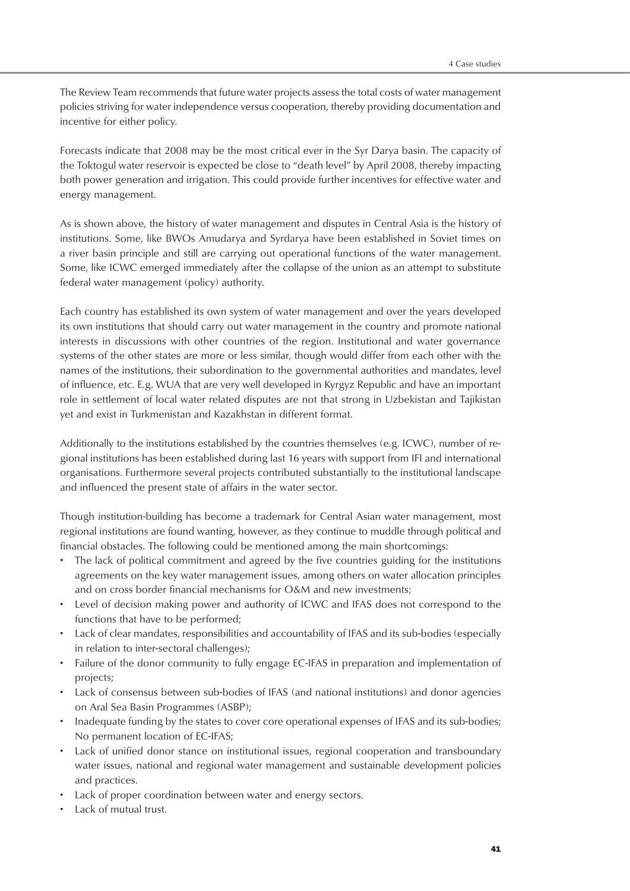The Review Team recommends that future water projects assess the total costs of water management policies striving for water independence versus cooperation, thereby providing documentation and incentive for either policy.

Forecasts indicate that 2008 may be the most critical ever in the Syr Darya basin. The capacity of the Toktogul water reservoir is expected be close to "death level" by April 2008, thereby impacting both power generation and irrigation. This could provide further incentives for effective water and energy management.

As is shown above, the history of water management and disputes in Central Asia is the history of institutions. Some, like BWOs Amudarya and Syrdarya have been established in Soviet times on a river basin principle and still are carrying out operational functions of the water management. Some, like ICWC emerged immediately after the collapse of the union as an attempt to substitute federal water management (policy) authority.

Each country has established its own system of water management and over the years developed its own institutions that should carry out water management in the country and promote national interests in discussions with other countries of the region. Institutional and water governance systems of the other states are more or less similar, though would differ from each other with the names of the institutions, their subordination to the governmental authorities and mandates, level of influence, etc. E.g. WUA that are very well developed in Kyrgyz Republic and have an important role in settlement of local water related disputes are not that strong in Uzbekistan and Tajikistan yet and exist in Turkmenistan and Kazakhstan in different format.

Additionally to the institutions established by the countries themselves (e.g. ICWC), number of regional institutions has been established during last 16 years with support from IFI and international organisations. Furthermore several projects contributed substantially to the institutional landscape and influenced the present state of affairs in the water sector.

Though institution-building has become a trademark for Central Asian water management, most regional institutions are found wanting, however, as they continue to muddle through political and financial obstacles. The following could be mentioned among the main shortcomings:

- The lack of political commitment and agreed by the five countries guiding for the institutions agreements on the key water management issues, among others on water allocation principles and on cross border financial mechanisms for O&M and new investments;
- Level of decision making power and authority of ICWC and IFAS does not correspond to the functions that have to be performed;
- Lack of clear mandates, responsibilities and accountability of IFAS and its sub-bodies (especially in relation to inter-sectoral challenges);
- Failure of the donor community to fully engage EC-IFAS in preparation and implementation of projects;
- Lack of consensus between sub-bodies of IFAS (and national institutions) and donor agencies on Aral Sea Basin Programmes (ASBP);
- Inadequate funding by the states to cover core operational expenses of IFAS and its sub-bodies; No permanent location of EC-IFAS;
- Lack of unified donor stance on institutional issues, regional cooperation and transboundary water issues, national and regional water management and sustainable development policies and practices.
- Lack of proper coordination between water and energy sectors.
- Lack of mutual trust.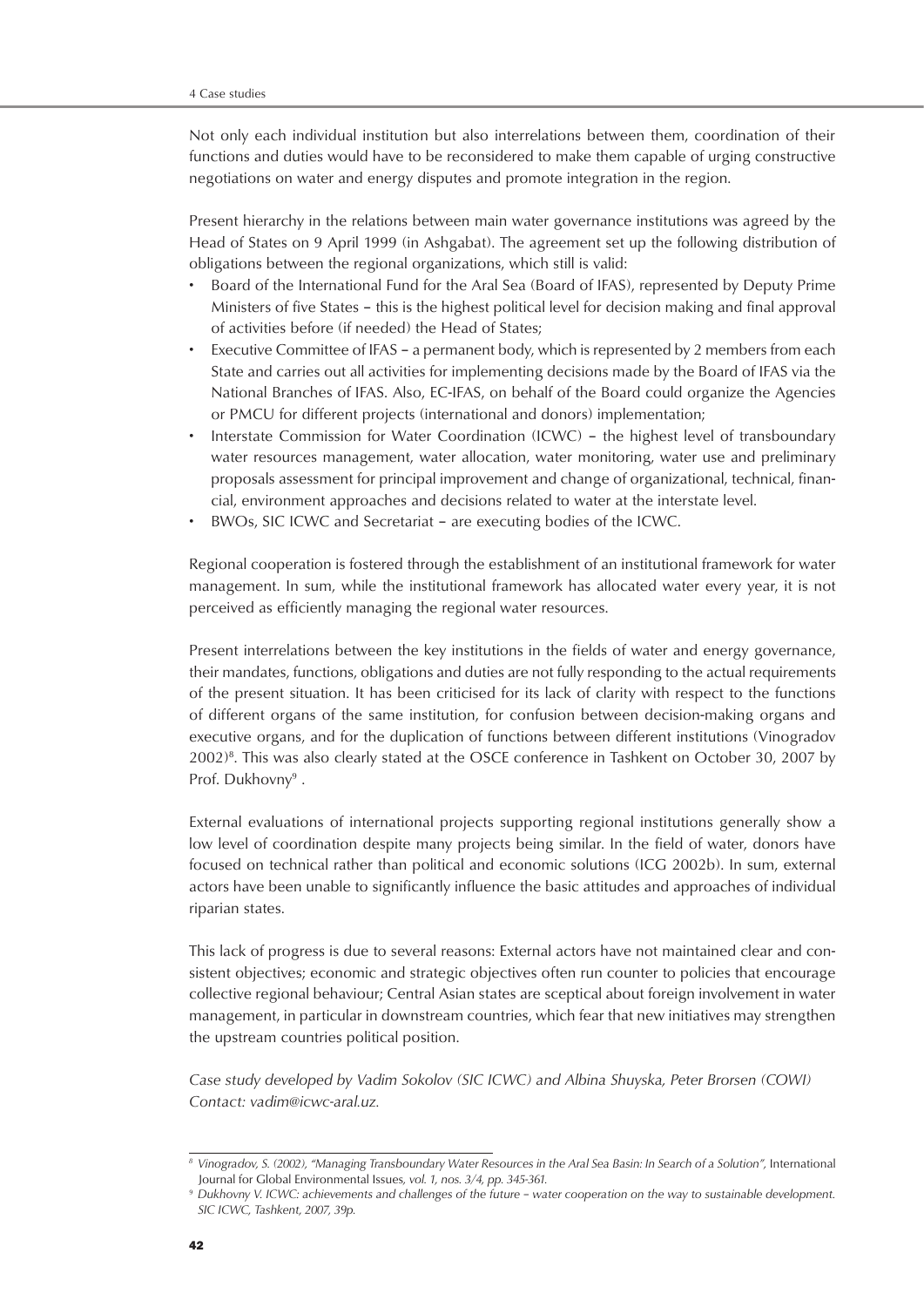Not only each individual institution but also interrelations between them, coordination of their functions and duties would have to be reconsidered to make them capable of urging constructive negotiations on water and energy disputes and promote integration in the region.

Present hierarchy in the relations between main water governance institutions was agreed by the Head of States on 9 April 1999 (in Ashgabat). The agreement set up the following distribution of obligations between the regional organizations, which still is valid:

- Board of the International Fund for the Aral Sea (Board of IFAS), represented by Deputy Prime Ministers of five States – this is the highest political level for decision making and final approval of activities before (if needed) the Head of States;
- Executive Committee of IFAS – a permanent body, which is represented by 2 members from each State and carries out all activities for implementing decisions made by the Board of IFAS via the National Branches of IFAS. Also, EC-IFAS, on behalf of the Board could organize the Agencies or PMCU for different projects (international and donors) implementation;
- Interstate Commission for Water Coordination (ICWC) – the highest level of transboundary water resources management, water allocation, water monitoring, water use and preliminary proposals assessment for principal improvement and change of organizational, technical, financial, environment approaches and decisions related to water at the interstate level.
- BWOs, SIC ICWC and Secretariat – are executing bodies of the ICWC.

Regional cooperation is fostered through the establishment of an institutional framework for water management. In sum, while the institutional framework has allocated water every year, it is not perceived as efficiently managing the regional water resources.

Present interrelations between the key institutions in the fields of water and energy governance, their mandates, functions, obligations and duties are not fully responding to the actual requirements of the present situation. It has been criticised for its lack of clarity with respect to the functions of different organs of the same institution, for confusion between decision-making organs and executive organs, and for the duplication of functions between different institutions (Vinogradov 2002)[8]. This was also clearly stated at the OSCE conference in Tashkent on October 30, 2007 by Prof. Dukhovny[9] .

External evaluations of international projects supporting regional institutions generally show a low level of coordination despite many projects being similar. In the field of water, donors have focused on technical rather than political and economic solutions (ICG 2002b). In sum, external actors have been unable to significantly influence the basic attitudes and approaches of individual riparian states.

This lack of progress is due to several reasons: External actors have not maintained clear and consistent objectives; economic and strategic objectives often run counter to policies that encourage collective regional behaviour; Central Asian states are sceptical about foreign involvement in water management, in particular in downstream countries, which fear that new initiatives may strengthen the upstream countries political position.

*Case study developed by Vadim Sokolov (SIC ICWC) and Albina Shuyska, Peter Brorsen (COWI)*
*Contact: vadim@icwc-aral.uz.*

---

[8] *Vinogradov, S. (2002), "Managing Transboundary Water Resources in the Aral Sea Basin: In Search of a Solution",* International Journal for Global Environmental Issues, *vol. 1, nos. 3/4, pp. 345-361.*

[9] *Dukhovny V. ICWC: achievements and challenges of the future – water cooperation on the way to sustainable development. SIC ICWC, Tashkent, 2007, 39p.*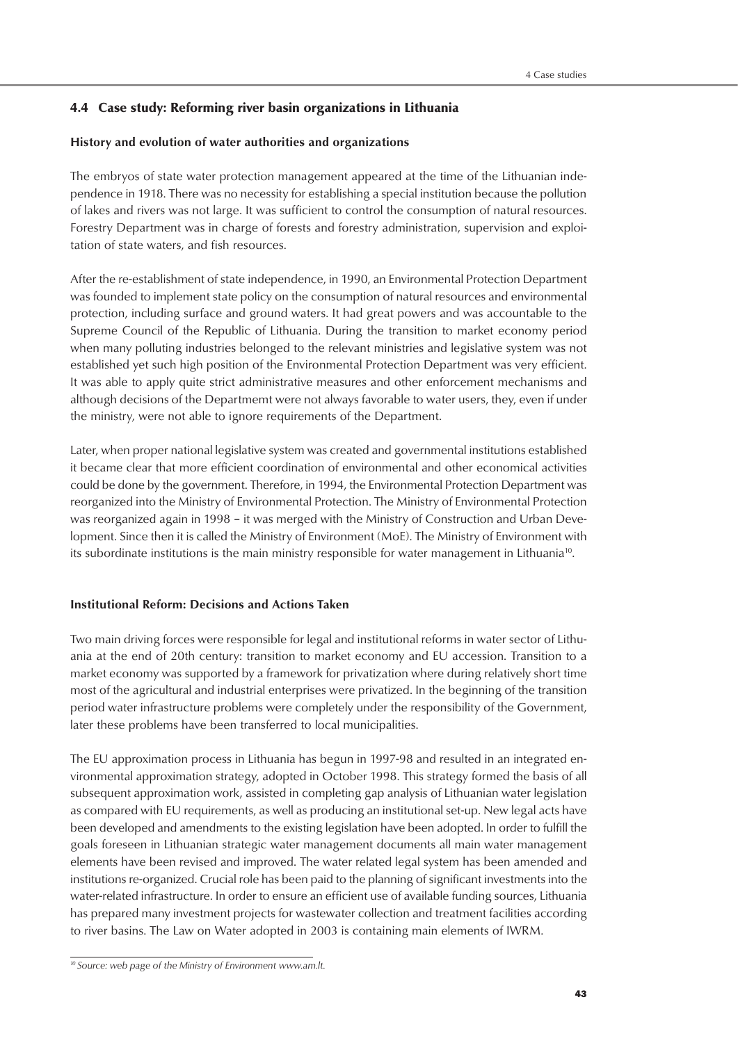## 4.4 Case study: Reforming river basin organizations in Lithuania

### History and evolution of water authorities and organizations

The embryos of state water protection management appeared at the time of the Lithuanian independence in 1918. There was no necessity for establishing a special institution because the pollution of lakes and rivers was not large. It was sufficient to control the consumption of natural resources. Forestry Department was in charge of forests and forestry administration, supervision and exploitation of state waters, and fish resources.

After the re-establishment of state independence, in 1990, an Environmental Protection Department was founded to implement state policy on the consumption of natural resources and environmental protection, including surface and ground waters. It had great powers and was accountable to the Supreme Council of the Republic of Lithuania. During the transition to market economy period when many polluting industries belonged to the relevant ministries and legislative system was not established yet such high position of the Environmental Protection Department was very efficient. It was able to apply quite strict administrative measures and other enforcement mechanisms and although decisions of the Departmemt were not always favorable to water users, they, even if under the ministry, were not able to ignore requirements of the Department.

Later, when proper national legislative system was created and governmental institutions established it became clear that more efficient coordination of environmental and other economical activities could be done by the government. Therefore, in 1994, the Environmental Protection Department was reorganized into the Ministry of Environmental Protection. The Ministry of Environmental Protection was reorganized again in 1998 – it was merged with the Ministry of Construction and Urban Development. Since then it is called the Ministry of Environment (MoE). The Ministry of Environment with its subordinate institutions is the main ministry responsible for water management in Lithuania[10].

### Institutional Reform: Decisions and Actions Taken

Two main driving forces were responsible for legal and institutional reforms in water sector of Lithuania at the end of 20th century: transition to market economy and EU accession. Transition to a market economy was supported by a framework for privatization where during relatively short time most of the agricultural and industrial enterprises were privatized. In the beginning of the transition period water infrastructure problems were completely under the responsibility of the Government, later these problems have been transferred to local municipalities.

The EU approximation process in Lithuania has begun in 1997-98 and resulted in an integrated environmental approximation strategy, adopted in October 1998. This strategy formed the basis of all subsequent approximation work, assisted in completing gap analysis of Lithuanian water legislation as compared with EU requirements, as well as producing an institutional set-up. New legal acts have been developed and amendments to the existing legislation have been adopted. In order to fulfill the goals foreseen in Lithuanian strategic water management documents all main water management elements have been revised and improved. The water related legal system has been amended and institutions re-organized. Crucial role has been paid to the planning of significant investments into the water-related infrastructure. In order to ensure an efficient use of available funding sources, Lithuania has prepared many investment projects for wastewater collection and treatment facilities according to river basins. The Law on Water adopted in 2003 is containing main elements of IWRM.

---

[10] *Source: web page of the Ministry of Environment www.am.lt.*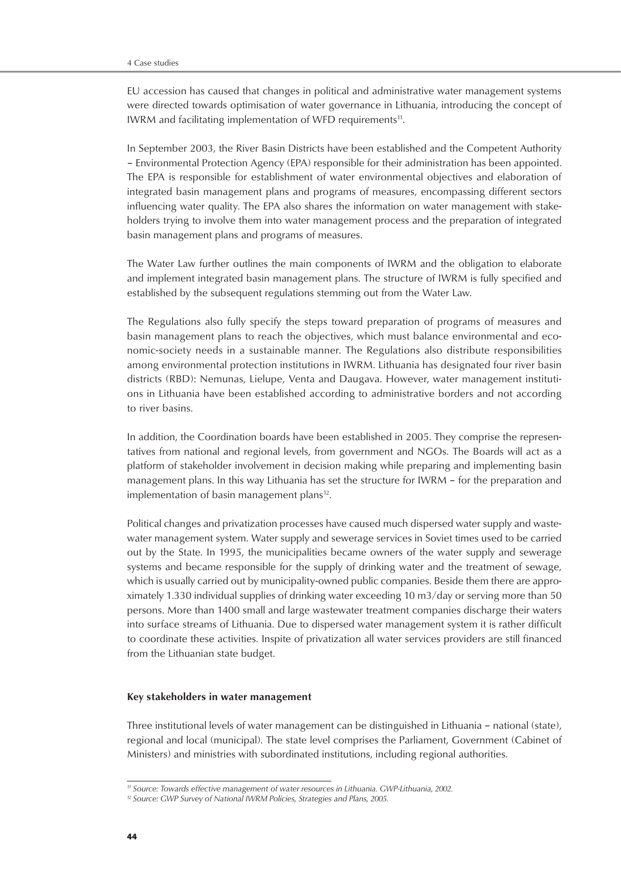EU accession has caused that changes in political and administrative water management systems were directed towards optimisation of water governance in Lithuania, introducing the concept of IWRM and facilitating implementation of WFD requirements[11].

In September 2003, the River Basin Districts have been established and the Competent Authority – Environmental Protection Agency (EPA) responsible for their administration has been appointed. The EPA is responsible for establishment of water environmental objectives and elaboration of integrated basin management plans and programs of measures, encompassing different sectors influencing water quality. The EPA also shares the information on water management with stakeholders trying to involve them into water management process and the preparation of integrated basin management plans and programs of measures.

The Water Law further outlines the main components of IWRM and the obligation to elaborate and implement integrated basin management plans. The structure of IWRM is fully specified and established by the subsequent regulations stemming out from the Water Law.

The Regulations also fully specify the steps toward preparation of programs of measures and basin management plans to reach the objectives, which must balance environmental and economic-society needs in a sustainable manner. The Regulations also distribute responsibilities among environmental protection institutions in IWRM. Lithuania has designated four river basin districts (RBD): Nemunas, Lielupe, Venta and Daugava. However, water management institutions in Lithuania have been established according to administrative borders and not according to river basins.

In addition, the Coordination boards have been established in 2005. They comprise the representatives from national and regional levels, from government and NGOs. The Boards will act as a platform of stakeholder involvement in decision making while preparing and implementing basin management plans. In this way Lithuania has set the structure for IWRM – for the preparation and implementation of basin management plans[12].

Political changes and privatization processes have caused much dispersed water supply and wastewater management system. Water supply and sewerage services in Soviet times used to be carried out by the State. In 1995, the municipalities became owners of the water supply and sewerage systems and became responsible for the supply of drinking water and the treatment of sewage, which is usually carried out by municipality-owned public companies. Beside them there are approximately 1.330 individual supplies of drinking water exceeding 10 m3/day or serving more than 50 persons. More than 1400 small and large wastewater treatment companies discharge their waters into surface streams of Lithuania. Due to dispersed water management system it is rather difficult to coordinate these activities. Inspite of privatization all water services providers are still financed from the Lithuanian state budget.

**Key stakeholders in water management**

Three institutional levels of water management can be distinguished in Lithuania – national (state), regional and local (municipal). The state level comprises the Parliament, Government (Cabinet of Ministers) and ministries with subordinated institutions, including regional authorities.

---

[11] *Source: Towards effective management of water resources in Lithuania. GWP-Lithuania, 2002.*

[12] *Source: GWP Survey of National IWRM Policies, Strategies and Plans, 2005.*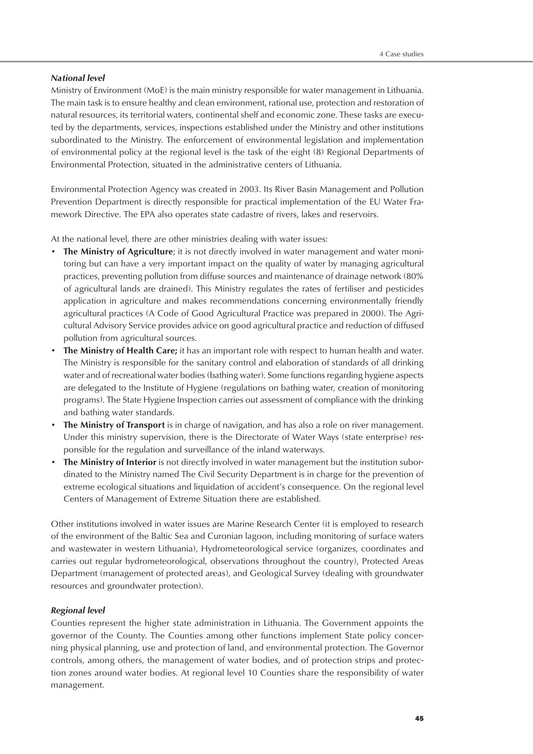### *National level*

Ministry of Environment (MoE) is the main ministry responsible for water management in Lithuania. The main task is to ensure healthy and clean environment, rational use, protection and restoration of natural resources, its territorial waters, continental shelf and economic zone. These tasks are executed by the departments, services, inspections established under the Ministry and other institutions subordinated to the Ministry. The enforcement of environmental legislation and implementation of environmental policy at the regional level is the task of the eight (8) Regional Departments of Environmental Protection, situated in the administrative centers of Lithuania.

Environmental Protection Agency was created in 2003. Its River Basin Management and Pollution Prevention Department is directly responsible for practical implementation of the EU Water Framework Directive. The EPA also operates state cadastre of rivers, lakes and reservoirs.

At the national level, there are other ministries dealing with water issues:

- **The Ministry of Agriculture**; it is not directly involved in water management and water monitoring but can have a very important impact on the quality of water by managing agricultural practices, preventing pollution from diffuse sources and maintenance of drainage network (80% of agricultural lands are drained). This Ministry regulates the rates of fertiliser and pesticides application in agriculture and makes recommendations concerning environmentally friendly agricultural practices (A Code of Good Agricultural Practice was prepared in 2000). The Agricultural Advisory Service provides advice on good agricultural practice and reduction of diffused pollution from agricultural sources.
- **The Ministry of Health Care;** it has an important role with respect to human health and water. The Ministry is responsible for the sanitary control and elaboration of standards of all drinking water and of recreational water bodies (bathing water). Some functions regarding hygiene aspects are delegated to the Institute of Hygiene (regulations on bathing water, creation of monitoring programs). The State Hygiene Inspection carries out assessment of compliance with the drinking and bathing water standards.
- **The Ministry of Transport** is in charge of navigation, and has also a role on river management. Under this ministry supervision, there is the Directorate of Water Ways (state enterprise) responsible for the regulation and surveillance of the inland waterways.
- **The Ministry of Interior** is not directly involved in water management but the institution subordinated to the Ministry named The Civil Security Department is in charge for the prevention of extreme ecological situations and liquidation of accident's consequence. On the regional level Centers of Management of Extreme Situation there are established.

Other institutions involved in water issues are Marine Research Center (it is employed to research of the environment of the Baltic Sea and Curonian lagoon, including monitoring of surface waters and wastewater in western Lithuania), Hydrometeorological service (organizes, coordinates and carries out regular hydrometeorological, observations throughout the country), Protected Areas Department (management of protected areas), and Geological Survey (dealing with groundwater resources and groundwater protection).

### *Regional level*

Counties represent the higher state administration in Lithuania. The Government appoints the governor of the County. The Counties among other functions implement State policy concerning physical planning, use and protection of land, and environmental protection. The Governor controls, among others, the management of water bodies, and of protection strips and protection zones around water bodies. At regional level 10 Counties share the responsibility of water management.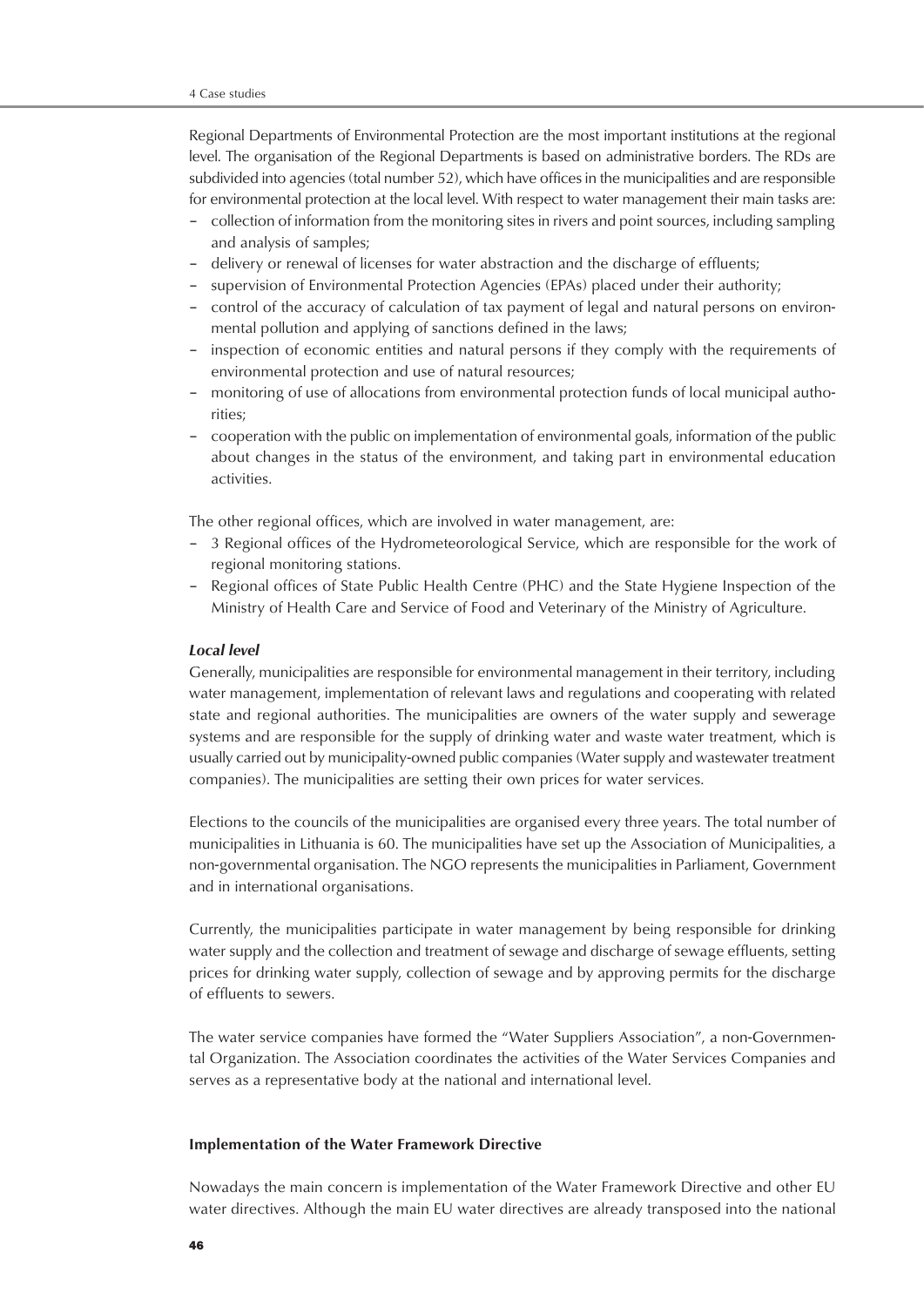Regional Departments of Environmental Protection are the most important institutions at the regional level. The organisation of the Regional Departments is based on administrative borders. The RDs are subdivided into agencies (total number 52), which have offices in the municipalities and are responsible for environmental protection at the local level. With respect to water management their main tasks are:

- collection of information from the monitoring sites in rivers and point sources, including sampling and analysis of samples;
- delivery or renewal of licenses for water abstraction and the discharge of effluents;
- supervision of Environmental Protection Agencies (EPAs) placed under their authority;
- control of the accuracy of calculation of tax payment of legal and natural persons on environmental pollution and applying of sanctions defined in the laws;
- inspection of economic entities and natural persons if they comply with the requirements of environmental protection and use of natural resources;
- monitoring of use of allocations from environmental protection funds of local municipal authorities;
- cooperation with the public on implementation of environmental goals, information of the public about changes in the status of the environment, and taking part in environmental education activities.

The other regional offices, which are involved in water management, are:

- 3 Regional offices of the Hydrometeorological Service, which are responsible for the work of regional monitoring stations.
- Regional offices of State Public Health Centre (PHC) and the State Hygiene Inspection of the Ministry of Health Care and Service of Food and Veterinary of the Ministry of Agriculture.

***Local level***

Generally, municipalities are responsible for environmental management in their territory, including water management, implementation of relevant laws and regulations and cooperating with related state and regional authorities. The municipalities are owners of the water supply and sewerage systems and are responsible for the supply of drinking water and waste water treatment, which is usually carried out by municipality-owned public companies (Water supply and wastewater treatment companies). The municipalities are setting their own prices for water services.

Elections to the councils of the municipalities are organised every three years. The total number of municipalities in Lithuania is 60. The municipalities have set up the Association of Municipalities, a non-governmental organisation. The NGO represents the municipalities in Parliament, Government and in international organisations.

Currently, the municipalities participate in water management by being responsible for drinking water supply and the collection and treatment of sewage and discharge of sewage effluents, setting prices for drinking water supply, collection of sewage and by approving permits for the discharge of effluents to sewers.

The water service companies have formed the "Water Suppliers Association", a non-Governmental Organization. The Association coordinates the activities of the Water Services Companies and serves as a representative body at the national and international level.

#### Implementation of the Water Framework Directive

Nowadays the main concern is implementation of the Water Framework Directive and other EU water directives. Although the main EU water directives are already transposed into the national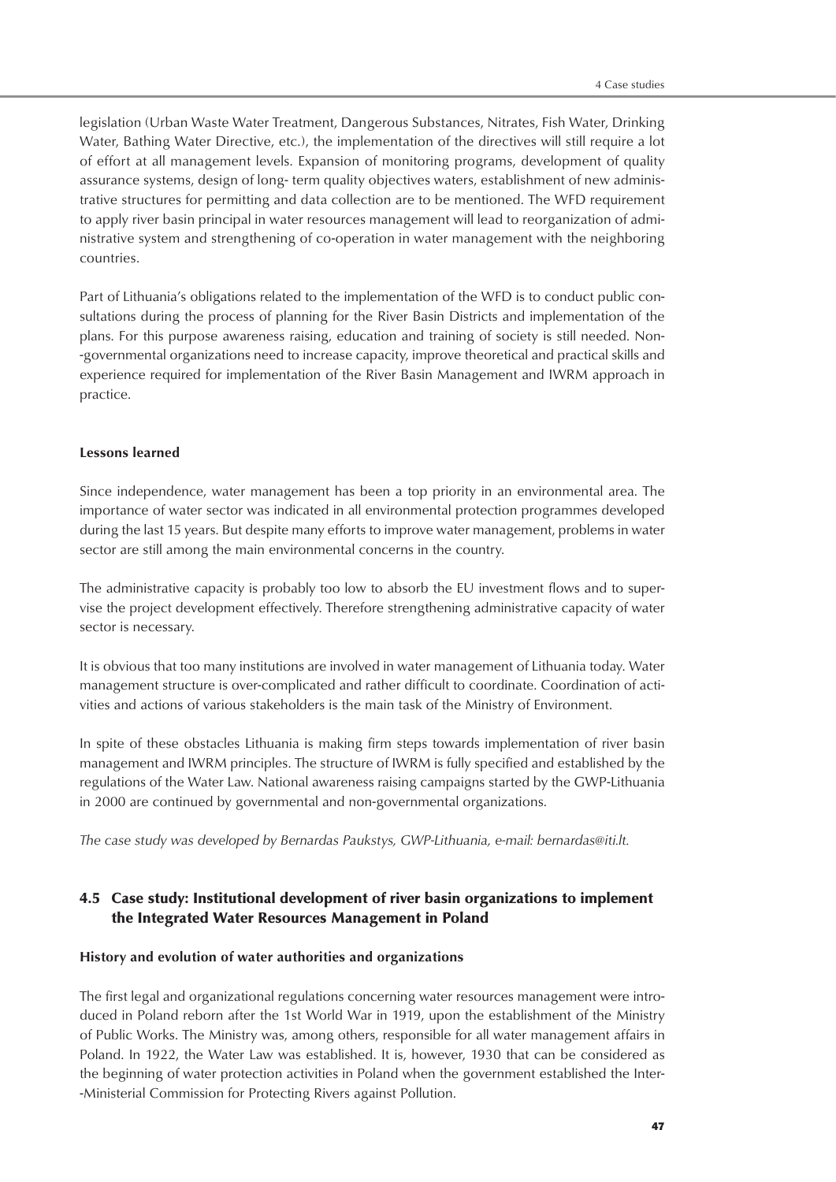legislation (Urban Waste Water Treatment, Dangerous Substances, Nitrates, Fish Water, Drinking Water, Bathing Water Directive, etc.), the implementation of the directives will still require a lot of effort at all management levels. Expansion of monitoring programs, development of quality assurance systems, design of long- term quality objectives waters, establishment of new administrative structures for permitting and data collection are to be mentioned. The WFD requirement to apply river basin principal in water resources management will lead to reorganization of administrative system and strengthening of co-operation in water management with the neighboring countries.

Part of Lithuania's obligations related to the implementation of the WFD is to conduct public consultations during the process of planning for the River Basin Districts and implementation of the plans. For this purpose awareness raising, education and training of society is still needed. Non-governmental organizations need to increase capacity, improve theoretical and practical skills and experience required for implementation of the River Basin Management and IWRM approach in practice.

#### Lessons learned

Since independence, water management has been a top priority in an environmental area. The importance of water sector was indicated in all environmental protection programmes developed during the last 15 years. But despite many efforts to improve water management, problems in water sector are still among the main environmental concerns in the country.

The administrative capacity is probably too low to absorb the EU investment flows and to supervise the project development effectively. Therefore strengthening administrative capacity of water sector is necessary.

It is obvious that too many institutions are involved in water management of Lithuania today. Water management structure is over-complicated and rather difficult to coordinate. Coordination of activities and actions of various stakeholders is the main task of the Ministry of Environment.

In spite of these obstacles Lithuania is making firm steps towards implementation of river basin management and IWRM principles. The structure of IWRM is fully specified and established by the regulations of the Water Law. National awareness raising campaigns started by the GWP-Lithuania in 2000 are continued by governmental and non-governmental organizations.

*The case study was developed by Bernardas Paukstys, GWP-Lithuania, e-mail: bernardas@iti.lt.*

### 4.5 Case study: Institutional development of river basin organizations to implement the Integrated Water Resources Management in Poland

#### History and evolution of water authorities and organizations

The first legal and organizational regulations concerning water resources management were introduced in Poland reborn after the 1st World War in 1919, upon the establishment of the Ministry of Public Works. The Ministry was, among others, responsible for all water management affairs in Poland. In 1922, the Water Law was established. It is, however, 1930 that can be considered as the beginning of water protection activities in Poland when the government established the Inter-Ministerial Commission for Protecting Rivers against Pollution.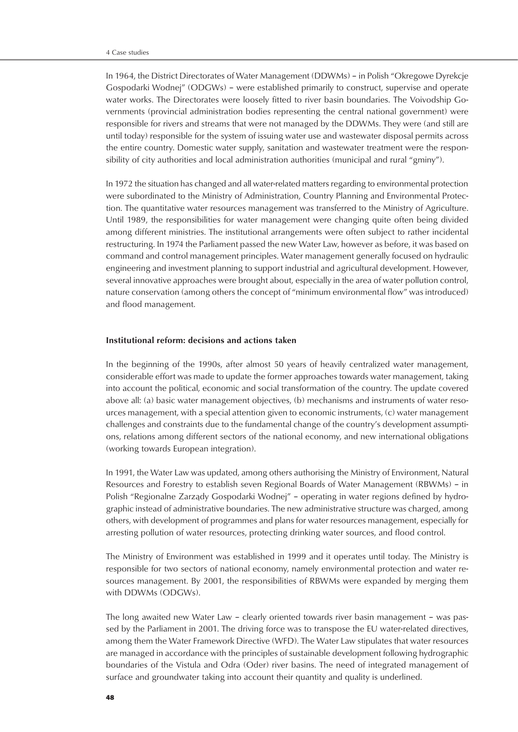In 1964, the District Directorates of Water Management (DDWMs) – in Polish "Okregowe Dyrekcje Gospodarki Wodnej" (ODGWs) – were established primarily to construct, supervise and operate water works. The Directorates were loosely fitted to river basin boundaries. The Voivodship Governments (provincial administration bodies representing the central national government) were responsible for rivers and streams that were not managed by the DDWMs. They were (and still are until today) responsible for the system of issuing water use and wastewater disposal permits across the entire country. Domestic water supply, sanitation and wastewater treatment were the responsibility of city authorities and local administration authorities (municipal and rural "gminy").

In 1972 the situation has changed and all water-related matters regarding to environmental protection were subordinated to the Ministry of Administration, Country Planning and Environmental Protection. The quantitative water resources management was transferred to the Ministry of Agriculture. Until 1989, the responsibilities for water management were changing quite often being divided among different ministries. The institutional arrangements were often subject to rather incidental restructuring. In 1974 the Parliament passed the new Water Law, however as before, it was based on command and control management principles. Water management generally focused on hydraulic engineering and investment planning to support industrial and agricultural development. However, several innovative approaches were brought about, especially in the area of water pollution control, nature conservation (among others the concept of "minimum environmental flow" was introduced) and flood management.

### Institutional reform: decisions and actions taken

In the beginning of the 1990s, after almost 50 years of heavily centralized water management, considerable effort was made to update the former approaches towards water management, taking into account the political, economic and social transformation of the country. The update covered above all: (a) basic water management objectives, (b) mechanisms and instruments of water resources management, with a special attention given to economic instruments, (c) water management challenges and constraints due to the fundamental change of the country's development assumptions, relations among different sectors of the national economy, and new international obligations (working towards European integration).

In 1991, the Water Law was updated, among others authorising the Ministry of Environment, Natural Resources and Forestry to establish seven Regional Boards of Water Management (RBWMs) – in Polish "Regionalne Zarządy Gospodarki Wodnej" – operating in water regions defined by hydrographic instead of administrative boundaries. The new administrative structure was charged, among others, with development of programmes and plans for water resources management, especially for arresting pollution of water resources, protecting drinking water sources, and flood control.

The Ministry of Environment was established in 1999 and it operates until today. The Ministry is responsible for two sectors of national economy, namely environmental protection and water resources management. By 2001, the responsibilities of RBWMs were expanded by merging them with DDWMs (ODGWs).

The long awaited new Water Law – clearly oriented towards river basin management – was passed by the Parliament in 2001. The driving force was to transpose the EU water-related directives, among them the Water Framework Directive (WFD). The Water Law stipulates that water resources are managed in accordance with the principles of sustainable development following hydrographic boundaries of the Vistula and Odra (Oder) river basins. The need of integrated management of surface and groundwater taking into account their quantity and quality is underlined.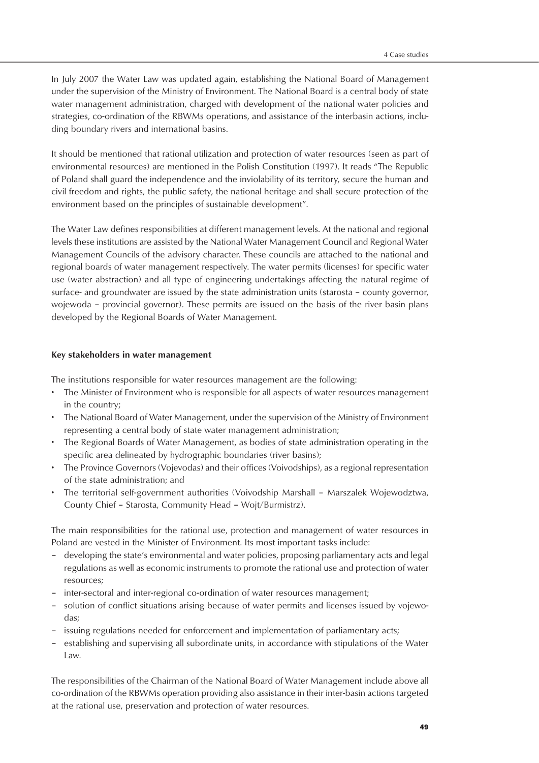In July 2007 the Water Law was updated again, establishing the National Board of Management under the supervision of the Ministry of Environment. The National Board is a central body of state water management administration, charged with development of the national water policies and strategies, co-ordination of the RBWMs operations, and assistance of the interbasin actions, including boundary rivers and international basins.

It should be mentioned that rational utilization and protection of water resources (seen as part of environmental resources) are mentioned in the Polish Constitution (1997). It reads "The Republic of Poland shall guard the independence and the inviolability of its territory, secure the human and civil freedom and rights, the public safety, the national heritage and shall secure protection of the environment based on the principles of sustainable development".

The Water Law defines responsibilities at different management levels. At the national and regional levels these institutions are assisted by the National Water Management Council and Regional Water Management Councils of the advisory character. These councils are attached to the national and regional boards of water management respectively. The water permits (licenses) for specific water use (water abstraction) and all type of engineering undertakings affecting the natural regime of surface- and groundwater are issued by the state administration units (starosta – county governor, wojewoda – provincial governor). These permits are issued on the basis of the river basin plans developed by the Regional Boards of Water Management.

**Key stakeholders in water management**

The institutions responsible for water resources management are the following:

- The Minister of Environment who is responsible for all aspects of water resources management in the country;
- The National Board of Water Management, under the supervision of the Ministry of Environment representing a central body of state water management administration;
- The Regional Boards of Water Management, as bodies of state administration operating in the specific area delineated by hydrographic boundaries (river basins);
- The Province Governors (Vojevodas) and their offices (Voivodships), as a regional representation of the state administration; and
- The territorial self-government authorities (Voivodship Marshall – Marszalek Wojewodztwa, County Chief – Starosta, Community Head – Wojt/Burmistrz).

The main responsibilities for the rational use, protection and management of water resources in Poland are vested in the Minister of Environment. Its most important tasks include:

- developing the state's environmental and water policies, proposing parliamentary acts and legal regulations as well as economic instruments to promote the rational use and protection of water resources;
- inter-sectoral and inter-regional co-ordination of water resources management;
- solution of conflict situations arising because of water permits and licenses issued by vojewodas;
- issuing regulations needed for enforcement and implementation of parliamentary acts;
- establishing and supervising all subordinate units, in accordance with stipulations of the Water Law.

The responsibilities of the Chairman of the National Board of Water Management include above all co-ordination of the RBWMs operation providing also assistance in their inter-basin actions targeted at the rational use, preservation and protection of water resources.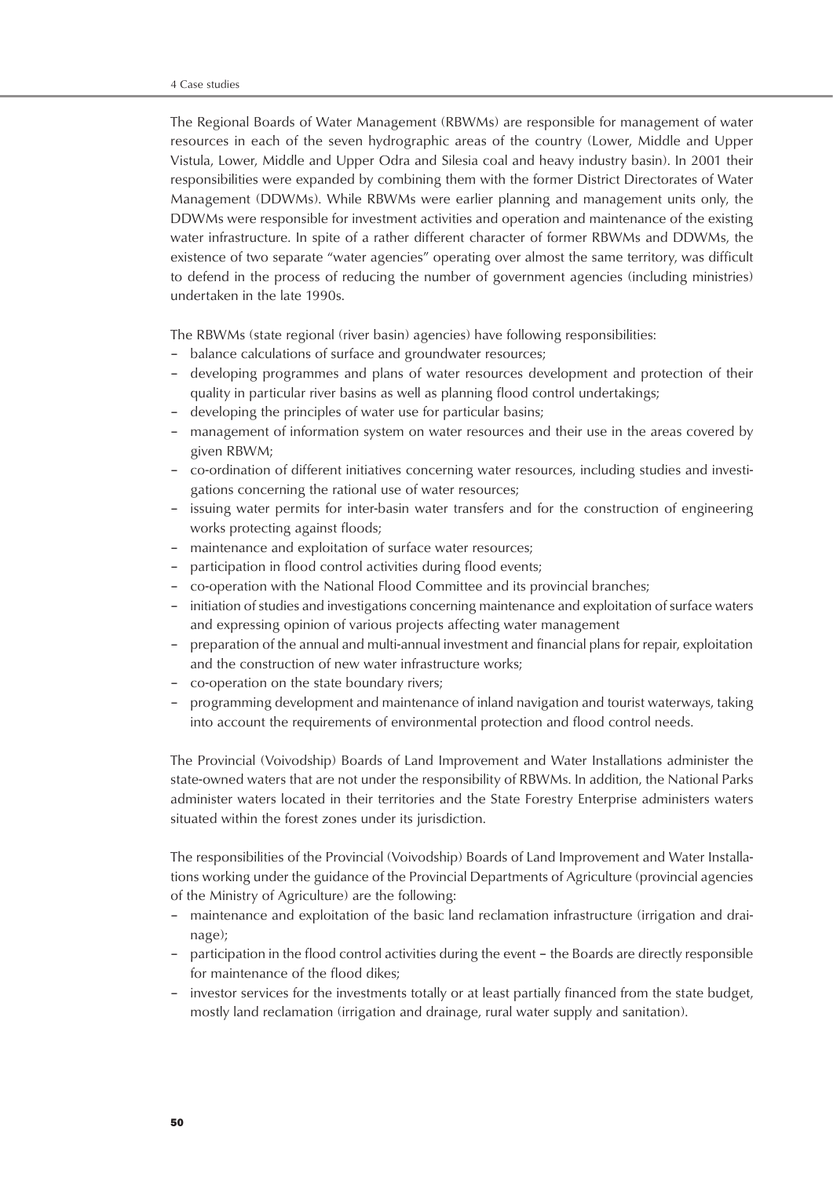The Regional Boards of Water Management (RBWMs) are responsible for management of water resources in each of the seven hydrographic areas of the country (Lower, Middle and Upper Vistula, Lower, Middle and Upper Odra and Silesia coal and heavy industry basin). In 2001 their responsibilities were expanded by combining them with the former District Directorates of Water Management (DDWMs). While RBWMs were earlier planning and management units only, the DDWMs were responsible for investment activities and operation and maintenance of the existing water infrastructure. In spite of a rather different character of former RBWMs and DDWMs, the existence of two separate "water agencies" operating over almost the same territory, was difficult to defend in the process of reducing the number of government agencies (including ministries) undertaken in the late 1990s.

The RBWMs (state regional (river basin) agencies) have following responsibilities:

- balance calculations of surface and groundwater resources;
- developing programmes and plans of water resources development and protection of their quality in particular river basins as well as planning flood control undertakings;
- developing the principles of water use for particular basins;
- management of information system on water resources and their use in the areas covered by given RBWM;
- co-ordination of different initiatives concerning water resources, including studies and investigations concerning the rational use of water resources;
- issuing water permits for inter-basin water transfers and for the construction of engineering works protecting against floods;
- maintenance and exploitation of surface water resources;
- participation in flood control activities during flood events;
- co-operation with the National Flood Committee and its provincial branches;
- initiation of studies and investigations concerning maintenance and exploitation of surface waters and expressing opinion of various projects affecting water management
- preparation of the annual and multi-annual investment and financial plans for repair, exploitation and the construction of new water infrastructure works;
- co-operation on the state boundary rivers;
- programming development and maintenance of inland navigation and tourist waterways, taking into account the requirements of environmental protection and flood control needs.

The Provincial (Voivodship) Boards of Land Improvement and Water Installations administer the state-owned waters that are not under the responsibility of RBWMs. In addition, the National Parks administer waters located in their territories and the State Forestry Enterprise administers waters situated within the forest zones under its jurisdiction.

The responsibilities of the Provincial (Voivodship) Boards of Land Improvement and Water Installations working under the guidance of the Provincial Departments of Agriculture (provincial agencies of the Ministry of Agriculture) are the following:

- maintenance and exploitation of the basic land reclamation infrastructure (irrigation and drainage);
- participation in the flood control activities during the event – the Boards are directly responsible for maintenance of the flood dikes;
- investor services for the investments totally or at least partially financed from the state budget, mostly land reclamation (irrigation and drainage, rural water supply and sanitation).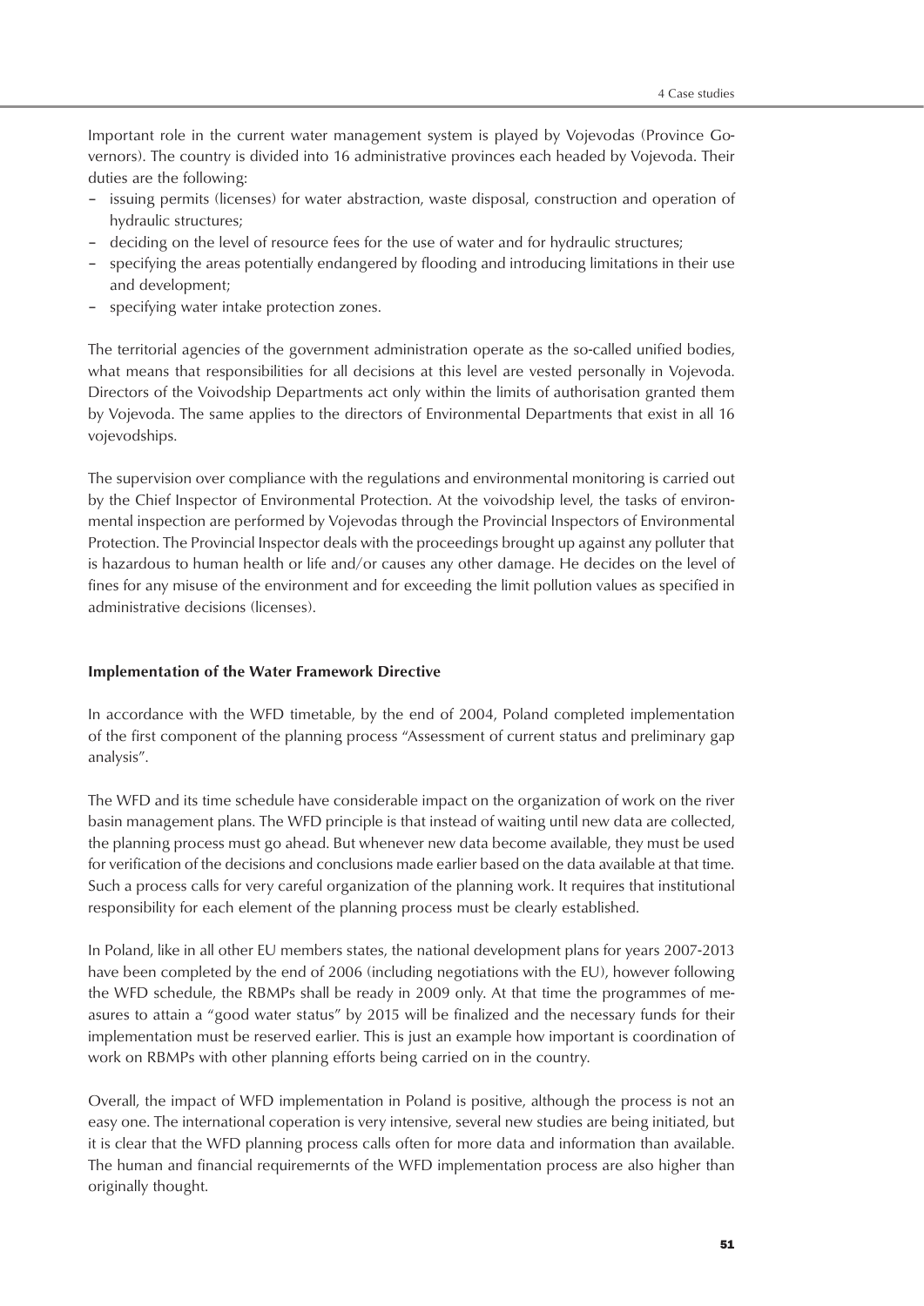Important role in the current water management system is played by Vojevodas (Province Governors). The country is divided into 16 administrative provinces each headed by Vojevoda. Their duties are the following:

- issuing permits (licenses) for water abstraction, waste disposal, construction and operation of hydraulic structures;
- deciding on the level of resource fees for the use of water and for hydraulic structures;
- specifying the areas potentially endangered by flooding and introducing limitations in their use and development;
- specifying water intake protection zones.

The territorial agencies of the government administration operate as the so-called unified bodies, what means that responsibilities for all decisions at this level are vested personally in Vojevoda. Directors of the Voivodship Departments act only within the limits of authorisation granted them by Vojevoda. The same applies to the directors of Environmental Departments that exist in all 16 vojevodships.

The supervision over compliance with the regulations and environmental monitoring is carried out by the Chief Inspector of Environmental Protection. At the voivodship level, the tasks of environmental inspection are performed by Vojevodas through the Provincial Inspectors of Environmental Protection. The Provincial Inspector deals with the proceedings brought up against any polluter that is hazardous to human health or life and/or causes any other damage. He decides on the level of fines for any misuse of the environment and for exceeding the limit pollution values as specified in administrative decisions (licenses).

**Implementation of the Water Framework Directive**

In accordance with the WFD timetable, by the end of 2004, Poland completed implementation of the first component of the planning process "Assessment of current status and preliminary gap analysis".

The WFD and its time schedule have considerable impact on the organization of work on the river basin management plans. The WFD principle is that instead of waiting until new data are collected, the planning process must go ahead. But whenever new data become available, they must be used for verification of the decisions and conclusions made earlier based on the data available at that time. Such a process calls for very careful organization of the planning work. It requires that institutional responsibility for each element of the planning process must be clearly established.

In Poland, like in all other EU members states, the national development plans for years 2007-2013 have been completed by the end of 2006 (including negotiations with the EU), however following the WFD schedule, the RBMPs shall be ready in 2009 only. At that time the programmes of measures to attain a "good water status" by 2015 will be finalized and the necessary funds for their implementation must be reserved earlier. This is just an example how important is coordination of work on RBMPs with other planning efforts being carried on in the country.

Overall, the impact of WFD implementation in Poland is positive, although the process is not an easy one. The international coperation is very intensive, several new studies are being initiated, but it is clear that the WFD planning process calls often for more data and information than available. The human and financial requiremernts of the WFD implementation process are also higher than originally thought.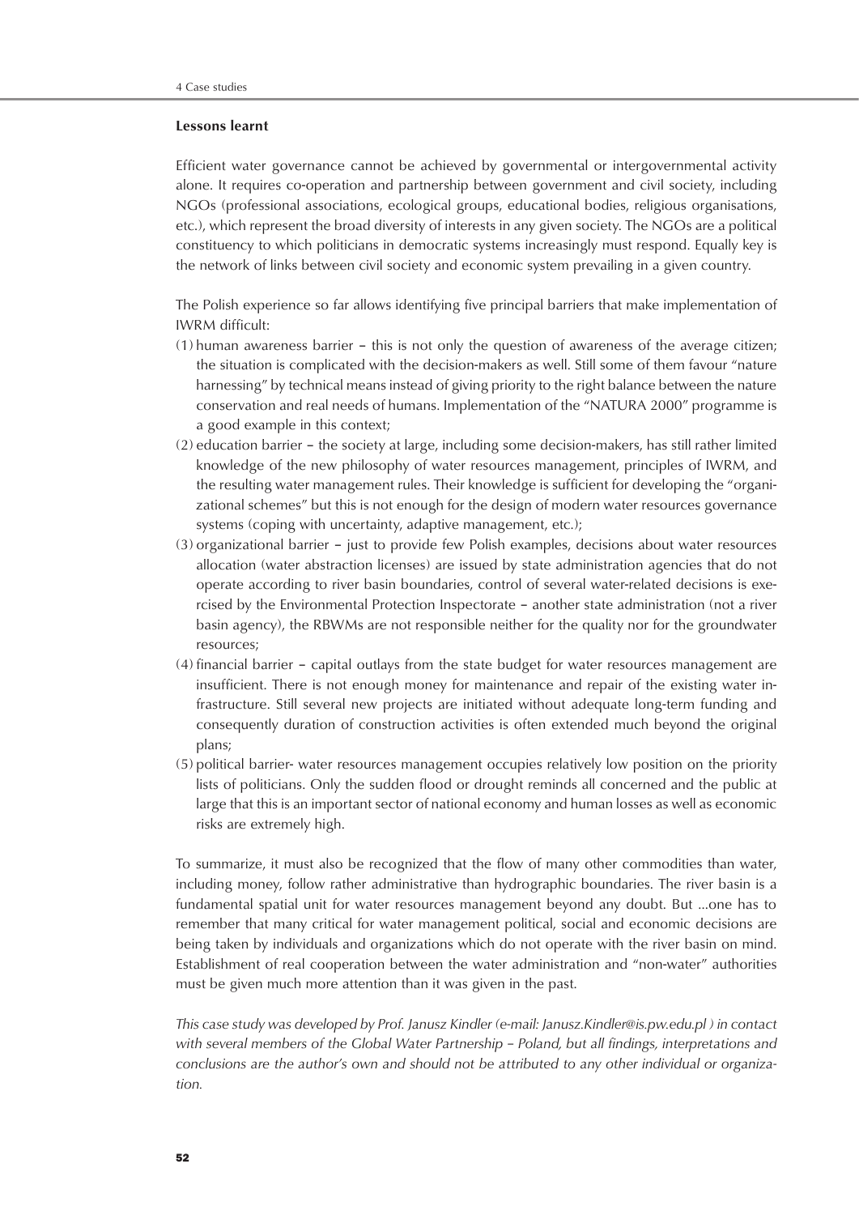**Lessons learnt**

Efficient water governance cannot be achieved by governmental or intergovernmental activity alone. It requires co-operation and partnership between government and civil society, including NGOs (professional associations, ecological groups, educational bodies, religious organisations, etc.), which represent the broad diversity of interests in any given society. The NGOs are a political constituency to which politicians in democratic systems increasingly must respond. Equally key is the network of links between civil society and economic system prevailing in a given country.

The Polish experience so far allows identifying five principal barriers that make implementation of IWRM difficult:

(1) human awareness barrier – this is not only the question of awareness of the average citizen; the situation is complicated with the decision-makers as well. Still some of them favour "nature harnessing" by technical means instead of giving priority to the right balance between the nature conservation and real needs of humans. Implementation of the "NATURA 2000" programme is a good example in this context;

(2) education barrier – the society at large, including some decision-makers, has still rather limited knowledge of the new philosophy of water resources management, principles of IWRM, and the resulting water management rules. Their knowledge is sufficient for developing the "organizational schemes" but this is not enough for the design of modern water resources governance systems (coping with uncertainty, adaptive management, etc.);

(3) organizational barrier – just to provide few Polish examples, decisions about water resources allocation (water abstraction licenses) are issued by state administration agencies that do not operate according to river basin boundaries, control of several water-related decisions is exercised by the Environmental Protection Inspectorate – another state administration (not a river basin agency), the RBWMs are not responsible neither for the quality nor for the groundwater resources;

(4) financial barrier – capital outlays from the state budget for water resources management are insufficient. There is not enough money for maintenance and repair of the existing water infrastructure. Still several new projects are initiated without adequate long-term funding and consequently duration of construction activities is often extended much beyond the original plans;

(5) political barrier- water resources management occupies relatively low position on the priority lists of politicians. Only the sudden flood or drought reminds all concerned and the public at large that this is an important sector of national economy and human losses as well as economic risks are extremely high.

To summarize, it must also be recognized that the flow of many other commodities than water, including money, follow rather administrative than hydrographic boundaries. The river basin is a fundamental spatial unit for water resources management beyond any doubt. But ...one has to remember that many critical for water management political, social and economic decisions are being taken by individuals and organizations which do not operate with the river basin on mind. Establishment of real cooperation between the water administration and "non-water" authorities must be given much more attention than it was given in the past.

*This case study was developed by Prof. Janusz Kindler (e-mail: Janusz.Kindler@is.pw.edu.pl ) in contact with several members of the Global Water Partnership – Poland, but all findings, interpretations and conclusions are the author's own and should not be attributed to any other individual or organization.*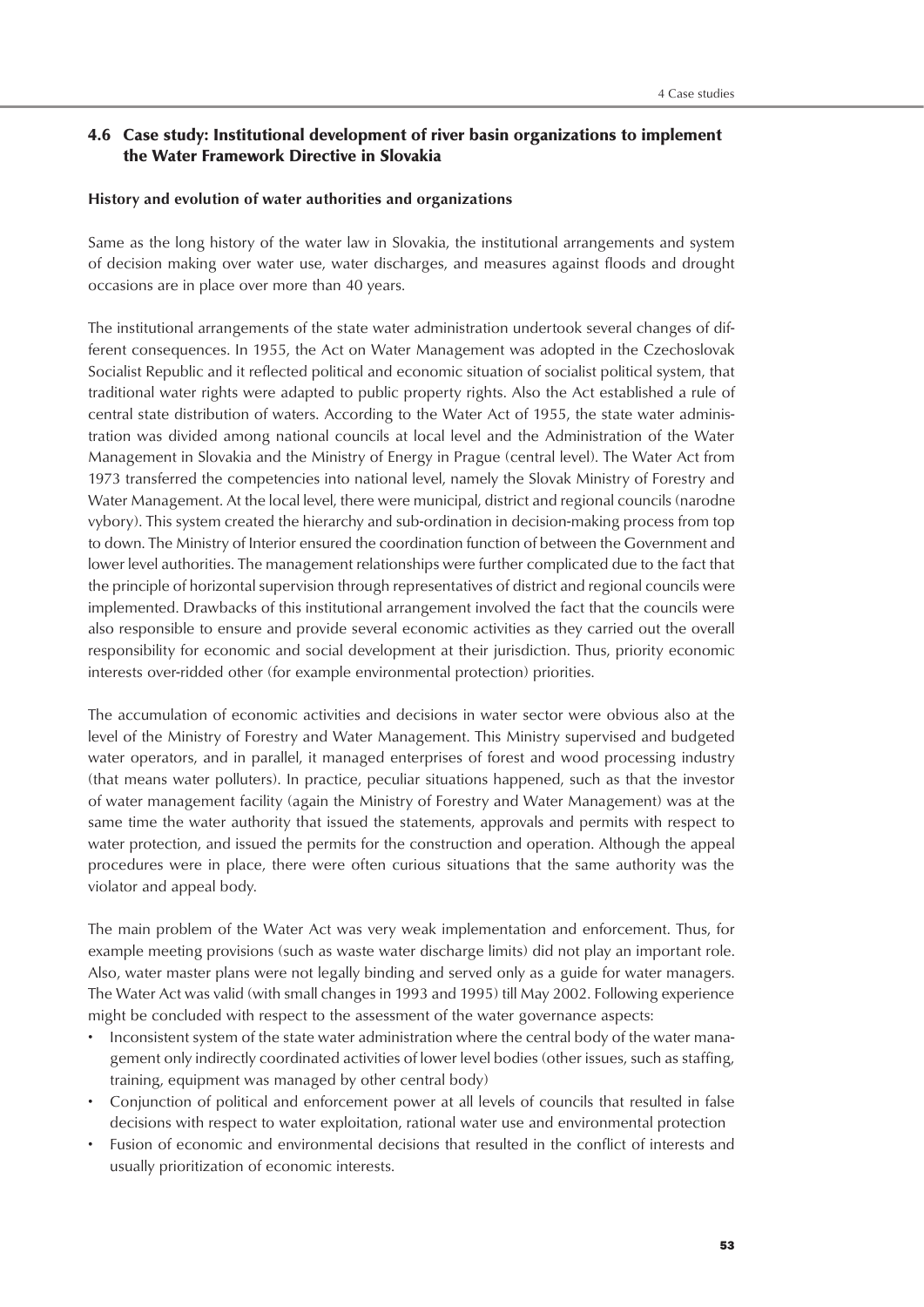## 4.6 Case study: Institutional development of river basin organizations to implement the Water Framework Directive in Slovakia

**History and evolution of water authorities and organizations**

Same as the long history of the water law in Slovakia, the institutional arrangements and system of decision making over water use, water discharges, and measures against floods and drought occasions are in place over more than 40 years.

The institutional arrangements of the state water administration undertook several changes of different consequences. In 1955, the Act on Water Management was adopted in the Czechoslovak Socialist Republic and it reflected political and economic situation of socialist political system, that traditional water rights were adapted to public property rights. Also the Act established a rule of central state distribution of waters. According to the Water Act of 1955, the state water administration was divided among national councils at local level and the Administration of the Water Management in Slovakia and the Ministry of Energy in Prague (central level). The Water Act from 1973 transferred the competencies into national level, namely the Slovak Ministry of Forestry and Water Management. At the local level, there were municipal, district and regional councils (narodne vybory). This system created the hierarchy and sub-ordination in decision-making process from top to down. The Ministry of Interior ensured the coordination function of between the Government and lower level authorities. The management relationships were further complicated due to the fact that the principle of horizontal supervision through representatives of district and regional councils were implemented. Drawbacks of this institutional arrangement involved the fact that the councils were also responsible to ensure and provide several economic activities as they carried out the overall responsibility for economic and social development at their jurisdiction. Thus, priority economic interests over-ridded other (for example environmental protection) priorities.

The accumulation of economic activities and decisions in water sector were obvious also at the level of the Ministry of Forestry and Water Management. This Ministry supervised and budgeted water operators, and in parallel, it managed enterprises of forest and wood processing industry (that means water polluters). In practice, peculiar situations happened, such as that the investor of water management facility (again the Ministry of Forestry and Water Management) was at the same time the water authority that issued the statements, approvals and permits with respect to water protection, and issued the permits for the construction and operation. Although the appeal procedures were in place, there were often curious situations that the same authority was the violator and appeal body.

The main problem of the Water Act was very weak implementation and enforcement. Thus, for example meeting provisions (such as waste water discharge limits) did not play an important role. Also, water master plans were not legally binding and served only as a guide for water managers. The Water Act was valid (with small changes in 1993 and 1995) till May 2002. Following experience might be concluded with respect to the assessment of the water governance aspects:

- Inconsistent system of the state water administration where the central body of the water management only indirectly coordinated activities of lower level bodies (other issues, such as staffing, training, equipment was managed by other central body)
- Conjunction of political and enforcement power at all levels of councils that resulted in false decisions with respect to water exploitation, rational water use and environmental protection
- Fusion of economic and environmental decisions that resulted in the conflict of interests and usually prioritization of economic interests.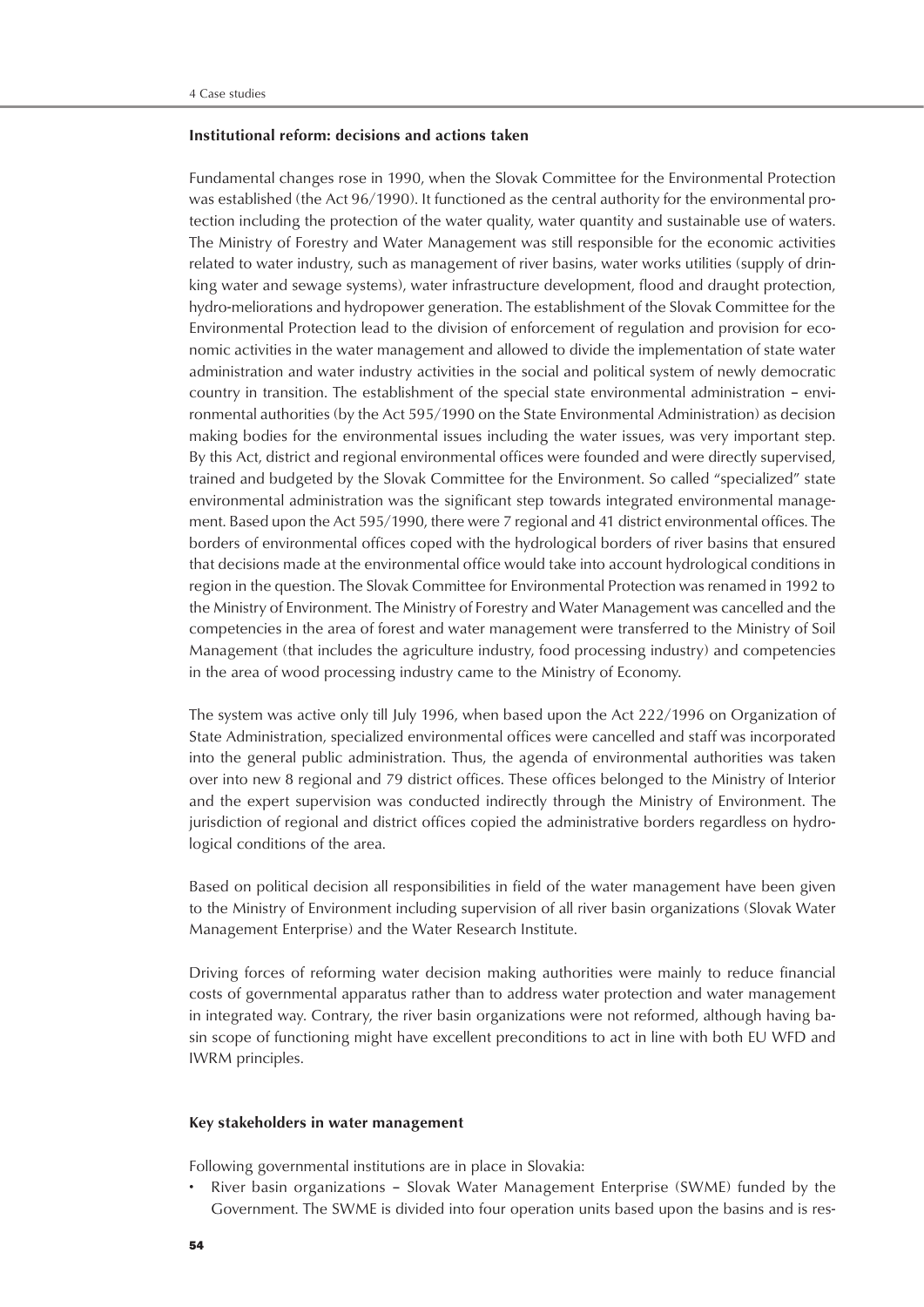### Institutional reform: decisions and actions taken

Fundamental changes rose in 1990, when the Slovak Committee for the Environmental Protection was established (the Act 96/1990). It functioned as the central authority for the environmental protection including the protection of the water quality, water quantity and sustainable use of waters. The Ministry of Forestry and Water Management was still responsible for the economic activities related to water industry, such as management of river basins, water works utilities (supply of drinking water and sewage systems), water infrastructure development, flood and draught protection, hydro-meliorations and hydropower generation. The establishment of the Slovak Committee for the Environmental Protection lead to the division of enforcement of regulation and provision for economic activities in the water management and allowed to divide the implementation of state water administration and water industry activities in the social and political system of newly democratic country in transition. The establishment of the special state environmental administration – environmental authorities (by the Act 595/1990 on the State Environmental Administration) as decision making bodies for the environmental issues including the water issues, was very important step. By this Act, district and regional environmental offices were founded and were directly supervised, trained and budgeted by the Slovak Committee for the Environment. So called "specialized" state environmental administration was the significant step towards integrated environmental management. Based upon the Act 595/1990, there were 7 regional and 41 district environmental offices. The borders of environmental offices coped with the hydrological borders of river basins that ensured that decisions made at the environmental office would take into account hydrological conditions in region in the question. The Slovak Committee for Environmental Protection was renamed in 1992 to the Ministry of Environment. The Ministry of Forestry and Water Management was cancelled and the competencies in the area of forest and water management were transferred to the Ministry of Soil Management (that includes the agriculture industry, food processing industry) and competencies in the area of wood processing industry came to the Ministry of Economy.

The system was active only till July 1996, when based upon the Act 222/1996 on Organization of State Administration, specialized environmental offices were cancelled and staff was incorporated into the general public administration. Thus, the agenda of environmental authorities was taken over into new 8 regional and 79 district offices. These offices belonged to the Ministry of Interior and the expert supervision was conducted indirectly through the Ministry of Environment. The jurisdiction of regional and district offices copied the administrative borders regardless on hydrological conditions of the area.

Based on political decision all responsibilities in field of the water management have been given to the Ministry of Environment including supervision of all river basin organizations (Slovak Water Management Enterprise) and the Water Research Institute.

Driving forces of reforming water decision making authorities were mainly to reduce financial costs of governmental apparatus rather than to address water protection and water management in integrated way. Contrary, the river basin organizations were not reformed, although having basin scope of functioning might have excellent preconditions to act in line with both EU WFD and IWRM principles.

### Key stakeholders in water management

Following governmental institutions are in place in Slovakia:

- River basin organizations – Slovak Water Management Enterprise (SWME) funded by the Government. The SWME is divided into four operation units based upon the basins and is res-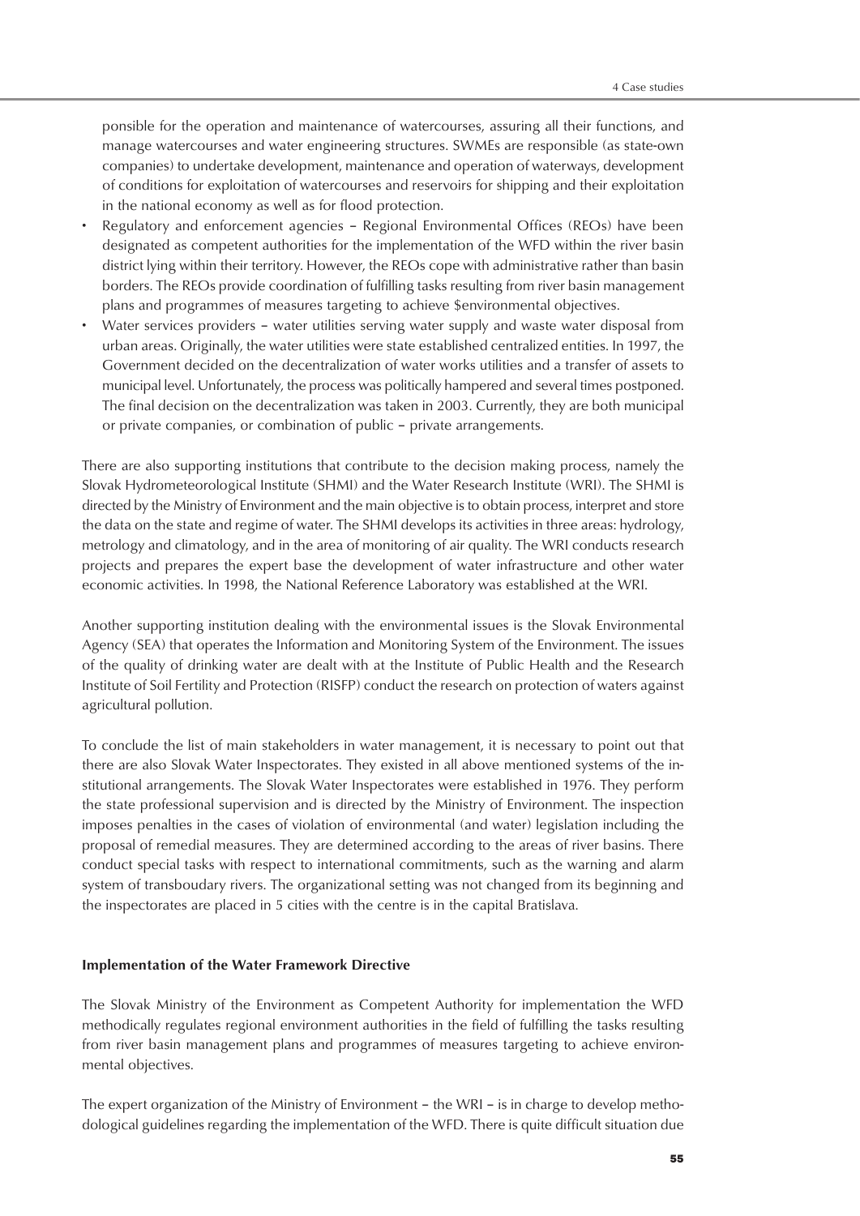ponsible for the operation and maintenance of watercourses, assuring all their functions, and manage watercourses and water engineering structures. SWMEs are responsible (as state-own companies) to undertake development, maintenance and operation of waterways, development of conditions for exploitation of watercourses and reservoirs for shipping and their exploitation in the national economy as well as for flood protection.

- Regulatory and enforcement agencies – Regional Environmental Offices (REOs) have been designated as competent authorities for the implementation of the WFD within the river basin district lying within their territory. However, the REOs cope with administrative rather than basin borders. The REOs provide coordination of fulfilling tasks resulting from river basin management plans and programmes of measures targeting to achieve $environmental objectives.
- Water services providers – water utilities serving water supply and waste water disposal from urban areas. Originally, the water utilities were state established centralized entities. In 1997, the Government decided on the decentralization of water works utilities and a transfer of assets to municipal level. Unfortunately, the process was politically hampered and several times postponed. The final decision on the decentralization was taken in 2003. Currently, they are both municipal or private companies, or combination of public – private arrangements.

There are also supporting institutions that contribute to the decision making process, namely the Slovak Hydrometeorological Institute (SHMI) and the Water Research Institute (WRI). The SHMI is directed by the Ministry of Environment and the main objective is to obtain process, interpret and store the data on the state and regime of water. The SHMI develops its activities in three areas: hydrology, metrology and climatology, and in the area of monitoring of air quality. The WRI conducts research projects and prepares the expert base the development of water infrastructure and other water economic activities. In 1998, the National Reference Laboratory was established at the WRI.

Another supporting institution dealing with the environmental issues is the Slovak Environmental Agency (SEA) that operates the Information and Monitoring System of the Environment. The issues of the quality of drinking water are dealt with at the Institute of Public Health and the Research Institute of Soil Fertility and Protection (RISFP) conduct the research on protection of waters against agricultural pollution.

To conclude the list of main stakeholders in water management, it is necessary to point out that there are also Slovak Water Inspectorates. They existed in all above mentioned systems of the institutional arrangements. The Slovak Water Inspectorates were established in 1976. They perform the state professional supervision and is directed by the Ministry of Environment. The inspection imposes penalties in the cases of violation of environmental (and water) legislation including the proposal of remedial measures. They are determined according to the areas of river basins. There conduct special tasks with respect to international commitments, such as the warning and alarm system of transboudary rivers. The organizational setting was not changed from its beginning and the inspectorates are placed in 5 cities with the centre is in the capital Bratislava.

**Implementation of the Water Framework Directive**

The Slovak Ministry of the Environment as Competent Authority for implementation the WFD methodically regulates regional environment authorities in the field of fulfilling the tasks resulting from river basin management plans and programmes of measures targeting to achieve environmental objectives.

The expert organization of the Ministry of Environment – the WRI – is in charge to develop methodological guidelines regarding the implementation of the WFD. There is quite difficult situation due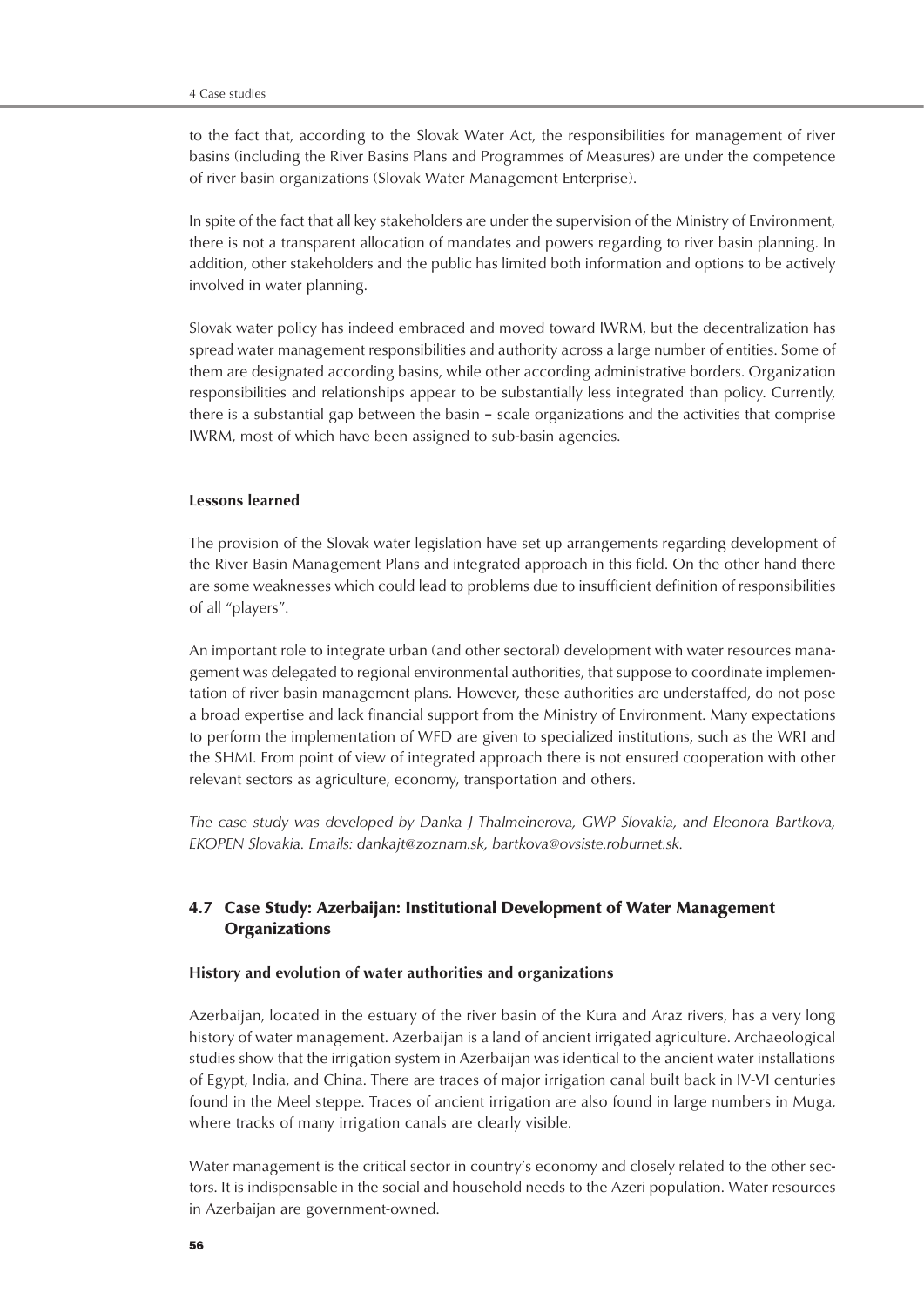to the fact that, according to the Slovak Water Act, the responsibilities for management of river basins (including the River Basins Plans and Programmes of Measures) are under the competence of river basin organizations (Slovak Water Management Enterprise).

In spite of the fact that all key stakeholders are under the supervision of the Ministry of Environment, there is not a transparent allocation of mandates and powers regarding to river basin planning. In addition, other stakeholders and the public has limited both information and options to be actively involved in water planning.

Slovak water policy has indeed embraced and moved toward IWRM, but the decentralization has spread water management responsibilities and authority across a large number of entities. Some of them are designated according basins, while other according administrative borders. Organization responsibilities and relationships appear to be substantially less integrated than policy. Currently, there is a substantial gap between the basin – scale organizations and the activities that comprise IWRM, most of which have been assigned to sub-basin agencies.

**Lessons learned**

The provision of the Slovak water legislation have set up arrangements regarding development of the River Basin Management Plans and integrated approach in this field. On the other hand there are some weaknesses which could lead to problems due to insufficient definition of responsibilities of all "players".

An important role to integrate urban (and other sectoral) development with water resources management was delegated to regional environmental authorities, that suppose to coordinate implementation of river basin management plans. However, these authorities are understaffed, do not pose a broad expertise and lack financial support from the Ministry of Environment. Many expectations to perform the implementation of WFD are given to specialized institutions, such as the WRI and the SHMI. From point of view of integrated approach there is not ensured cooperation with other relevant sectors as agriculture, economy, transportation and others.

*The case study was developed by Danka J Thalmeinerova, GWP Slovakia, and Eleonora Bartkova, EKOPEN Slovakia. Emails: dankajt@zoznam.sk, bartkova@ovsiste.roburnet.sk.*

## 4.7 Case Study: Azerbaijan: Institutional Development of Water Management Organizations

**History and evolution of water authorities and organizations**

Azerbaijan, located in the estuary of the river basin of the Kura and Araz rivers, has a very long history of water management. Azerbaijan is a land of ancient irrigated agriculture. Archaeological studies show that the irrigation system in Azerbaijan was identical to the ancient water installations of Egypt, India, and China. There are traces of major irrigation canal built back in IV-VI centuries found in the Meel steppe. Traces of ancient irrigation are also found in large numbers in Muga, where tracks of many irrigation canals are clearly visible.

Water management is the critical sector in country's economy and closely related to the other sectors. It is indispensable in the social and household needs to the Azeri population. Water resources in Azerbaijan are government-owned.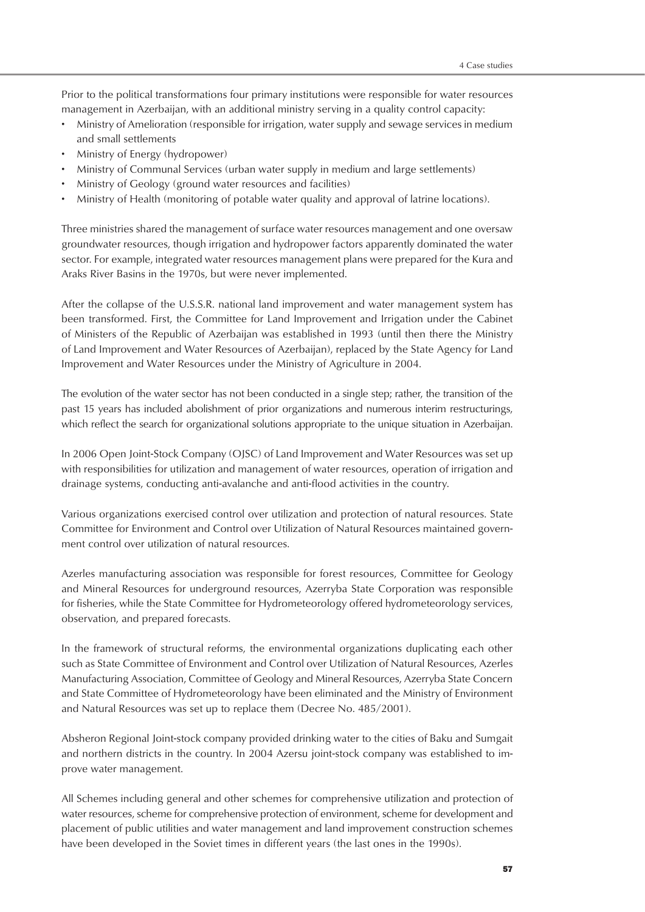Prior to the political transformations four primary institutions were responsible for water resources management in Azerbaijan, with an additional ministry serving in a quality control capacity:

- Ministry of Amelioration (responsible for irrigation, water supply and sewage services in medium and small settlements
- Ministry of Energy (hydropower)
- Ministry of Communal Services (urban water supply in medium and large settlements)
- Ministry of Geology (ground water resources and facilities)
- Ministry of Health (monitoring of potable water quality and approval of latrine locations).

Three ministries shared the management of surface water resources management and one oversaw groundwater resources, though irrigation and hydropower factors apparently dominated the water sector. For example, integrated water resources management plans were prepared for the Kura and Araks River Basins in the 1970s, but were never implemented.

After the collapse of the U.S.S.R. national land improvement and water management system has been transformed. First, the Committee for Land Improvement and Irrigation under the Cabinet of Ministers of the Republic of Azerbaijan was established in 1993 (until then there the Ministry of Land Improvement and Water Resources of Azerbaijan), replaced by the State Agency for Land Improvement and Water Resources under the Ministry of Agriculture in 2004.

The evolution of the water sector has not been conducted in a single step; rather, the transition of the past 15 years has included abolishment of prior organizations and numerous interim restructurings, which reflect the search for organizational solutions appropriate to the unique situation in Azerbaijan.

In 2006 Open Joint-Stock Company (OJSC) of Land Improvement and Water Resources was set up with responsibilities for utilization and management of water resources, operation of irrigation and drainage systems, conducting anti-avalanche and anti-flood activities in the country.

Various organizations exercised control over utilization and protection of natural resources. State Committee for Environment and Control over Utilization of Natural Resources maintained government control over utilization of natural resources.

Azerles manufacturing association was responsible for forest resources, Committee for Geology and Mineral Resources for underground resources, Azerryba State Corporation was responsible for fisheries, while the State Committee for Hydrometeorology offered hydrometeorology services, observation, and prepared forecasts.

In the framework of structural reforms, the environmental organizations duplicating each other such as State Committee of Environment and Control over Utilization of Natural Resources, Azerles Manufacturing Association, Committee of Geology and Mineral Resources, Azerryba State Concern and State Committee of Hydrometeorology have been eliminated and the Ministry of Environment and Natural Resources was set up to replace them (Decree No. 485/2001).

Absheron Regional Joint-stock company provided drinking water to the cities of Baku and Sumgait and northern districts in the country. In 2004 Azersu joint-stock company was established to improve water management.

All Schemes including general and other schemes for comprehensive utilization and protection of water resources, scheme for comprehensive protection of environment, scheme for development and placement of public utilities and water management and land improvement construction schemes have been developed in the Soviet times in different years (the last ones in the 1990s).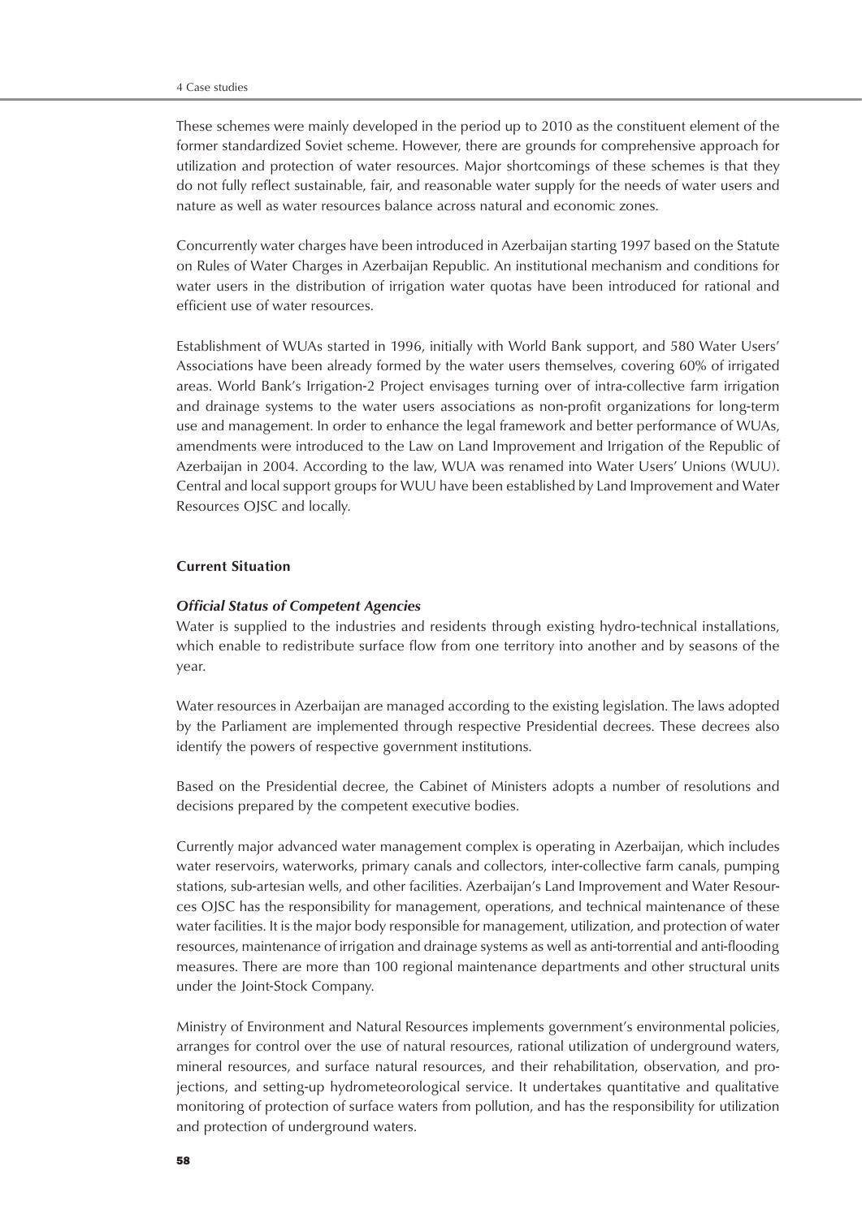These schemes were mainly developed in the period up to 2010 as the constituent element of the former standardized Soviet scheme. However, there are grounds for comprehensive approach for utilization and protection of water resources. Major shortcomings of these schemes is that they do not fully reflect sustainable, fair, and reasonable water supply for the needs of water users and nature as well as water resources balance across natural and economic zones.

Concurrently water charges have been introduced in Azerbaijan starting 1997 based on the Statute on Rules of Water Charges in Azerbaijan Republic. An institutional mechanism and conditions for water users in the distribution of irrigation water quotas have been introduced for rational and efficient use of water resources.

Establishment of WUAs started in 1996, initially with World Bank support, and 580 Water Users' Associations have been already formed by the water users themselves, covering 60% of irrigated areas. World Bank's Irrigation-2 Project envisages turning over of intra-collective farm irrigation and drainage systems to the water users associations as non-profit organizations for long-term use and management. In order to enhance the legal framework and better performance of WUAs, amendments were introduced to the Law on Land Improvement and Irrigation of the Republic of Azerbaijan in 2004. According to the law, WUA was renamed into Water Users' Unions (WUU). Central and local support groups for WUU have been established by Land Improvement and Water Resources OJSC and locally.

## Current Situation

### *Official Status of Competent Agencies*

Water is supplied to the industries and residents through existing hydro-technical installations, which enable to redistribute surface flow from one territory into another and by seasons of the year.

Water resources in Azerbaijan are managed according to the existing legislation. The laws adopted by the Parliament are implemented through respective Presidential decrees. These decrees also identify the powers of respective government institutions.

Based on the Presidential decree, the Cabinet of Ministers adopts a number of resolutions and decisions prepared by the competent executive bodies.

Currently major advanced water management complex is operating in Azerbaijan, which includes water reservoirs, waterworks, primary canals and collectors, inter-collective farm canals, pumping stations, sub-artesian wells, and other facilities. Azerbaijan's Land Improvement and Water Resources OJSC has the responsibility for management, operations, and technical maintenance of these water facilities. It is the major body responsible for management, utilization, and protection of water resources, maintenance of irrigation and drainage systems as well as anti-torrential and anti-flooding measures. There are more than 100 regional maintenance departments and other structural units under the Joint-Stock Company.

Ministry of Environment and Natural Resources implements government's environmental policies, arranges for control over the use of natural resources, rational utilization of underground waters, mineral resources, and surface natural resources, and their rehabilitation, observation, and projections, and setting-up hydrometeorological service. It undertakes quantitative and qualitative monitoring of protection of surface waters from pollution, and has the responsibility for utilization and protection of underground waters.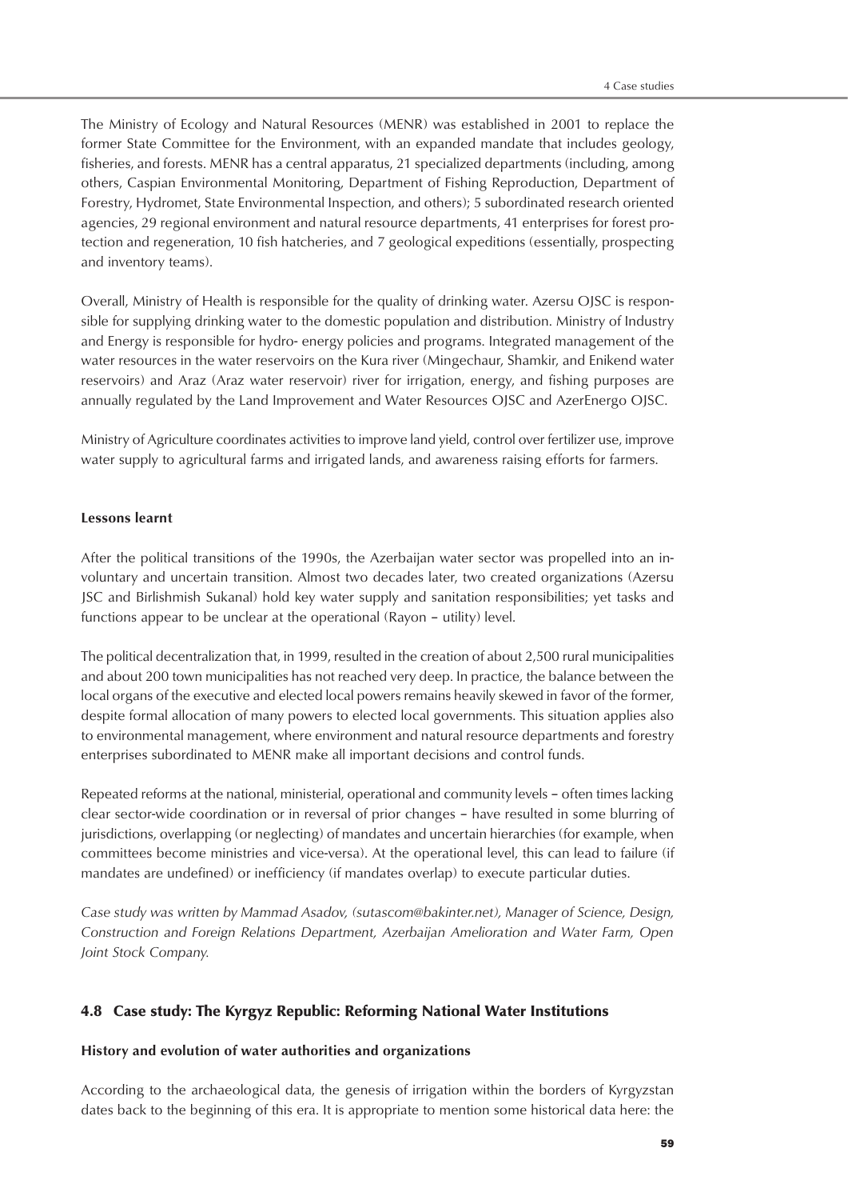The Ministry of Ecology and Natural Resources (MENR) was established in 2001 to replace the former State Committee for the Environment, with an expanded mandate that includes geology, fisheries, and forests. MENR has a central apparatus, 21 specialized departments (including, among others, Caspian Environmental Monitoring, Department of Fishing Reproduction, Department of Forestry, Hydromet, State Environmental Inspection, and others); 5 subordinated research oriented agencies, 29 regional environment and natural resource departments, 41 enterprises for forest protection and regeneration, 10 fish hatcheries, and 7 geological expeditions (essentially, prospecting and inventory teams).

Overall, Ministry of Health is responsible for the quality of drinking water. Azersu OJSC is responsible for supplying drinking water to the domestic population and distribution. Ministry of Industry and Energy is responsible for hydro- energy policies and programs. Integrated management of the water resources in the water reservoirs on the Kura river (Mingechaur, Shamkir, and Enikend water reservoirs) and Araz (Araz water reservoir) river for irrigation, energy, and fishing purposes are annually regulated by the Land Improvement and Water Resources OJSC and AzerEnergo OJSC.

Ministry of Agriculture coordinates activities to improve land yield, control over fertilizer use, improve water supply to agricultural farms and irrigated lands, and awareness raising efforts for farmers.

**Lessons learnt**

After the political transitions of the 1990s, the Azerbaijan water sector was propelled into an involuntary and uncertain transition. Almost two decades later, two created organizations (Azersu JSC and Birlishmish Sukanal) hold key water supply and sanitation responsibilities; yet tasks and functions appear to be unclear at the operational (Rayon – utility) level.

The political decentralization that, in 1999, resulted in the creation of about 2,500 rural municipalities and about 200 town municipalities has not reached very deep. In practice, the balance between the local organs of the executive and elected local powers remains heavily skewed in favor of the former, despite formal allocation of many powers to elected local governments. This situation applies also to environmental management, where environment and natural resource departments and forestry enterprises subordinated to MENR make all important decisions and control funds.

Repeated reforms at the national, ministerial, operational and community levels – often times lacking clear sector-wide coordination or in reversal of prior changes – have resulted in some blurring of jurisdictions, overlapping (or neglecting) of mandates and uncertain hierarchies (for example, when committees become ministries and vice-versa). At the operational level, this can lead to failure (if mandates are undefined) or inefficiency (if mandates overlap) to execute particular duties.

*Case study was written by Mammad Asadov, (sutascom@bakinter.net), Manager of Science, Design, Construction and Foreign Relations Department, Azerbaijan Amelioration and Water Farm, Open Joint Stock Company.*

## 4.8 Case study: The Kyrgyz Republic: Reforming National Water Institutions

**History and evolution of water authorities and organizations**

According to the archaeological data, the genesis of irrigation within the borders of Kyrgyzstan dates back to the beginning of this era. It is appropriate to mention some historical data here: the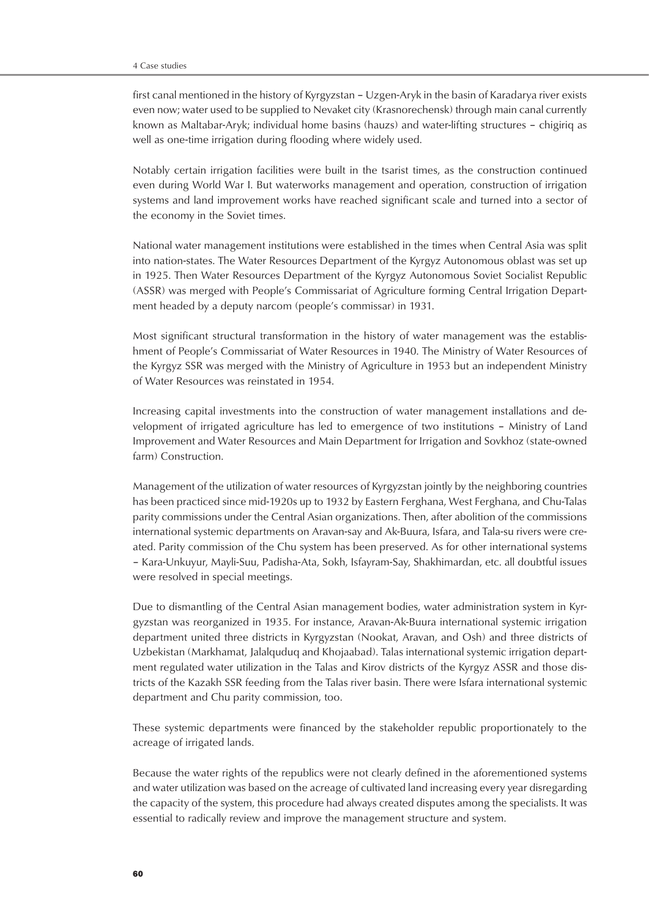first canal mentioned in the history of Kyrgyzstan – Uzgen-Aryk in the basin of Karadarya river exists even now; water used to be supplied to Nevaket city (Krasnorechensk) through main canal currently known as Maltabar-Aryk; individual home basins (hauzs) and water-lifting structures – chigiriq as well as one-time irrigation during flooding where widely used.

Notably certain irrigation facilities were built in the tsarist times, as the construction continued even during World War I. But waterworks management and operation, construction of irrigation systems and land improvement works have reached significant scale and turned into a sector of the economy in the Soviet times.

National water management institutions were established in the times when Central Asia was split into nation-states. The Water Resources Department of the Kyrgyz Autonomous oblast was set up in 1925. Then Water Resources Department of the Kyrgyz Autonomous Soviet Socialist Republic (ASSR) was merged with People's Commissariat of Agriculture forming Central Irrigation Department headed by a deputy narcom (people's commissar) in 1931.

Most significant structural transformation in the history of water management was the establishment of People's Commissariat of Water Resources in 1940. The Ministry of Water Resources of the Kyrgyz SSR was merged with the Ministry of Agriculture in 1953 but an independent Ministry of Water Resources was reinstated in 1954.

Increasing capital investments into the construction of water management installations and development of irrigated agriculture has led to emergence of two institutions – Ministry of Land Improvement and Water Resources and Main Department for Irrigation and Sovkhoz (state-owned farm) Construction.

Management of the utilization of water resources of Kyrgyzstan jointly by the neighboring countries has been practiced since mid-1920s up to 1932 by Eastern Ferghana, West Ferghana, and Chu-Talas parity commissions under the Central Asian organizations. Then, after abolition of the commissions international systemic departments on Aravan-say and Ak-Buura, Isfara, and Tala-su rivers were created. Parity commission of the Chu system has been preserved. As for other international systems – Kara-Unkuyur, Mayli-Suu, Padisha-Ata, Sokh, Isfayram-Say, Shakhimardan, etc. all doubtful issues were resolved in special meetings.

Due to dismantling of the Central Asian management bodies, water administration system in Kyrgyzstan was reorganized in 1935. For instance, Aravan-Ak-Buura international systemic irrigation department united three districts in Kyrgyzstan (Nookat, Aravan, and Osh) and three districts of Uzbekistan (Markhamat, Jalalquduq and Khojaabad). Talas international systemic irrigation department regulated water utilization in the Talas and Kirov districts of the Kyrgyz ASSR and those districts of the Kazakh SSR feeding from the Talas river basin. There were Isfara international systemic department and Chu parity commission, too.

These systemic departments were financed by the stakeholder republic proportionately to the acreage of irrigated lands.

Because the water rights of the republics were not clearly defined in the aforementioned systems and water utilization was based on the acreage of cultivated land increasing every year disregarding the capacity of the system, this procedure had always created disputes among the specialists. It was essential to radically review and improve the management structure and system.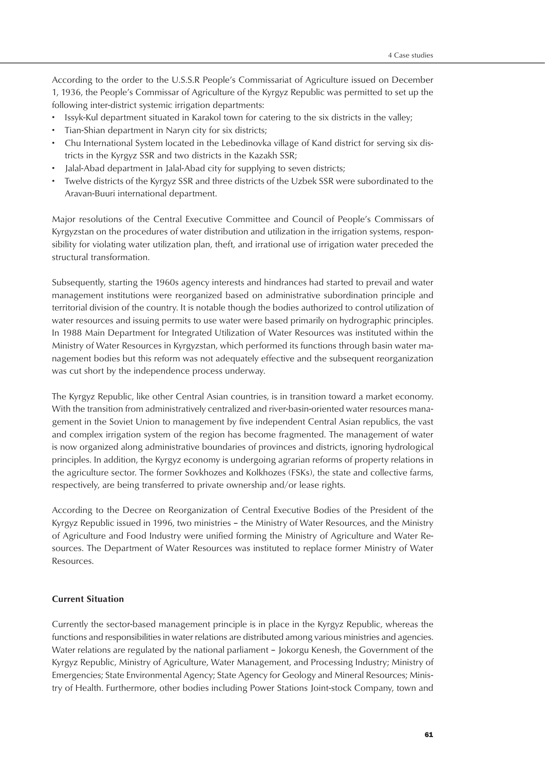According to the order to the U.S.S.R People's Commissariat of Agriculture issued on December 1, 1936, the People's Commissar of Agriculture of the Kyrgyz Republic was permitted to set up the following inter-district systemic irrigation departments:

- Issyk-Kul department situated in Karakol town for catering to the six districts in the valley;
- Tian-Shian department in Naryn city for six districts;
- Chu International System located in the Lebedinovka village of Kand district for serving six districts in the Kyrgyz SSR and two districts in the Kazakh SSR;
- Jalal-Abad department in Jalal-Abad city for supplying to seven districts;
- Twelve districts of the Kyrgyz SSR and three districts of the Uzbek SSR were subordinated to the Aravan-Buuri international department.

Major resolutions of the Central Executive Committee and Council of People's Commissars of Kyrgyzstan on the procedures of water distribution and utilization in the irrigation systems, responsibility for violating water utilization plan, theft, and irrational use of irrigation water preceded the structural transformation.

Subsequently, starting the 1960s agency interests and hindrances had started to prevail and water management institutions were reorganized based on administrative subordination principle and territorial division of the country. It is notable though the bodies authorized to control utilization of water resources and issuing permits to use water were based primarily on hydrographic principles. In 1988 Main Department for Integrated Utilization of Water Resources was instituted within the Ministry of Water Resources in Kyrgyzstan, which performed its functions through basin water management bodies but this reform was not adequately effective and the subsequent reorganization was cut short by the independence process underway.

The Kyrgyz Republic, like other Central Asian countries, is in transition toward a market economy. With the transition from administratively centralized and river-basin-oriented water resources management in the Soviet Union to management by five independent Central Asian republics, the vast and complex irrigation system of the region has become fragmented. The management of water is now organized along administrative boundaries of provinces and districts, ignoring hydrological principles. In addition, the Kyrgyz economy is undergoing agrarian reforms of property relations in the agriculture sector. The former Sovkhozes and Kolkhozes (FSKs), the state and collective farms, respectively, are being transferred to private ownership and/or lease rights.

According to the Decree on Reorganization of Central Executive Bodies of the President of the Kyrgyz Republic issued in 1996, two ministries – the Ministry of Water Resources, and the Ministry of Agriculture and Food Industry were unified forming the Ministry of Agriculture and Water Resources. The Department of Water Resources was instituted to replace former Ministry of Water Resources.

**Current Situation**

Currently the sector-based management principle is in place in the Kyrgyz Republic, whereas the functions and responsibilities in water relations are distributed among various ministries and agencies. Water relations are regulated by the national parliament – Jokorgu Kenesh, the Government of the Kyrgyz Republic, Ministry of Agriculture, Water Management, and Processing Industry; Ministry of Emergencies; State Environmental Agency; State Agency for Geology and Mineral Resources; Ministry of Health. Furthermore, other bodies including Power Stations Joint-stock Company, town and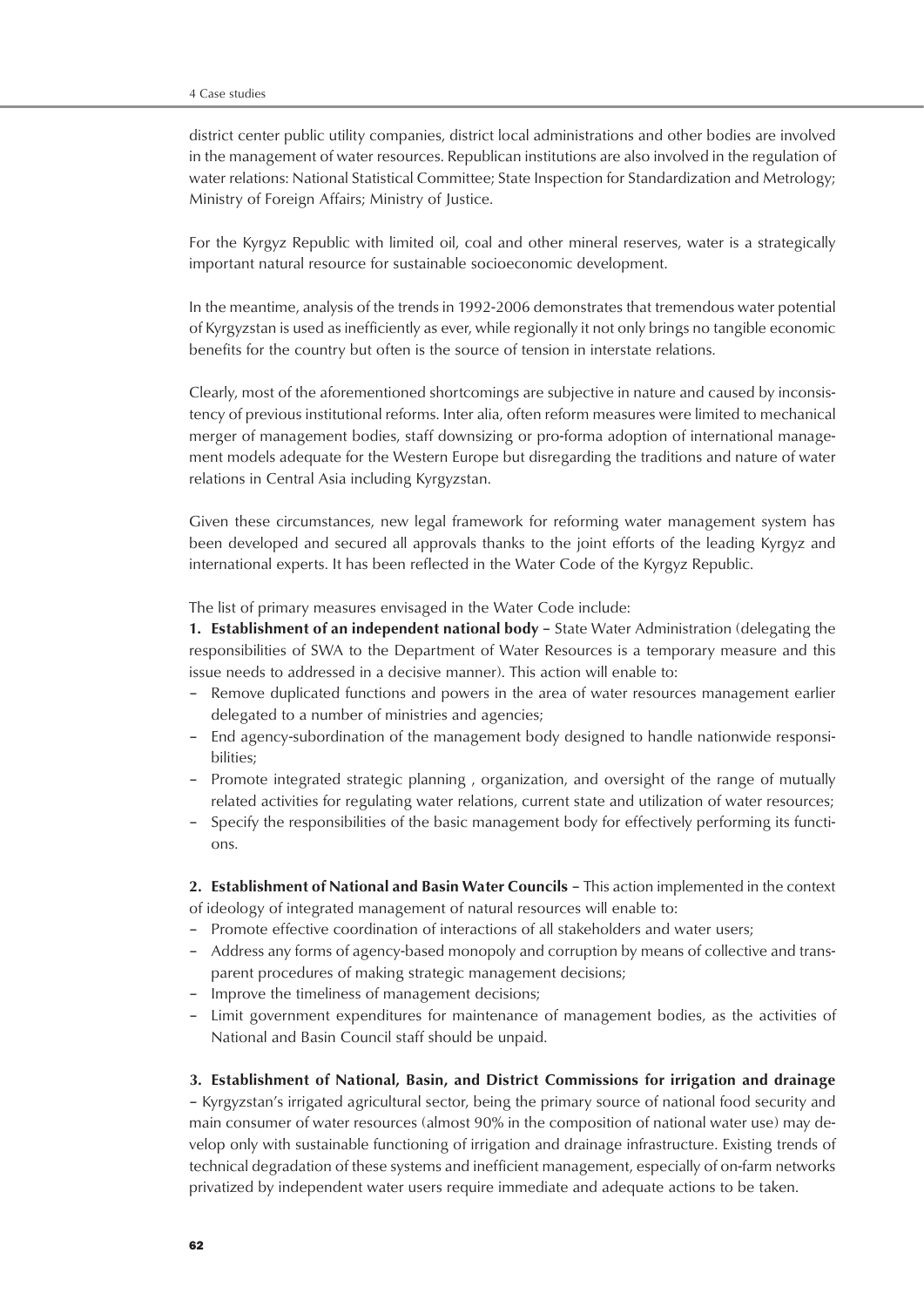district center public utility companies, district local administrations and other bodies are involved in the management of water resources. Republican institutions are also involved in the regulation of water relations: National Statistical Committee; State Inspection for Standardization and Metrology; Ministry of Foreign Affairs; Ministry of Justice.

For the Kyrgyz Republic with limited oil, coal and other mineral reserves, water is a strategically important natural resource for sustainable socioeconomic development.

In the meantime, analysis of the trends in 1992-2006 demonstrates that tremendous water potential of Kyrgyzstan is used as inefficiently as ever, while regionally it not only brings no tangible economic benefits for the country but often is the source of tension in interstate relations.

Clearly, most of the aforementioned shortcomings are subjective in nature and caused by inconsistency of previous institutional reforms. Inter alia, often reform measures were limited to mechanical merger of management bodies, staff downsizing or pro-forma adoption of international management models adequate for the Western Europe but disregarding the traditions and nature of water relations in Central Asia including Kyrgyzstan.

Given these circumstances, new legal framework for reforming water management system has been developed and secured all approvals thanks to the joint efforts of the leading Kyrgyz and international experts. It has been reflected in the Water Code of the Kyrgyz Republic.

The list of primary measures envisaged in the Water Code include:

**1. Establishment of an independent national body** – State Water Administration (delegating the responsibilities of SWA to the Department of Water Resources is a temporary measure and this issue needs to addressed in a decisive manner). This action will enable to:

- Remove duplicated functions and powers in the area of water resources management earlier delegated to a number of ministries and agencies;
- End agency-subordination of the management body designed to handle nationwide responsibilities;
- Promote integrated strategic planning , organization, and oversight of the range of mutually related activities for regulating water relations, current state and utilization of water resources;
- Specify the responsibilities of the basic management body for effectively performing its functions.

**2. Establishment of National and Basin Water Councils** – This action implemented in the context of ideology of integrated management of natural resources will enable to:

- Promote effective coordination of interactions of all stakeholders and water users;
- Address any forms of agency-based monopoly and corruption by means of collective and transparent procedures of making strategic management decisions;
- Improve the timeliness of management decisions;
- Limit government expenditures for maintenance of management bodies, as the activities of National and Basin Council staff should be unpaid.

**3. Establishment of National, Basin, and District Commissions for irrigation and drainage** – Kyrgyzstan's irrigated agricultural sector, being the primary source of national food security and main consumer of water resources (almost 90% in the composition of national water use) may develop only with sustainable functioning of irrigation and drainage infrastructure. Existing trends of technical degradation of these systems and inefficient management, especially of on-farm networks privatized by independent water users require immediate and adequate actions to be taken.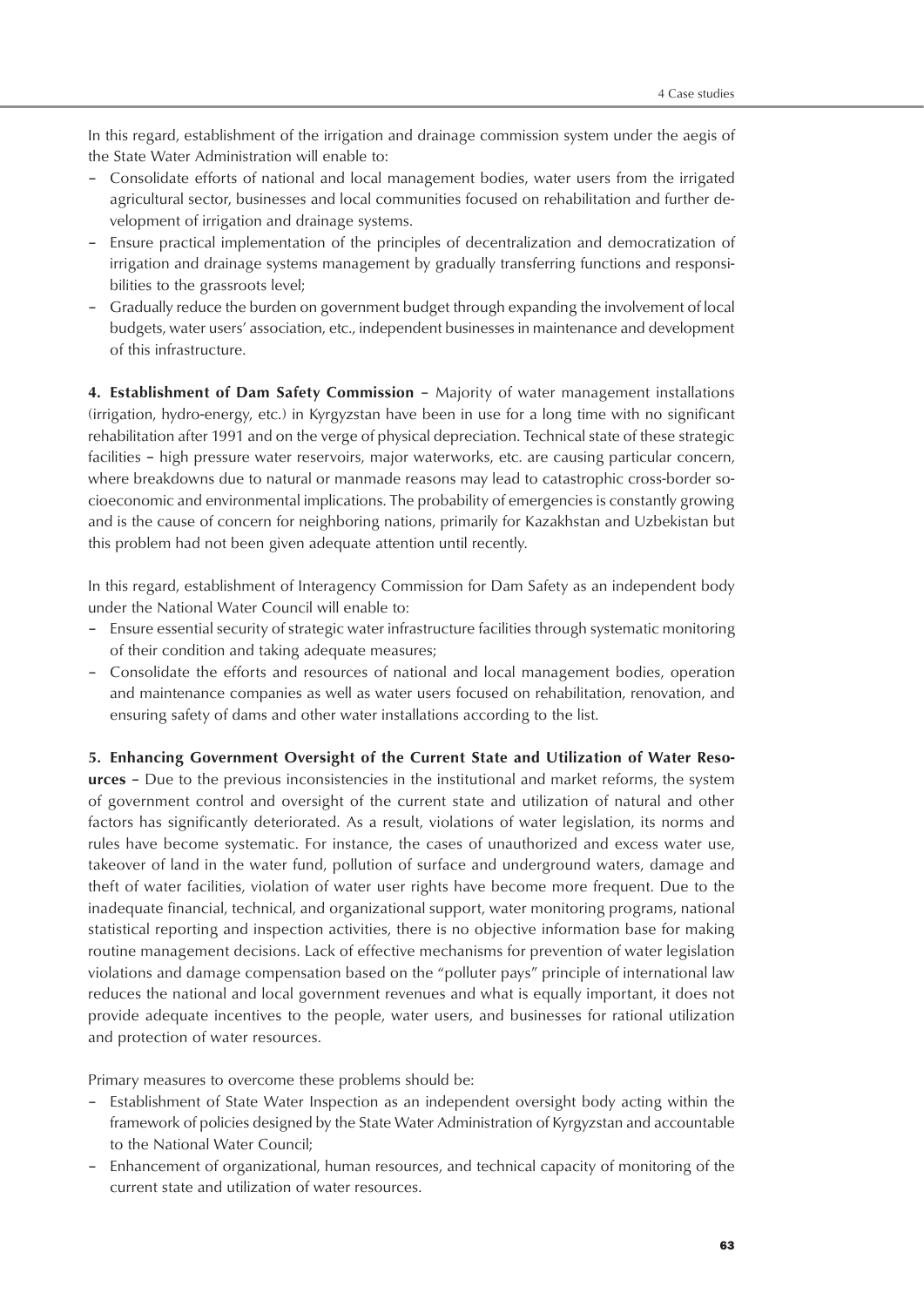In this regard, establishment of the irrigation and drainage commission system under the aegis of the State Water Administration will enable to:

- Consolidate efforts of national and local management bodies, water users from the irrigated agricultural sector, businesses and local communities focused on rehabilitation and further development of irrigation and drainage systems.
- Ensure practical implementation of the principles of decentralization and democratization of irrigation and drainage systems management by gradually transferring functions and responsibilities to the grassroots level;
- Gradually reduce the burden on government budget through expanding the involvement of local budgets, water users' association, etc., independent businesses in maintenance and development of this infrastructure.

**4. Establishment of Dam Safety Commission** – Majority of water management installations (irrigation, hydro-energy, etc.) in Kyrgyzstan have been in use for a long time with no significant rehabilitation after 1991 and on the verge of physical depreciation. Technical state of these strategic facilities – high pressure water reservoirs, major waterworks, etc. are causing particular concern, where breakdowns due to natural or manmade reasons may lead to catastrophic cross-border socioeconomic and environmental implications. The probability of emergencies is constantly growing and is the cause of concern for neighboring nations, primarily for Kazakhstan and Uzbekistan but this problem had not been given adequate attention until recently.

In this regard, establishment of Interagency Commission for Dam Safety as an independent body under the National Water Council will enable to:

- Ensure essential security of strategic water infrastructure facilities through systematic monitoring of their condition and taking adequate measures;
- Consolidate the efforts and resources of national and local management bodies, operation and maintenance companies as well as water users focused on rehabilitation, renovation, and ensuring safety of dams and other water installations according to the list.

**5. Enhancing Government Oversight of the Current State and Utilization of Water Resources** – Due to the previous inconsistencies in the institutional and market reforms, the system of government control and oversight of the current state and utilization of natural and other factors has significantly deteriorated. As a result, violations of water legislation, its norms and rules have become systematic. For instance, the cases of unauthorized and excess water use, takeover of land in the water fund, pollution of surface and underground waters, damage and theft of water facilities, violation of water user rights have become more frequent. Due to the inadequate financial, technical, and organizational support, water monitoring programs, national statistical reporting and inspection activities, there is no objective information base for making routine management decisions. Lack of effective mechanisms for prevention of water legislation violations and damage compensation based on the "polluter pays" principle of international law reduces the national and local government revenues and what is equally important, it does not provide adequate incentives to the people, water users, and businesses for rational utilization and protection of water resources.

Primary measures to overcome these problems should be:

- Establishment of State Water Inspection as an independent oversight body acting within the framework of policies designed by the State Water Administration of Kyrgyzstan and accountable to the National Water Council;
- Enhancement of organizational, human resources, and technical capacity of monitoring of the current state and utilization of water resources.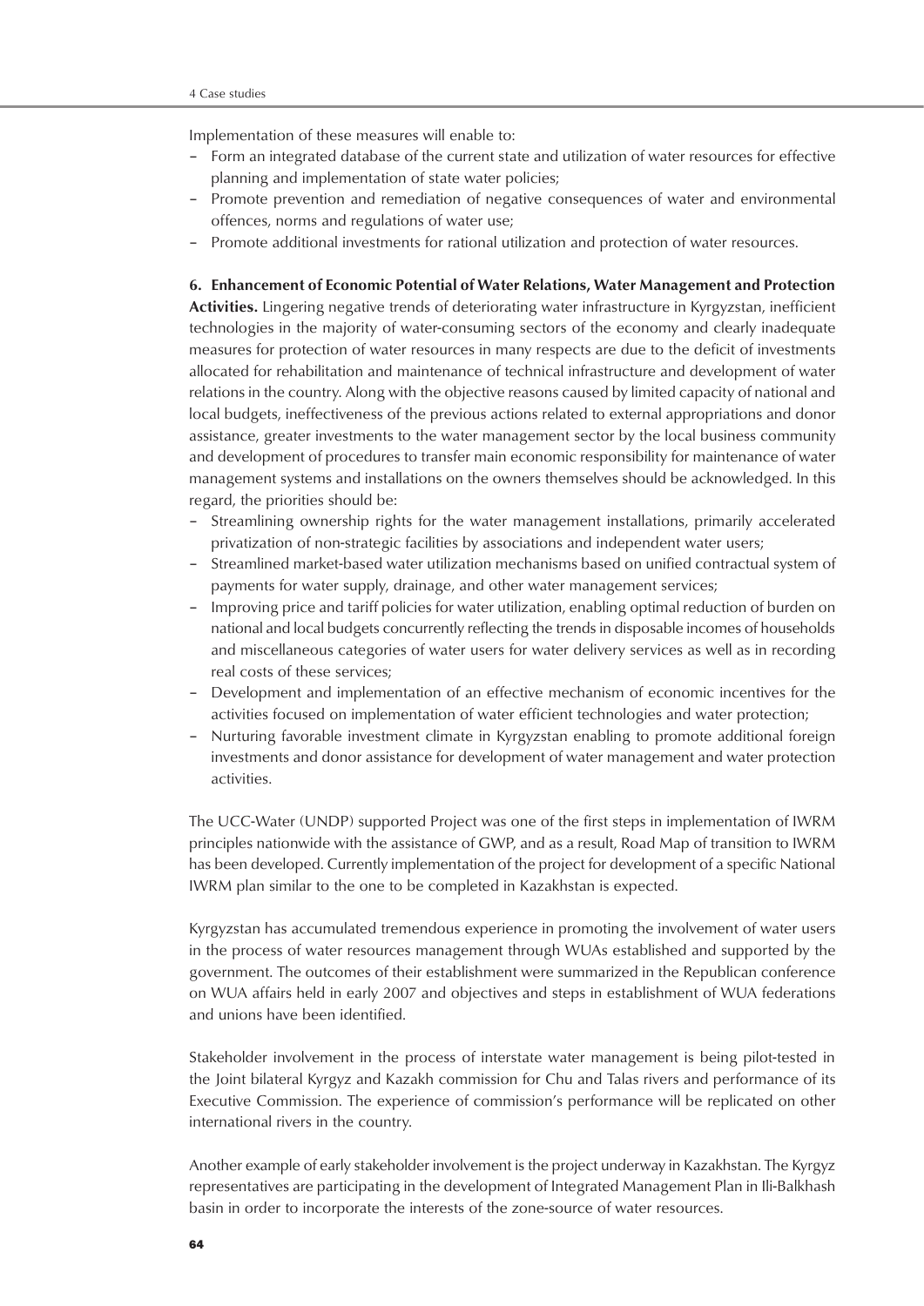Implementation of these measures will enable to:

- Form an integrated database of the current state and utilization of water resources for effective planning and implementation of state water policies;
- Promote prevention and remediation of negative consequences of water and environmental offences, norms and regulations of water use;
- Promote additional investments for rational utilization and protection of water resources.

**6. Enhancement of Economic Potential of Water Relations, Water Management and Protection Activities.** Lingering negative trends of deteriorating water infrastructure in Kyrgyzstan, inefficient technologies in the majority of water-consuming sectors of the economy and clearly inadequate measures for protection of water resources in many respects are due to the deficit of investments allocated for rehabilitation and maintenance of technical infrastructure and development of water relations in the country. Along with the objective reasons caused by limited capacity of national and local budgets, ineffectiveness of the previous actions related to external appropriations and donor assistance, greater investments to the water management sector by the local business community and development of procedures to transfer main economic responsibility for maintenance of water management systems and installations on the owners themselves should be acknowledged. In this regard, the priorities should be:

- Streamlining ownership rights for the water management installations, primarily accelerated privatization of non-strategic facilities by associations and independent water users;
- Streamlined market-based water utilization mechanisms based on unified contractual system of payments for water supply, drainage, and other water management services;
- Improving price and tariff policies for water utilization, enabling optimal reduction of burden on national and local budgets concurrently reflecting the trends in disposable incomes of households and miscellaneous categories of water users for water delivery services as well as in recording real costs of these services;
- Development and implementation of an effective mechanism of economic incentives for the activities focused on implementation of water efficient technologies and water protection;
- Nurturing favorable investment climate in Kyrgyzstan enabling to promote additional foreign investments and donor assistance for development of water management and water protection activities.

The UCC-Water (UNDP) supported Project was one of the first steps in implementation of IWRM principles nationwide with the assistance of GWP, and as a result, Road Map of transition to IWRM has been developed. Currently implementation of the project for development of a specific National IWRM plan similar to the one to be completed in Kazakhstan is expected.

Kyrgyzstan has accumulated tremendous experience in promoting the involvement of water users in the process of water resources management through WUAs established and supported by the government. The outcomes of their establishment were summarized in the Republican conference on WUA affairs held in early 2007 and objectives and steps in establishment of WUA federations and unions have been identified.

Stakeholder involvement in the process of interstate water management is being pilot-tested in the Joint bilateral Kyrgyz and Kazakh commission for Chu and Talas rivers and performance of its Executive Commission. The experience of commission's performance will be replicated on other international rivers in the country.

Another example of early stakeholder involvement is the project underway in Kazakhstan. The Kyrgyz representatives are participating in the development of Integrated Management Plan in Ili-Balkhash basin in order to incorporate the interests of the zone-source of water resources.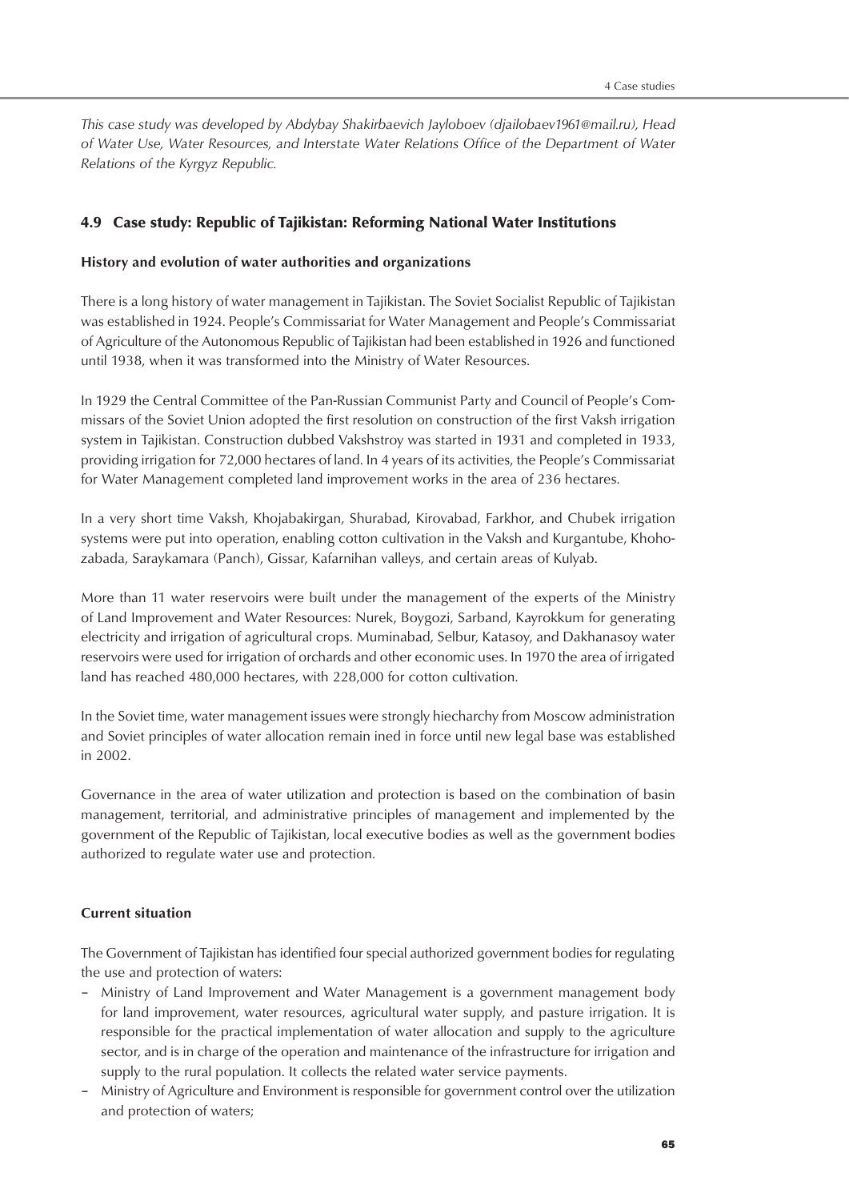*This case study was developed by Abdybay Shakirbaevich Jayloboev (djailobaev1961@mail.ru), Head of Water Use, Water Resources, and Interstate Water Relations Office of the Department of Water Relations of the Kyrgyz Republic.*

## 4.9 Case study: Republic of Tajikistan: Reforming National Water Institutions

### History and evolution of water authorities and organizations

There is a long history of water management in Tajikistan. The Soviet Socialist Republic of Tajikistan was established in 1924. People's Commissariat for Water Management and People's Commissariat of Agriculture of the Autonomous Republic of Tajikistan had been established in 1926 and functioned until 1938, when it was transformed into the Ministry of Water Resources.

In 1929 the Central Committee of the Pan-Russian Communist Party and Council of People's Commissars of the Soviet Union adopted the first resolution on construction of the first Vaksh irrigation system in Tajikistan. Construction dubbed Vakshstroy was started in 1931 and completed in 1933, providing irrigation for 72,000 hectares of land. In 4 years of its activities, the People's Commissariat for Water Management completed land improvement works in the area of 236 hectares.

In a very short time Vaksh, Khojabakirgan, Shurabad, Kirovabad, Farkhor, and Chubek irrigation systems were put into operation, enabling cotton cultivation in the Vaksh and Kurgantube, Khohozabada, Saraykamara (Panch), Gissar, Kafarnihan valleys, and certain areas of Kulyab.

More than 11 water reservoirs were built under the management of the experts of the Ministry of Land Improvement and Water Resources: Nurek, Boygozi, Sarband, Kayrokkum for generating electricity and irrigation of agricultural crops. Muminabad, Selbur, Katasoy, and Dakhanasoy water reservoirs were used for irrigation of orchards and other economic uses. In 1970 the area of irrigated land has reached 480,000 hectares, with 228,000 for cotton cultivation.

In the Soviet time, water management issues were strongly hiecharchy from Moscow administration and Soviet principles of water allocation remain ined in force until new legal base was established in 2002.

Governance in the area of water utilization and protection is based on the combination of basin management, territorial, and administrative principles of management and implemented by the government of the Republic of Tajikistan, local executive bodies as well as the government bodies authorized to regulate water use and protection.

### Current situation

The Government of Tajikistan has identified four special authorized government bodies for regulating the use and protection of waters:

- Ministry of Land Improvement and Water Management is a government management body for land improvement, water resources, agricultural water supply, and pasture irrigation. It is responsible for the practical implementation of water allocation and supply to the agriculture sector, and is in charge of the operation and maintenance of the infrastructure for irrigation and supply to the rural population. It collects the related water service payments.
- Ministry of Agriculture and Environment is responsible for government control over the utilization and protection of waters;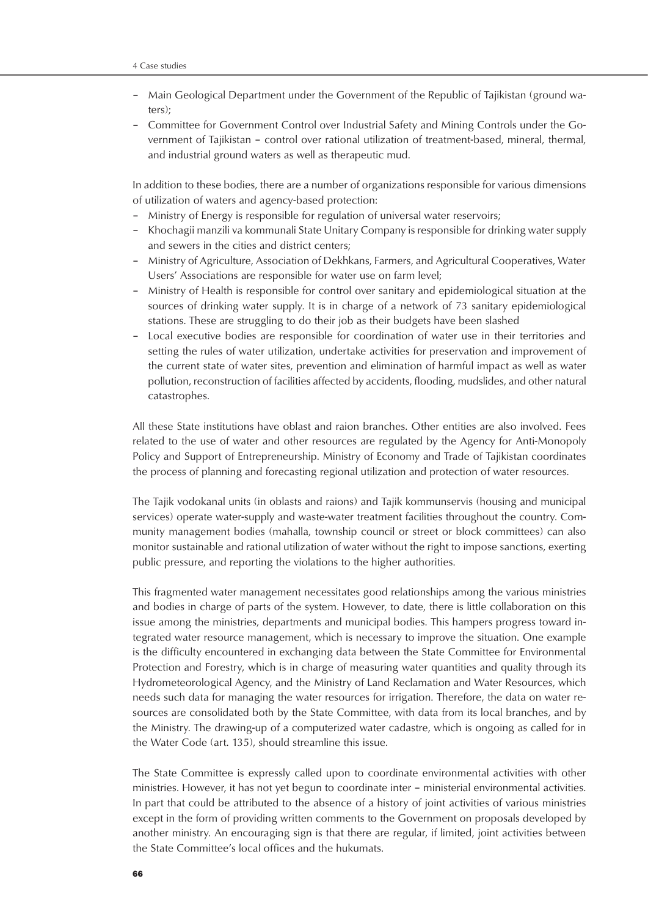- Main Geological Department under the Government of the Republic of Tajikistan (ground waters);
- Committee for Government Control over Industrial Safety and Mining Controls under the Government of Tajikistan – control over rational utilization of treatment-based, mineral, thermal, and industrial ground waters as well as therapeutic mud.

In addition to these bodies, there are a number of organizations responsible for various dimensions of utilization of waters and agency-based protection:

- Ministry of Energy is responsible for regulation of universal water reservoirs;
- Khochagii manzili va kommunali State Unitary Company is responsible for drinking water supply and sewers in the cities and district centers;
- Ministry of Agriculture, Association of Dekhkans, Farmers, and Agricultural Cooperatives, Water Users' Associations are responsible for water use on farm level;
- Ministry of Health is responsible for control over sanitary and epidemiological situation at the sources of drinking water supply. It is in charge of a network of 73 sanitary epidemiological stations. These are struggling to do their job as their budgets have been slashed
- Local executive bodies are responsible for coordination of water use in their territories and setting the rules of water utilization, undertake activities for preservation and improvement of the current state of water sites, prevention and elimination of harmful impact as well as water pollution, reconstruction of facilities affected by accidents, flooding, mudslides, and other natural catastrophes.

All these State institutions have oblast and raion branches. Other entities are also involved. Fees related to the use of water and other resources are regulated by the Agency for Anti-Monopoly Policy and Support of Entrepreneurship. Ministry of Economy and Trade of Tajikistan coordinates the process of planning and forecasting regional utilization and protection of water resources.

The Tajik vodokanal units (in oblasts and raions) and Tajik kommunservis (housing and municipal services) operate water-supply and waste-water treatment facilities throughout the country. Community management bodies (mahalla, township council or street or block committees) can also monitor sustainable and rational utilization of water without the right to impose sanctions, exerting public pressure, and reporting the violations to the higher authorities.

This fragmented water management necessitates good relationships among the various ministries and bodies in charge of parts of the system. However, to date, there is little collaboration on this issue among the ministries, departments and municipal bodies. This hampers progress toward integrated water resource management, which is necessary to improve the situation. One example is the difficulty encountered in exchanging data between the State Committee for Environmental Protection and Forestry, which is in charge of measuring water quantities and quality through its Hydrometeorological Agency, and the Ministry of Land Reclamation and Water Resources, which needs such data for managing the water resources for irrigation. Therefore, the data on water resources are consolidated both by the State Committee, with data from its local branches, and by the Ministry. The drawing-up of a computerized water cadastre, which is ongoing as called for in the Water Code (art. 135), should streamline this issue.

The State Committee is expressly called upon to coordinate environmental activities with other ministries. However, it has not yet begun to coordinate inter – ministerial environmental activities. In part that could be attributed to the absence of a history of joint activities of various ministries except in the form of providing written comments to the Government on proposals developed by another ministry. An encouraging sign is that there are regular, if limited, joint activities between the State Committee's local offices and the hukumats.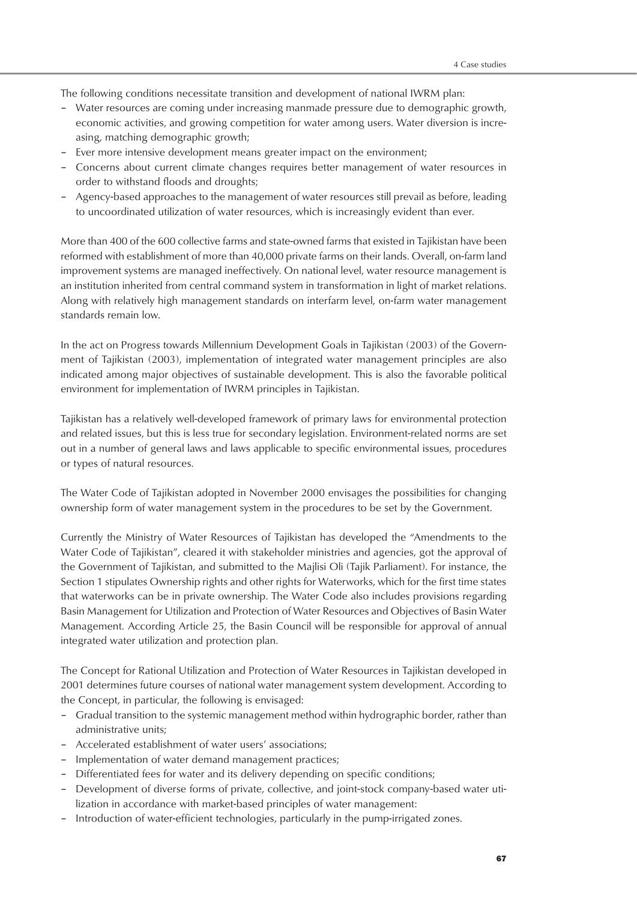The following conditions necessitate transition and development of national IWRM plan:

- Water resources are coming under increasing manmade pressure due to demographic growth, economic activities, and growing competition for water among users. Water diversion is increasing, matching demographic growth;
- Ever more intensive development means greater impact on the environment;
- Concerns about current climate changes requires better management of water resources in order to withstand floods and droughts;
- Agency-based approaches to the management of water resources still prevail as before, leading to uncoordinated utilization of water resources, which is increasingly evident than ever.

More than 400 of the 600 collective farms and state-owned farms that existed in Tajikistan have been reformed with establishment of more than 40,000 private farms on their lands. Overall, on-farm land improvement systems are managed ineffectively. On national level, water resource management is an institution inherited from central command system in transformation in light of market relations. Along with relatively high management standards on interfarm level, on-farm water management standards remain low.

In the act on Progress towards Millennium Development Goals in Tajikistan (2003) of the Government of Tajikistan (2003), implementation of integrated water management principles are also indicated among major objectives of sustainable development. This is also the favorable political environment for implementation of IWRM principles in Tajikistan.

Tajikistan has a relatively well-developed framework of primary laws for environmental protection and related issues, but this is less true for secondary legislation. Environment-related norms are set out in a number of general laws and laws applicable to specific environmental issues, procedures or types of natural resources.

The Water Code of Tajikistan adopted in November 2000 envisages the possibilities for changing ownership form of water management system in the procedures to be set by the Government.

Currently the Ministry of Water Resources of Tajikistan has developed the "Amendments to the Water Code of Tajikistan", cleared it with stakeholder ministries and agencies, got the approval of the Government of Tajikistan, and submitted to the Majlisi Oli (Tajik Parliament). For instance, the Section 1 stipulates Ownership rights and other rights for Waterworks, which for the first time states that waterworks can be in private ownership. The Water Code also includes provisions regarding Basin Management for Utilization and Protection of Water Resources and Objectives of Basin Water Management. According Article 25, the Basin Council will be responsible for approval of annual integrated water utilization and protection plan.

The Concept for Rational Utilization and Protection of Water Resources in Tajikistan developed in 2001 determines future courses of national water management system development. According to the Concept, in particular, the following is envisaged:

- Gradual transition to the systemic management method within hydrographic border, rather than administrative units;
- Accelerated establishment of water users' associations;
- Implementation of water demand management practices;
- Differentiated fees for water and its delivery depending on specific conditions;
- Development of diverse forms of private, collective, and joint-stock company-based water utilization in accordance with market-based principles of water management:
- Introduction of water-efficient technologies, particularly in the pump-irrigated zones.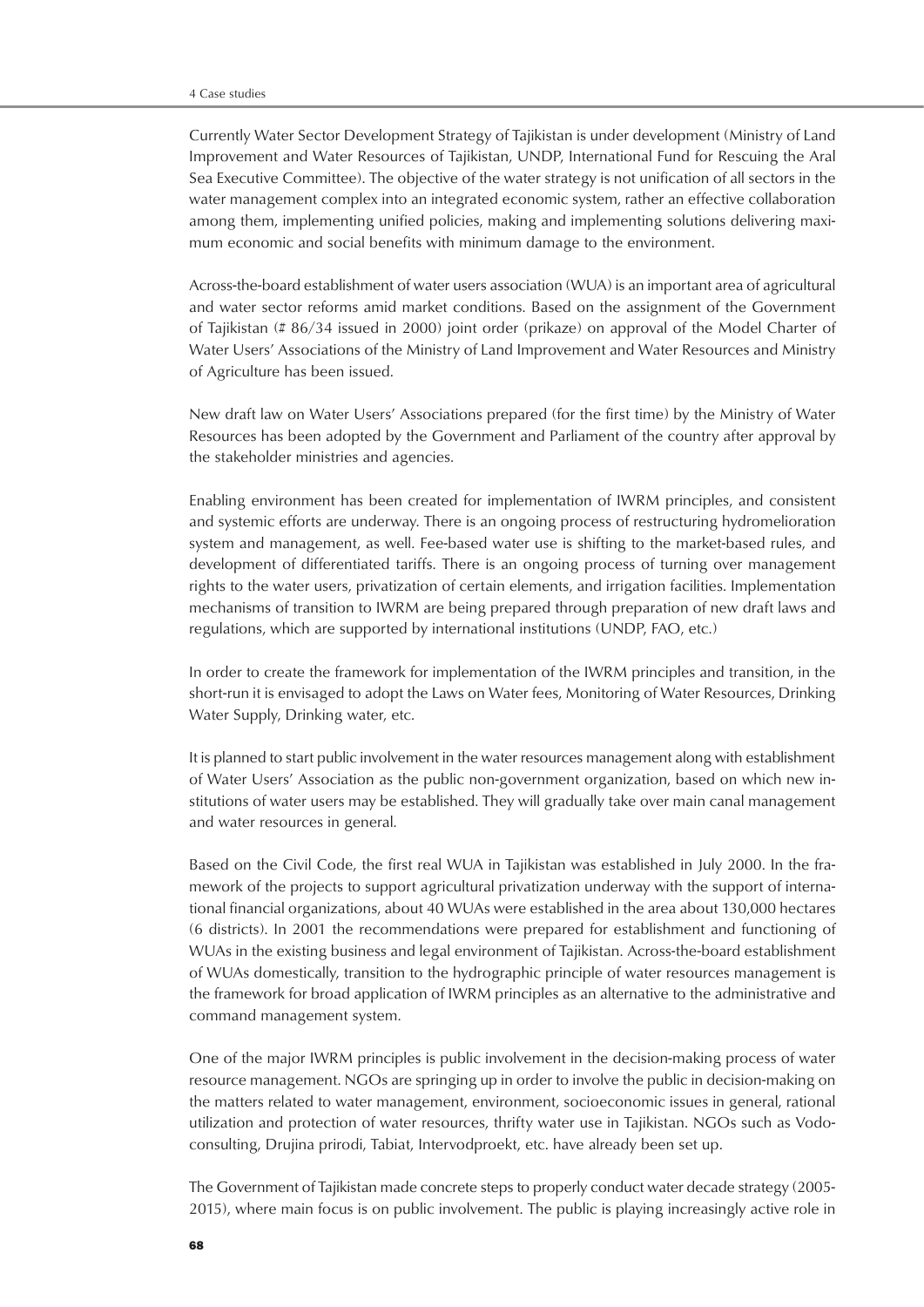Currently Water Sector Development Strategy of Tajikistan is under development (Ministry of Land Improvement and Water Resources of Tajikistan, UNDP, International Fund for Rescuing the Aral Sea Executive Committee). The objective of the water strategy is not unification of all sectors in the water management complex into an integrated economic system, rather an effective collaboration among them, implementing unified policies, making and implementing solutions delivering maximum economic and social benefits with minimum damage to the environment.

Across-the-board establishment of water users association (WUA) is an important area of agricultural and water sector reforms amid market conditions. Based on the assignment of the Government of Tajikistan (# 86/34 issued in 2000) joint order (prikaze) on approval of the Model Charter of Water Users' Associations of the Ministry of Land Improvement and Water Resources and Ministry of Agriculture has been issued.

New draft law on Water Users' Associations prepared (for the first time) by the Ministry of Water Resources has been adopted by the Government and Parliament of the country after approval by the stakeholder ministries and agencies.

Enabling environment has been created for implementation of IWRM principles, and consistent and systemic efforts are underway. There is an ongoing process of restructuring hydromelioration system and management, as well. Fee-based water use is shifting to the market-based rules, and development of differentiated tariffs. There is an ongoing process of turning over management rights to the water users, privatization of certain elements, and irrigation facilities. Implementation mechanisms of transition to IWRM are being prepared through preparation of new draft laws and regulations, which are supported by international institutions (UNDP, FAO, etc.)

In order to create the framework for implementation of the IWRM principles and transition, in the short-run it is envisaged to adopt the Laws on Water fees, Monitoring of Water Resources, Drinking Water Supply, Drinking water, etc.

It is planned to start public involvement in the water resources management along with establishment of Water Users' Association as the public non-government organization, based on which new institutions of water users may be established. They will gradually take over main canal management and water resources in general.

Based on the Civil Code, the first real WUA in Tajikistan was established in July 2000. In the framework of the projects to support agricultural privatization underway with the support of international financial organizations, about 40 WUAs were established in the area about 130,000 hectares (6 districts). In 2001 the recommendations were prepared for establishment and functioning of WUAs in the existing business and legal environment of Tajikistan. Across-the-board establishment of WUAs domestically, transition to the hydrographic principle of water resources management is the framework for broad application of IWRM principles as an alternative to the administrative and command management system.

One of the major IWRM principles is public involvement in the decision-making process of water resource management. NGOs are springing up in order to involve the public in decision-making on the matters related to water management, environment, socioeconomic issues in general, rational utilization and protection of water resources, thrifty water use in Tajikistan. NGOs such as Vodoconsulting, Drujina prirodi, Tabiat, Intervodproekt, etc. have already been set up.

The Government of Tajikistan made concrete steps to properly conduct water decade strategy (2005-2015), where main focus is on public involvement. The public is playing increasingly active role in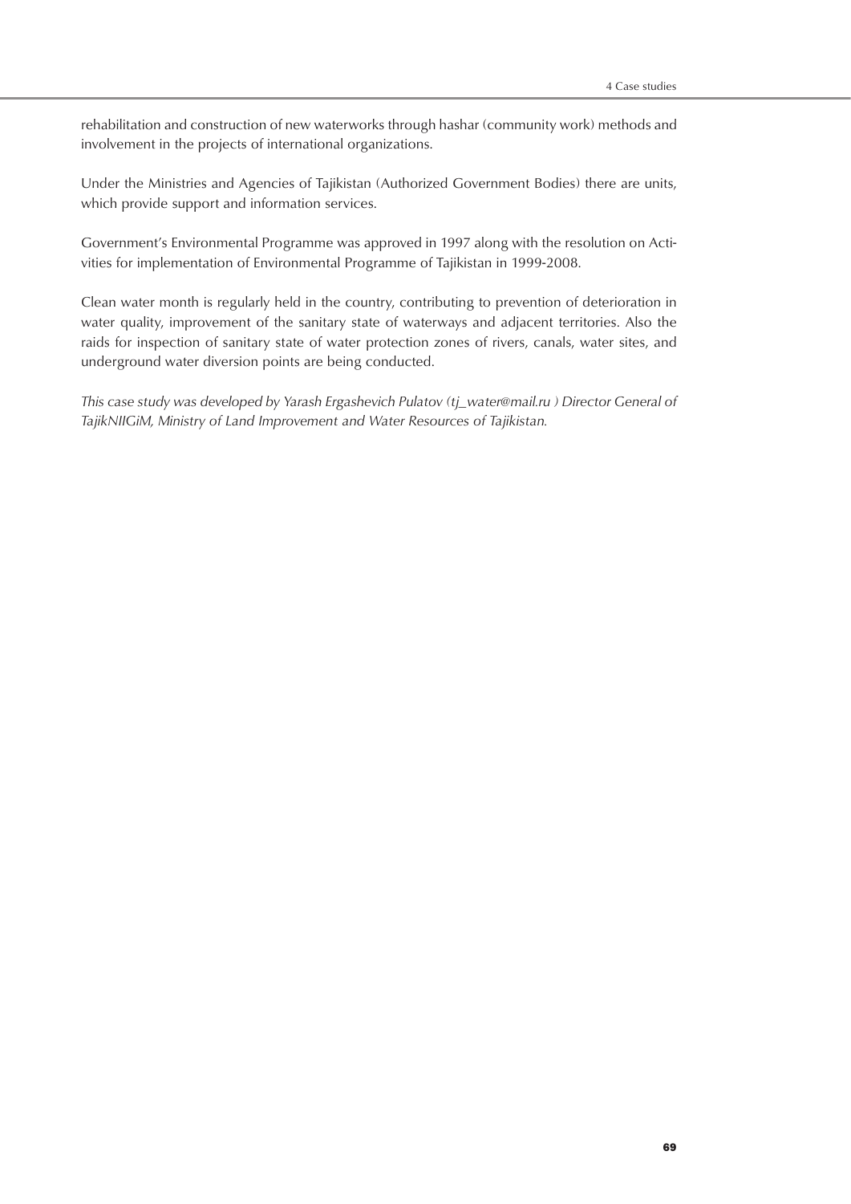rehabilitation and construction of new waterworks through hashar (community work) methods and involvement in the projects of international organizations.

Under the Ministries and Agencies of Tajikistan (Authorized Government Bodies) there are units, which provide support and information services.

Government's Environmental Programme was approved in 1997 along with the resolution on Activities for implementation of Environmental Programme of Tajikistan in 1999-2008.

Clean water month is regularly held in the country, contributing to prevention of deterioration in water quality, improvement of the sanitary state of waterways and adjacent territories. Also the raids for inspection of sanitary state of water protection zones of rivers, canals, water sites, and underground water diversion points are being conducted.

*This case study was developed by Yarash Ergashevich Pulatov (tj_water@mail.ru ) Director General of TajikNIIGiM, Ministry of Land Improvement and Water Resources of Tajikistan.*